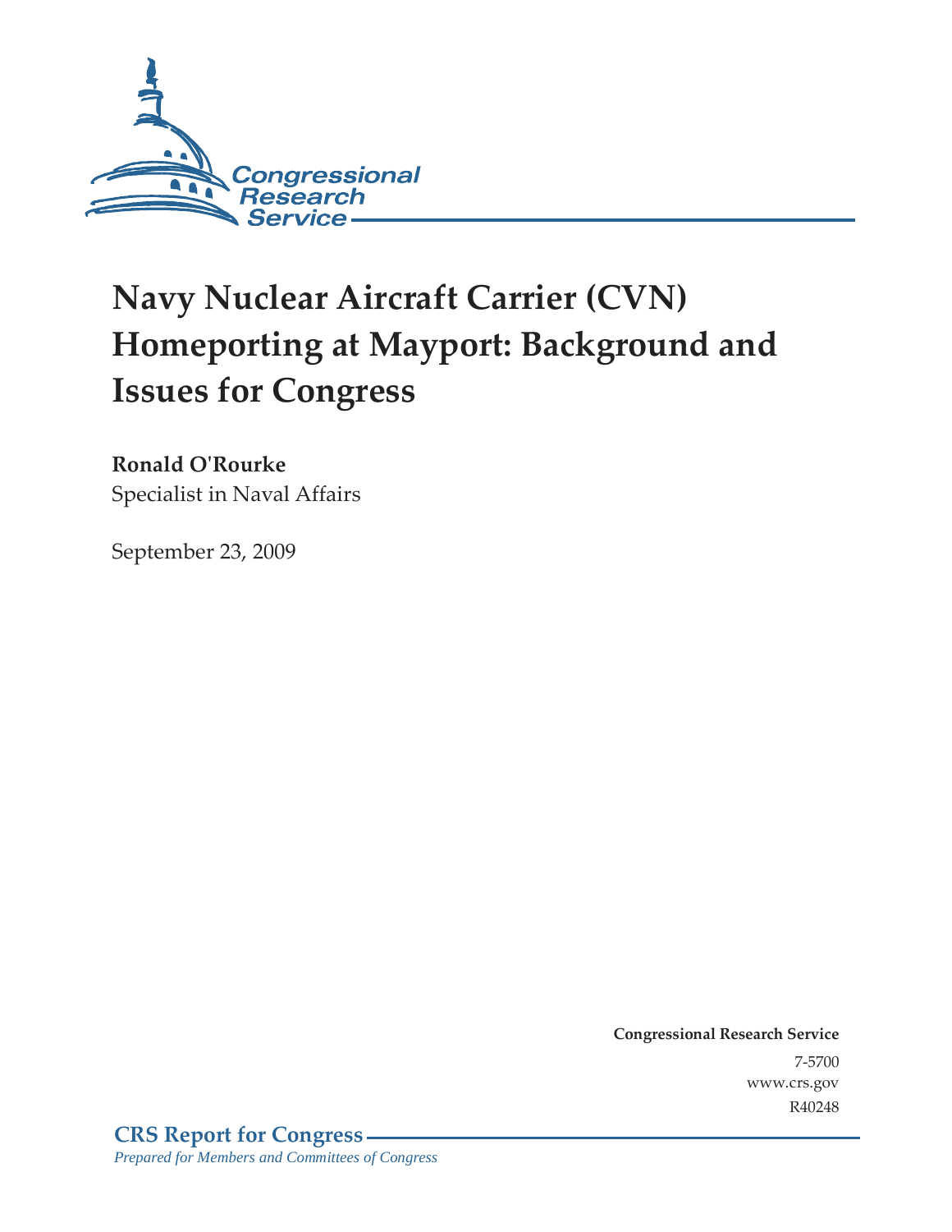Congressional Research Service

# Navy Nuclear Aircraft Carrier (CVN) Homeporting at Mayport: Background and Issues for Congress

**Ronald O'Rourke**
Specialist in Naval Affairs

September 23, 2009

**Congressional Research Service**
7-5700
www.crs.gov
R40248

**CRS Report for Congress**
*Prepared for Members and Committees of Congress*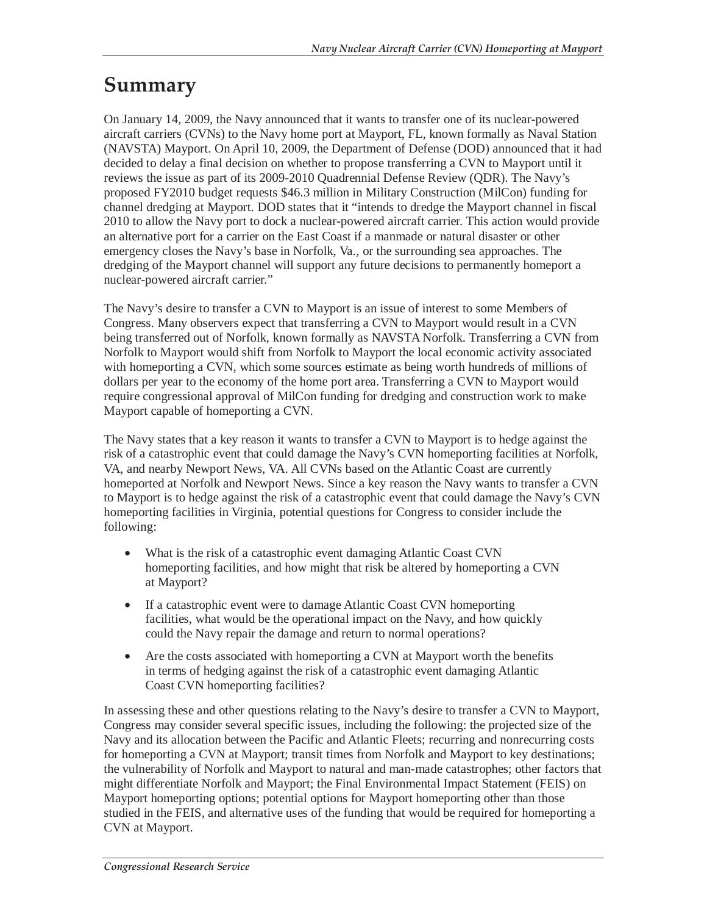# Summary

On January 14, 2009, the Navy announced that it wants to transfer one of its nuclear-powered aircraft carriers (CVNs) to the Navy home port at Mayport, FL, known formally as Naval Station (NAVSTA) Mayport. On April 10, 2009, the Department of Defense (DOD) announced that it had decided to delay a final decision on whether to propose transferring a CVN to Mayport until it reviews the issue as part of its 2009-2010 Quadrennial Defense Review (QDR). The Navy's proposed FY2010 budget requests $46.3 million in Military Construction (MilCon) funding for channel dredging at Mayport. DOD states that it "intends to dredge the Mayport channel in fiscal 2010 to allow the Navy port to dock a nuclear-powered aircraft carrier. This action would provide an alternative port for a carrier on the East Coast if a manmade or natural disaster or other emergency closes the Navy's base in Norfolk, Va., or the surrounding sea approaches. The dredging of the Mayport channel will support any future decisions to permanently homeport a nuclear-powered aircraft carrier."

The Navy's desire to transfer a CVN to Mayport is an issue of interest to some Members of Congress. Many observers expect that transferring a CVN to Mayport would result in a CVN being transferred out of Norfolk, known formally as NAVSTA Norfolk. Transferring a CVN from Norfolk to Mayport would shift from Norfolk to Mayport the local economic activity associated with homeporting a CVN, which some sources estimate as being worth hundreds of millions of dollars per year to the economy of the home port area. Transferring a CVN to Mayport would require congressional approval of MilCon funding for dredging and construction work to make Mayport capable of homeporting a CVN.

The Navy states that a key reason it wants to transfer a CVN to Mayport is to hedge against the risk of a catastrophic event that could damage the Navy's CVN homeporting facilities at Norfolk, VA, and nearby Newport News, VA. All CVNs based on the Atlantic Coast are currently homeported at Norfolk and Newport News. Since a key reason the Navy wants to transfer a CVN to Mayport is to hedge against the risk of a catastrophic event that could damage the Navy's CVN homeporting facilities in Virginia, potential questions for Congress to consider include the following:

- What is the risk of a catastrophic event damaging Atlantic Coast CVN homeporting facilities, and how might that risk be altered by homeporting a CVN at Mayport?
- If a catastrophic event were to damage Atlantic Coast CVN homeporting facilities, what would be the operational impact on the Navy, and how quickly could the Navy repair the damage and return to normal operations?
- Are the costs associated with homeporting a CVN at Mayport worth the benefits in terms of hedging against the risk of a catastrophic event damaging Atlantic Coast CVN homeporting facilities?

In assessing these and other questions relating to the Navy's desire to transfer a CVN to Mayport, Congress may consider several specific issues, including the following: the projected size of the Navy and its allocation between the Pacific and Atlantic Fleets; recurring and nonrecurring costs for homeporting a CVN at Mayport; transit times from Norfolk and Mayport to key destinations; the vulnerability of Norfolk and Mayport to natural and man-made catastrophes; other factors that might differentiate Norfolk and Mayport; the Final Environmental Impact Statement (FEIS) on Mayport homeporting options; potential options for Mayport homeporting other than those studied in the FEIS, and alternative uses of the funding that would be required for homeporting a CVN at Mayport.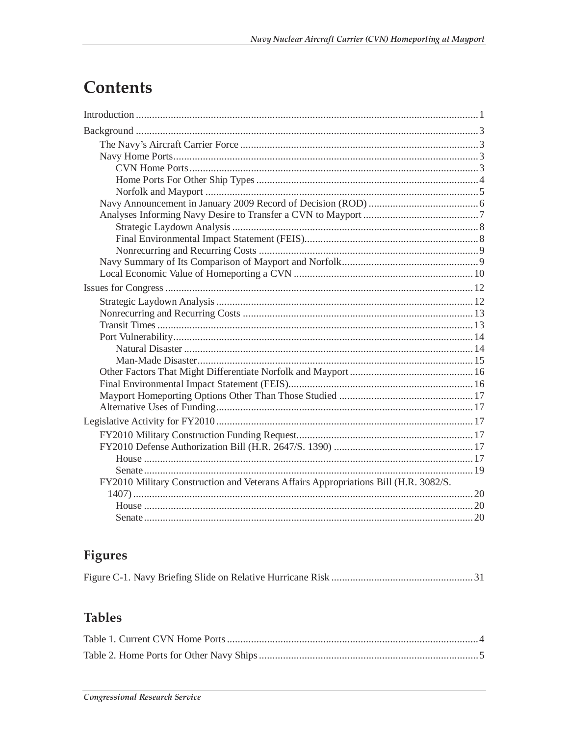# Contents

Introduction ..... 1

Background ..... 3

- The Navy's Aircraft Carrier Force ..... 3
- Navy Home Ports ..... 3
  - CVN Home Ports ..... 3
  - Home Ports For Other Ship Types ..... 4
  - Norfolk and Mayport ..... 5
- Navy Announcement in January 2009 Record of Decision (ROD) ..... 6
- Analyses Informing Navy Desire to Transfer a CVN to Mayport ..... 7
  - Strategic Laydown Analysis ..... 8
  - Final Environmental Impact Statement (FEIS) ..... 8
  - Nonrecurring and Recurring Costs ..... 9
- Navy Summary of Its Comparison of Mayport and Norfolk ..... 9
- Local Economic Value of Homeporting a CVN ..... 10

Issues for Congress ..... 12

- Strategic Laydown Analysis ..... 12
- Nonrecurring and Recurring Costs ..... 13
- Transit Times ..... 13
- Port Vulnerability ..... 14
  - Natural Disaster ..... 14
  - Man-Made Disaster ..... 15
- Other Factors That Might Differentiate Norfolk and Mayport ..... 16
- Final Environmental Impact Statement (FEIS) ..... 16
- Mayport Homeporting Options Other Than Those Studied ..... 17
- Alternative Uses of Funding ..... 17

Legislative Activity for FY2010 ..... 17

- FY2010 Military Construction Funding Request ..... 17
- FY2010 Defense Authorization Bill (H.R. 2647/S. 1390) ..... 17
  - House ..... 17
  - Senate ..... 19
- FY2010 Military Construction and Veterans Affairs Appropriations Bill (H.R. 3082/S. 1407) ..... 20
  - House ..... 20
  - Senate ..... 20

## Figures

Figure C-1. Navy Briefing Slide on Relative Hurricane Risk ..... 31

## Tables

Table 1. Current CVN Home Ports ..... 4

Table 2. Home Ports for Other Navy Ships ..... 5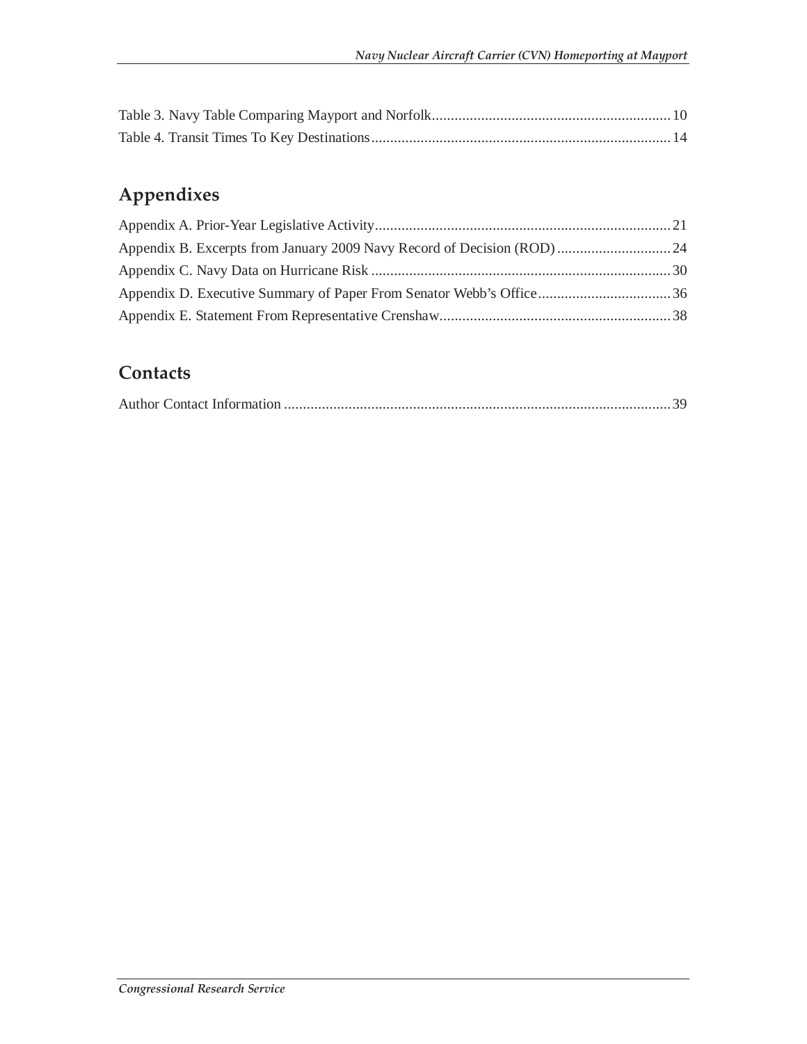Table 3. Navy Table Comparing Mayport and Norfolk .......... 10
Table 4. Transit Times To Key Destinations .......... 14

## Appendixes

Appendix A. Prior-Year Legislative Activity .......... 21
Appendix B. Excerpts from January 2009 Navy Record of Decision (ROD) .......... 24
Appendix C. Navy Data on Hurricane Risk .......... 30
Appendix D. Executive Summary of Paper From Senator Webb's Office .......... 36
Appendix E. Statement From Representative Crenshaw .......... 38

## Contacts

Author Contact Information .......... 39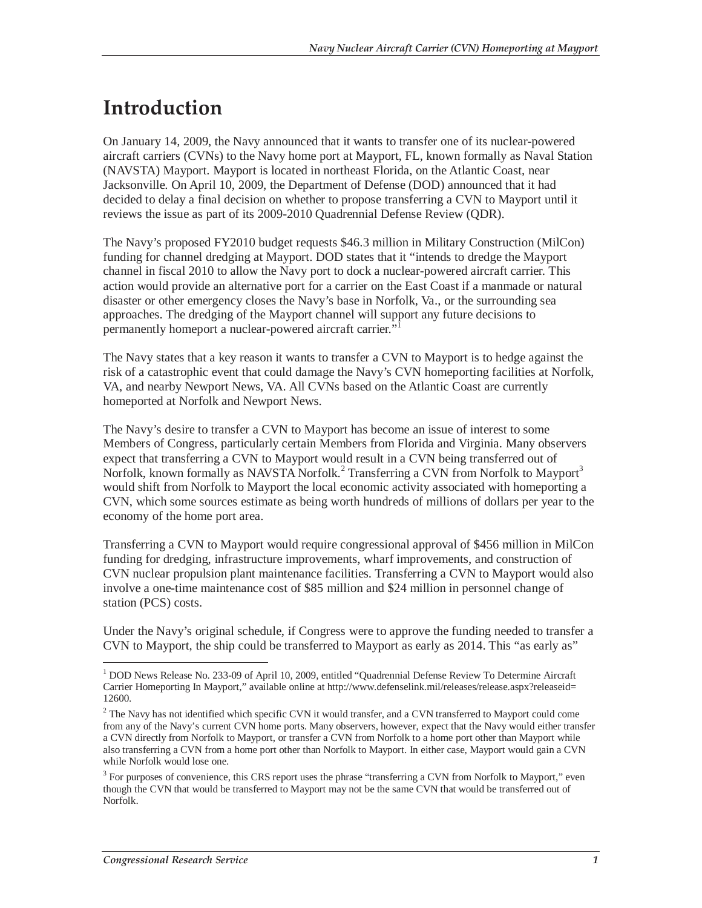# Introduction

On January 14, 2009, the Navy announced that it wants to transfer one of its nuclear-powered aircraft carriers (CVNs) to the Navy home port at Mayport, FL, known formally as Naval Station (NAVSTA) Mayport. Mayport is located in northeast Florida, on the Atlantic Coast, near Jacksonville. On April 10, 2009, the Department of Defense (DOD) announced that it had decided to delay a final decision on whether to propose transferring a CVN to Mayport until it reviews the issue as part of its 2009-2010 Quadrennial Defense Review (QDR).

The Navy's proposed FY2010 budget requests $46.3 million in Military Construction (MilCon) funding for channel dredging at Mayport. DOD states that it "intends to dredge the Mayport channel in fiscal 2010 to allow the Navy port to dock a nuclear-powered aircraft carrier. This action would provide an alternative port for a carrier on the East Coast if a manmade or natural disaster or other emergency closes the Navy's base in Norfolk, Va., or the surrounding sea approaches. The dredging of the Mayport channel will support any future decisions to permanently homeport a nuclear-powered aircraft carrier."[1]

The Navy states that a key reason it wants to transfer a CVN to Mayport is to hedge against the risk of a catastrophic event that could damage the Navy's CVN homeporting facilities at Norfolk, VA, and nearby Newport News, VA. All CVNs based on the Atlantic Coast are currently homeported at Norfolk and Newport News.

The Navy's desire to transfer a CVN to Mayport has become an issue of interest to some Members of Congress, particularly certain Members from Florida and Virginia. Many observers expect that transferring a CVN to Mayport would result in a CVN being transferred out of Norfolk, known formally as NAVSTA Norfolk.[2] Transferring a CVN from Norfolk to Mayport[3] would shift from Norfolk to Mayport the local economic activity associated with homeporting a CVN, which some sources estimate as being worth hundreds of millions of dollars per year to the economy of the home port area.

Transferring a CVN to Mayport would require congressional approval of $456 million in MilCon funding for dredging, infrastructure improvements, wharf improvements, and construction of CVN nuclear propulsion plant maintenance facilities. Transferring a CVN to Mayport would also involve a one-time maintenance cost of $85 million and $24 million in personnel change of station (PCS) costs.

Under the Navy's original schedule, if Congress were to approve the funding needed to transfer a CVN to Mayport, the ship could be transferred to Mayport as early as 2014. This "as early as"

---

[1] DOD News Release No. 233-09 of April 10, 2009, entitled "Quadrennial Defense Review To Determine Aircraft Carrier Homeporting In Mayport," available online at http://www.defenselink.mil/releases/release.aspx?releaseid=12600.

[2] The Navy has not identified which specific CVN it would transfer, and a CVN transferred to Mayport could come from any of the Navy's current CVN home ports. Many observers, however, expect that the Navy would either transfer a CVN directly from Norfolk to Mayport, or transfer a CVN from Norfolk to a home port other than Mayport while also transferring a CVN from a home port other than Norfolk to Mayport. In either case, Mayport would gain a CVN while Norfolk would lose one.

[3] For purposes of convenience, this CRS report uses the phrase "transferring a CVN from Norfolk to Mayport," even though the CVN that would be transferred to Mayport may not be the same CVN that would be transferred out of Norfolk.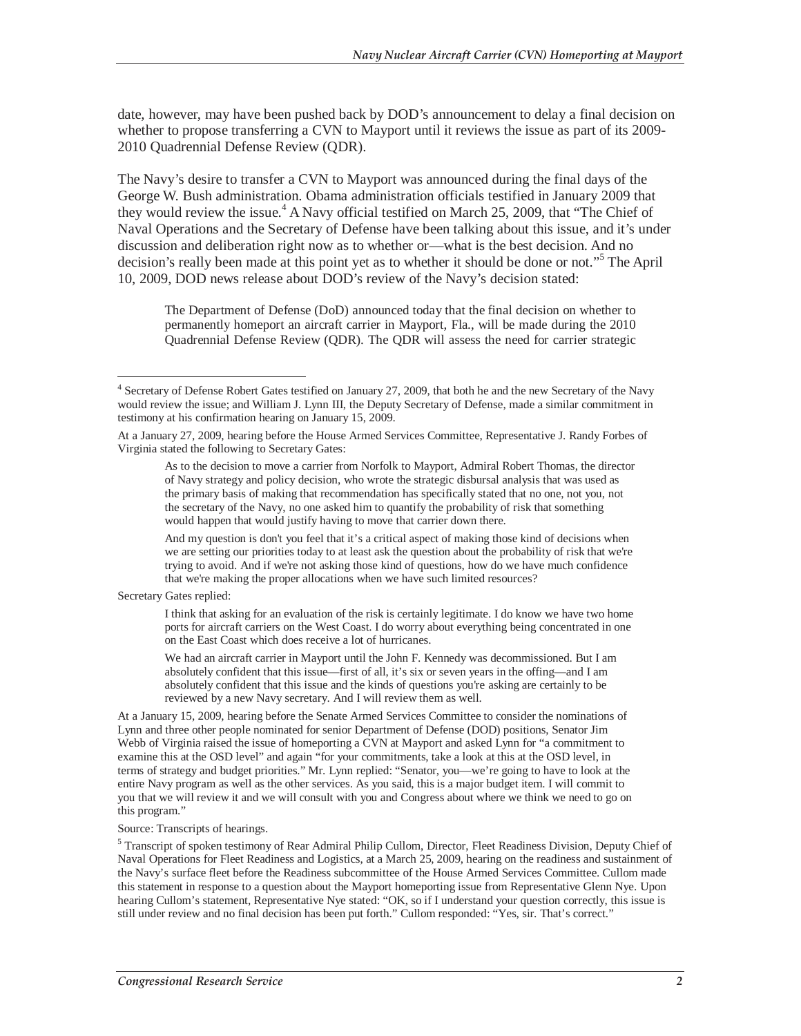date, however, may have been pushed back by DOD's announcement to delay a final decision on whether to propose transferring a CVN to Mayport until it reviews the issue as part of its 2009-2010 Quadrennial Defense Review (QDR).

The Navy's desire to transfer a CVN to Mayport was announced during the final days of the George W. Bush administration. Obama administration officials testified in January 2009 that they would review the issue.[4] A Navy official testified on March 25, 2009, that "The Chief of Naval Operations and the Secretary of Defense have been talking about this issue, and it's under discussion and deliberation right now as to whether or—what is the best decision. And no decision's really been made at this point yet as to whether it should be done or not."[5] The April 10, 2009, DOD news release about DOD's review of the Navy's decision stated:

> The Department of Defense (DoD) announced today that the final decision on whether to permanently homeport an aircraft carrier in Mayport, Fla., will be made during the 2010 Quadrennial Defense Review (QDR). The QDR will assess the need for carrier strategic

---

[4] Secretary of Defense Robert Gates testified on January 27, 2009, that both he and the new Secretary of the Navy would review the issue; and William J. Lynn III, the Deputy Secretary of Defense, made a similar commitment in testimony at his confirmation hearing on January 15, 2009.

At a January 27, 2009, hearing before the House Armed Services Committee, Representative J. Randy Forbes of Virginia stated the following to Secretary Gates:

> As to the decision to move a carrier from Norfolk to Mayport, Admiral Robert Thomas, the director of Navy strategy and policy decision, who wrote the strategic disbursal analysis that was used as the primary basis of making that recommendation has specifically stated that no one, not you, not the secretary of the Navy, no one asked him to quantify the probability of risk that something would happen that would justify having to move that carrier down there.
>
> And my question is don't you feel that it's a critical aspect of making those kind of decisions when we are setting our priorities today to at least ask the question about the probability of risk that we're trying to avoid. And if we're not asking those kind of questions, how do we have much confidence that we're making the proper allocations when we have such limited resources?

Secretary Gates replied:

> I think that asking for an evaluation of the risk is certainly legitimate. I do know we have two home ports for aircraft carriers on the West Coast. I do worry about everything being concentrated in one on the East Coast which does receive a lot of hurricanes.
>
> We had an aircraft carrier in Mayport until the John F. Kennedy was decommissioned. But I am absolutely confident that this issue—first of all, it's six or seven years in the offing—and I am absolutely confident that this issue and the kinds of questions you're asking are certainly to be reviewed by a new Navy secretary. And I will review them as well.

At a January 15, 2009, hearing before the Senate Armed Services Committee to consider the nominations of Lynn and three other people nominated for senior Department of Defense (DOD) positions, Senator Jim Webb of Virginia raised the issue of homeporting a CVN at Mayport and asked Lynn for "a commitment to examine this at the OSD level" and again "for your commitments, take a look at this at the OSD level, in terms of strategy and budget priorities." Mr. Lynn replied: "Senator, you—we're going to have to look at the entire Navy program as well as the other services. As you said, this is a major budget item. I will commit to you that we will review it and we will consult with you and Congress about where we think we need to go on this program."

Source: Transcripts of hearings.

[5] Transcript of spoken testimony of Rear Admiral Philip Cullom, Director, Fleet Readiness Division, Deputy Chief of Naval Operations for Fleet Readiness and Logistics, at a March 25, 2009, hearing on the readiness and sustainment of the Navy's surface fleet before the Readiness subcommittee of the House Armed Services Committee. Cullom made this statement in response to a question about the Mayport homeporting issue from Representative Glenn Nye. Upon hearing Cullom's statement, Representative Nye stated: "OK, so if I understand your question correctly, this issue is still under review and no final decision has been put forth." Cullom responded: "Yes, sir. That's correct."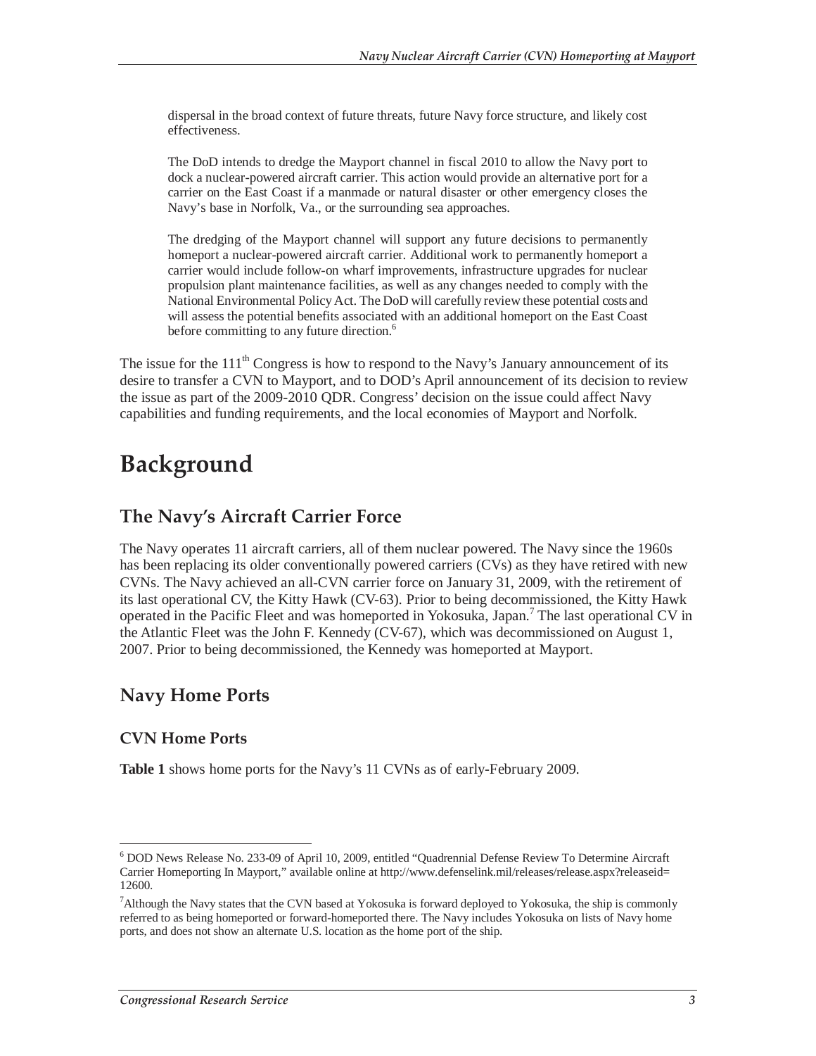> dispersal in the broad context of future threats, future Navy force structure, and likely cost effectiveness.
>
> The DoD intends to dredge the Mayport channel in fiscal 2010 to allow the Navy port to dock a nuclear-powered aircraft carrier. This action would provide an alternative port for a carrier on the East Coast if a manmade or natural disaster or other emergency closes the Navy's base in Norfolk, Va., or the surrounding sea approaches.
>
> The dredging of the Mayport channel will support any future decisions to permanently homeport a nuclear-powered aircraft carrier. Additional work to permanently homeport a carrier would include follow-on wharf improvements, infrastructure upgrades for nuclear propulsion plant maintenance facilities, as well as any changes needed to comply with the National Environmental Policy Act. The DoD will carefully review these potential costs and will assess the potential benefits associated with an additional homeport on the East Coast before committing to any future direction.[6]

The issue for the 111th Congress is how to respond to the Navy's January announcement of its desire to transfer a CVN to Mayport, and to DOD's April announcement of its decision to review the issue as part of the 2009-2010 QDR. Congress' decision on the issue could affect Navy capabilities and funding requirements, and the local economies of Mayport and Norfolk.

# Background

## The Navy's Aircraft Carrier Force

The Navy operates 11 aircraft carriers, all of them nuclear powered. The Navy since the 1960s has been replacing its older conventionally powered carriers (CVs) as they have retired with new CVNs. The Navy achieved an all-CVN carrier force on January 31, 2009, with the retirement of its last operational CV, the Kitty Hawk (CV-63). Prior to being decommissioned, the Kitty Hawk operated in the Pacific Fleet and was homeported in Yokosuka, Japan.[7] The last operational CV in the Atlantic Fleet was the John F. Kennedy (CV-67), which was decommissioned on August 1, 2007. Prior to being decommissioned, the Kennedy was homeported at Mayport.

## Navy Home Ports

### CVN Home Ports

**Table 1** shows home ports for the Navy's 11 CVNs as of early-February 2009.

---

[6] DOD News Release No. 233-09 of April 10, 2009, entitled "Quadrennial Defense Review To Determine Aircraft Carrier Homeporting In Mayport," available online at http://www.defenselink.mil/releases/release.aspx?releaseid=12600.

[7] Although the Navy states that the CVN based at Yokosuka is forward deployed to Yokosuka, the ship is commonly referred to as being homeported or forward-homeported there. The Navy includes Yokosuka on lists of Navy home ports, and does not show an alternate U.S. location as the home port of the ship.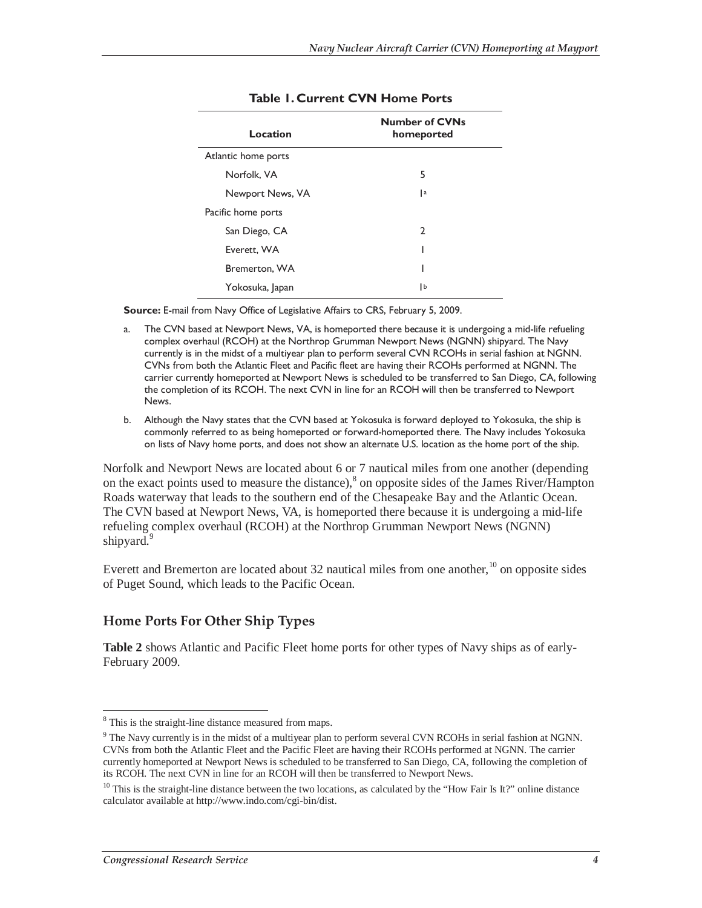**Table 1. Current CVN Home Ports**

| Location | Number of CVNs homeported |
| --- | --- |
| Atlantic home ports | |
| Norfolk, VA | 5 |
| Newport News, VA | 1[a] |
| Pacific home ports | |
| San Diego, CA | 2 |
| Everett, WA | 1 |
| Bremerton, WA | 1 |
| Yokosuka, Japan | 1[b] |

**Source:** E-mail from Navy Office of Legislative Affairs to CRS, February 5, 2009.

a. The CVN based at Newport News, VA, is homeported there because it is undergoing a mid-life refueling complex overhaul (RCOH) at the Northrop Grumman Newport News (NGNN) shipyard. The Navy currently is in the midst of a multiyear plan to perform several CVN RCOHs in serial fashion at NGNN. CVNs from both the Atlantic Fleet and Pacific fleet are having their RCOHs performed at NGNN. The carrier currently homeported at Newport News is scheduled to be transferred to San Diego, CA, following the completion of its RCOH. The next CVN in line for an RCOH will then be transferred to Newport News.

b. Although the Navy states that the CVN based at Yokosuka is forward deployed to Yokosuka, the ship is commonly referred to as being homeported or forward-homeported there. The Navy includes Yokosuka on lists of Navy home ports, and does not show an alternate U.S. location as the home port of the ship.

Norfolk and Newport News are located about 6 or 7 nautical miles from one another (depending on the exact points used to measure the distance),[8] on opposite sides of the James River/Hampton Roads waterway that leads to the southern end of the Chesapeake Bay and the Atlantic Ocean. The CVN based at Newport News, VA, is homeported there because it is undergoing a mid-life refueling complex overhaul (RCOH) at the Northrop Grumman Newport News (NGNN) shipyard.[9]

Everett and Bremerton are located about 32 nautical miles from one another,[10] on opposite sides of Puget Sound, which leads to the Pacific Ocean.

## Home Ports For Other Ship Types

**Table 2** shows Atlantic and Pacific Fleet home ports for other types of Navy ships as of early-February 2009.

---

[8] This is the straight-line distance measured from maps.

[9] The Navy currently is in the midst of a multiyear plan to perform several CVN RCOHs in serial fashion at NGNN. CVNs from both the Atlantic Fleet and the Pacific Fleet are having their RCOHs performed at NGNN. The carrier currently homeported at Newport News is scheduled to be transferred to San Diego, CA, following the completion of its RCOH. The next CVN in line for an RCOH will then be transferred to Newport News.

[10] This is the straight-line distance between the two locations, as calculated by the "How Fair Is It?" online distance calculator available at http://www.indo.com/cgi-bin/dist.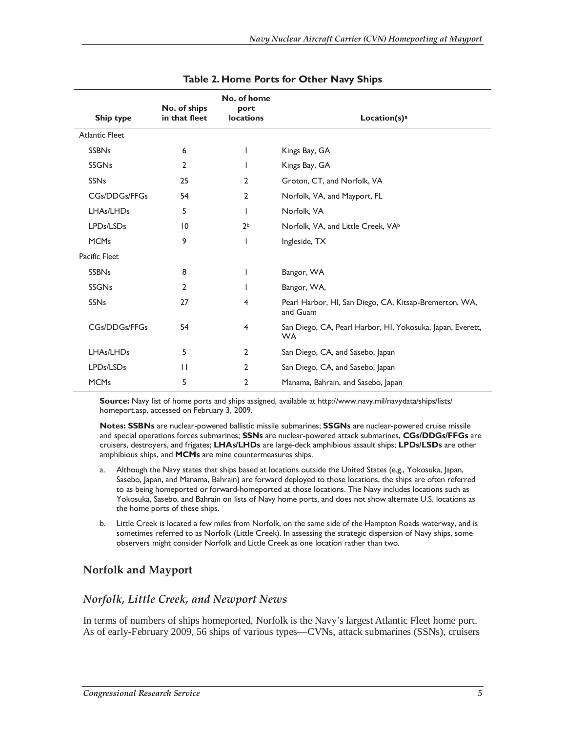**Table 2. Home Ports for Other Navy Ships**

| Ship type | No. of ships in that fleet | No. of home port locations | Location(s)[a] |
|---|---|---|---|
| Atlantic Fleet | | | |
| SSBNs | 6 | 1 | Kings Bay, GA |
| SSGNs | 2 | 1 | Kings Bay, GA |
| SSNs | 25 | 2 | Groton, CT, and Norfolk, VA |
| CGs/DDGs/FFGs | 54 | 2 | Norfolk, VA, and Mayport, FL |
| LHAs/LHDs | 5 | 1 | Norfolk, VA |
| LPDs/LSDs | 10 | 2[b] | Norfolk, VA, and Little Creek, VA[b] |
| MCMs | 9 | 1 | Ingleside, TX |
| Pacific Fleet | | | |
| SSBNs | 8 | 1 | Bangor, WA |
| SSGNs | 2 | 1 | Bangor, WA, |
| SSNs | 27 | 4 | Pearl Harbor, HI, San Diego, CA, Kitsap-Bremerton, WA, and Guam |
| CGs/DDGs/FFGs | 54 | 4 | San Diego, CA, Pearl Harbor, HI, Yokosuka, Japan, Everett, WA |
| LHAs/LHDs | 5 | 2 | San Diego, CA, and Sasebo, Japan |
| LPDs/LSDs | 11 | 2 | San Diego, CA, and Sasebo, Japan |
| MCMs | 5 | 2 | Manama, Bahrain, and Sasebo, Japan |

**Source:** Navy list of home ports and ships assigned, available at http://www.navy.mil/navydata/ships/lists/homeport.asp, accessed on February 3, 2009.

**Notes: SSBNs** are nuclear-powered ballistic missile submarines; **SSGNs** are nuclear-powered cruise missile and special operations forces submarines; **SSNs** are nuclear-powered attack submarines, **CGs/DDGs/FFGs** are cruisers, destroyers, and frigates; **LHAs/LHDs** are large-deck amphibious assault ships; **LPDs/LSDs** are other amphibious ships, and **MCMs** are mine countermeasures ships.

a. Although the Navy states that ships based at locations outside the United States (e.g., Yokosuka, Japan, Sasebo, Japan, and Manama, Bahrain) are forward deployed to those locations, the ships are often referred to as being homeported or forward-homeported at those locations. The Navy includes locations such as Yokosuka, Sasebo, and Bahrain on lists of Navy home ports, and does not show alternate U.S. locations as the home ports of these ships.

b. Little Creek is located a few miles from Norfolk, on the same side of the Hampton Roads waterway, and is sometimes referred to as Norfolk (Little Creek). In assessing the strategic dispersion of Navy ships, some observers might consider Norfolk and Little Creek as one location rather than two.

## Norfolk and Mayport

### *Norfolk, Little Creek, and Newport News*

In terms of numbers of ships homeported, Norfolk is the Navy's largest Atlantic Fleet home port. As of early-February 2009, 56 ships of various types—CVNs, attack submarines (SSNs), cruisers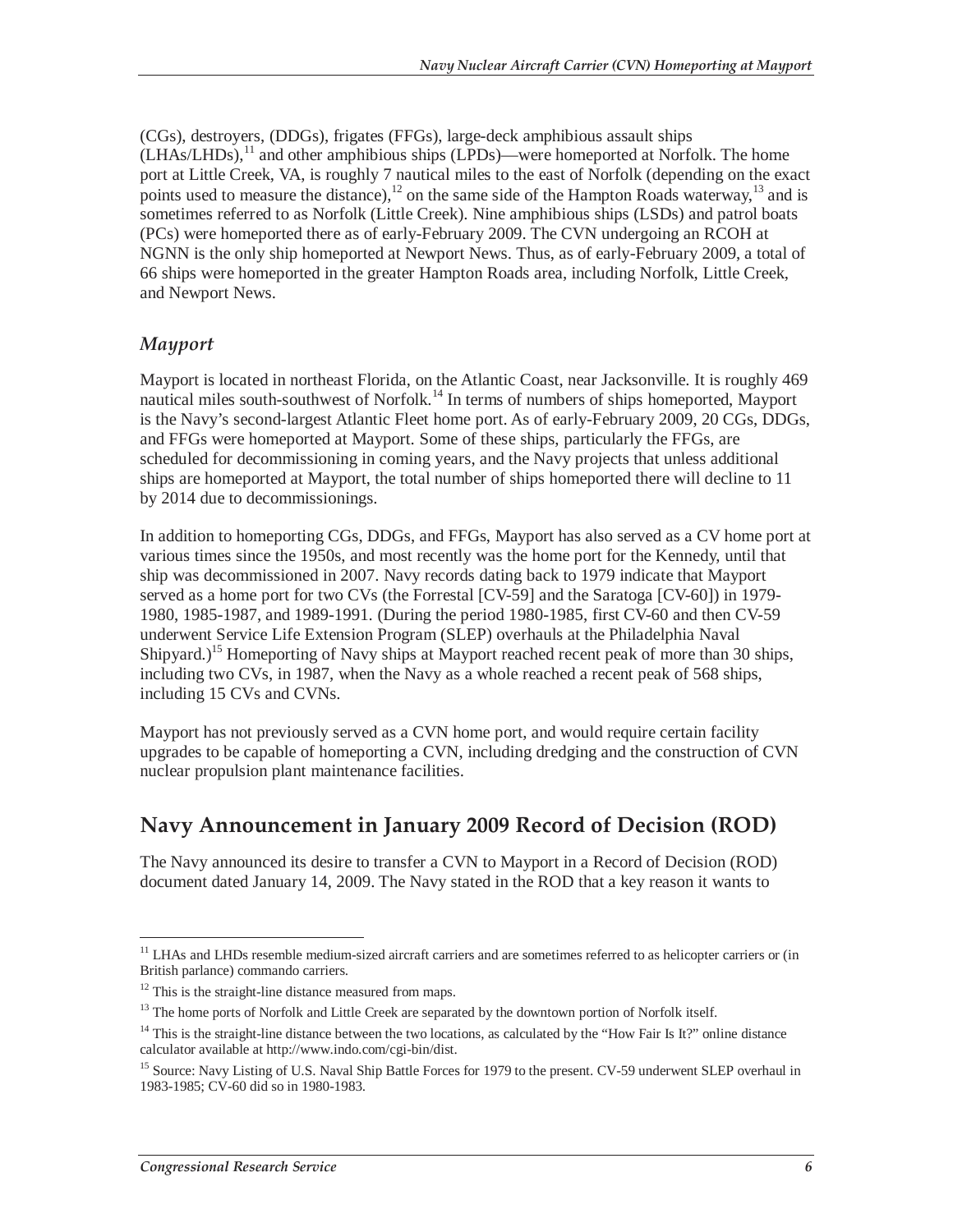(CGs), destroyers, (DDGs), frigates (FFGs), large-deck amphibious assault ships (LHAs/LHDs),[11] and other amphibious ships (LPDs)—were homeported at Norfolk. The home port at Little Creek, VA, is roughly 7 nautical miles to the east of Norfolk (depending on the exact points used to measure the distance),[12] on the same side of the Hampton Roads waterway,[13] and is sometimes referred to as Norfolk (Little Creek). Nine amphibious ships (LSDs) and patrol boats (PCs) were homeported there as of early-February 2009. The CVN undergoing an RCOH at NGNN is the only ship homeported at Newport News. Thus, as of early-February 2009, a total of 66 ships were homeported in the greater Hampton Roads area, including Norfolk, Little Creek, and Newport News.

### *Mayport*

Mayport is located in northeast Florida, on the Atlantic Coast, near Jacksonville. It is roughly 469 nautical miles south-southwest of Norfolk.[14] In terms of numbers of ships homeported, Mayport is the Navy's second-largest Atlantic Fleet home port. As of early-February 2009, 20 CGs, DDGs, and FFGs were homeported at Mayport. Some of these ships, particularly the FFGs, are scheduled for decommissioning in coming years, and the Navy projects that unless additional ships are homeported at Mayport, the total number of ships homeported there will decline to 11 by 2014 due to decommissionings.

In addition to homeporting CGs, DDGs, and FFGs, Mayport has also served as a CV home port at various times since the 1950s, and most recently was the home port for the Kennedy, until that ship was decommissioned in 2007. Navy records dating back to 1979 indicate that Mayport served as a home port for two CVs (the Forrestal [CV-59] and the Saratoga [CV-60]) in 1979-1980, 1985-1987, and 1989-1991. (During the period 1980-1985, first CV-60 and then CV-59 underwent Service Life Extension Program (SLEP) overhauls at the Philadelphia Naval Shipyard.)[15] Homeporting of Navy ships at Mayport reached recent peak of more than 30 ships, including two CVs, in 1987, when the Navy as a whole reached a recent peak of 568 ships, including 15 CVs and CVNs.

Mayport has not previously served as a CVN home port, and would require certain facility upgrades to be capable of homeporting a CVN, including dredging and the construction of CVN nuclear propulsion plant maintenance facilities.

## Navy Announcement in January 2009 Record of Decision (ROD)

The Navy announced its desire to transfer a CVN to Mayport in a Record of Decision (ROD) document dated January 14, 2009. The Navy stated in the ROD that a key reason it wants to

---

[11] LHAs and LHDs resemble medium-sized aircraft carriers and are sometimes referred to as helicopter carriers or (in British parlance) commando carriers.

[12] This is the straight-line distance measured from maps.

[13] The home ports of Norfolk and Little Creek are separated by the downtown portion of Norfolk itself.

[14] This is the straight-line distance between the two locations, as calculated by the "How Fair Is It?" online distance calculator available at http://www.indo.com/cgi-bin/dist.

[15] Source: Navy Listing of U.S. Naval Ship Battle Forces for 1979 to the present. CV-59 underwent SLEP overhaul in 1983-1985; CV-60 did so in 1980-1983.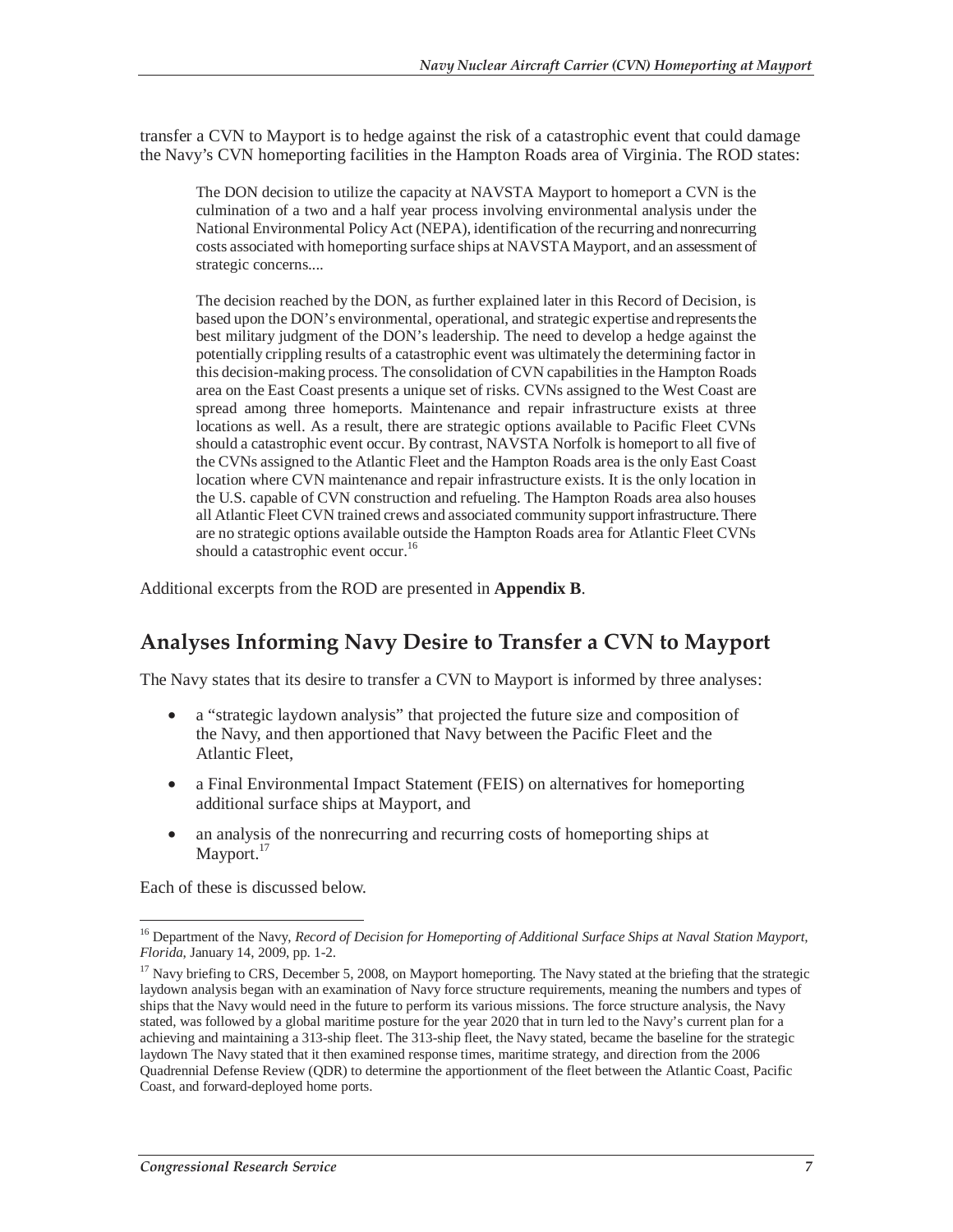transfer a CVN to Mayport is to hedge against the risk of a catastrophic event that could damage the Navy's CVN homeporting facilities in the Hampton Roads area of Virginia. The ROD states:

> The DON decision to utilize the capacity at NAVSTA Mayport to homeport a CVN is the culmination of a two and a half year process involving environmental analysis under the National Environmental Policy Act (NEPA), identification of the recurring and nonrecurring costs associated with homeporting surface ships at NAVSTA Mayport, and an assessment of strategic concerns....
>
> The decision reached by the DON, as further explained later in this Record of Decision, is based upon the DON's environmental, operational, and strategic expertise and represents the best military judgment of the DON's leadership. The need to develop a hedge against the potentially crippling results of a catastrophic event was ultimately the determining factor in this decision-making process. The consolidation of CVN capabilities in the Hampton Roads area on the East Coast presents a unique set of risks. CVNs assigned to the West Coast are spread among three homeports. Maintenance and repair infrastructure exists at three locations as well. As a result, there are strategic options available to Pacific Fleet CVNs should a catastrophic event occur. By contrast, NAVSTA Norfolk is homeport to all five of the CVNs assigned to the Atlantic Fleet and the Hampton Roads area is the only East Coast location where CVN maintenance and repair infrastructure exists. It is the only location in the U.S. capable of CVN construction and refueling. The Hampton Roads area also houses all Atlantic Fleet CVN trained crews and associated community support infrastructure. There are no strategic options available outside the Hampton Roads area for Atlantic Fleet CVNs should a catastrophic event occur.[16]

Additional excerpts from the ROD are presented in **Appendix B**.

## Analyses Informing Navy Desire to Transfer a CVN to Mayport

The Navy states that its desire to transfer a CVN to Mayport is informed by three analyses:

- a "strategic laydown analysis" that projected the future size and composition of the Navy, and then apportioned that Navy between the Pacific Fleet and the Atlantic Fleet,
- a Final Environmental Impact Statement (FEIS) on alternatives for homeporting additional surface ships at Mayport, and
- an analysis of the nonrecurring and recurring costs of homeporting ships at Mayport.[17]

Each of these is discussed below.

---

[16] Department of the Navy, *Record of Decision for Homeporting of Additional Surface Ships at Naval Station Mayport, Florida*, January 14, 2009, pp. 1-2.

[17] Navy briefing to CRS, December 5, 2008, on Mayport homeporting. The Navy stated at the briefing that the strategic laydown analysis began with an examination of Navy force structure requirements, meaning the numbers and types of ships that the Navy would need in the future to perform its various missions. The force structure analysis, the Navy stated, was followed by a global maritime posture for the year 2020 that in turn led to the Navy's current plan for a achieving and maintaining a 313-ship fleet. The 313-ship fleet, the Navy stated, became the baseline for the strategic laydown The Navy stated that it then examined response times, maritime strategy, and direction from the 2006 Quadrennial Defense Review (QDR) to determine the apportionment of the fleet between the Atlantic Coast, Pacific Coast, and forward-deployed home ports.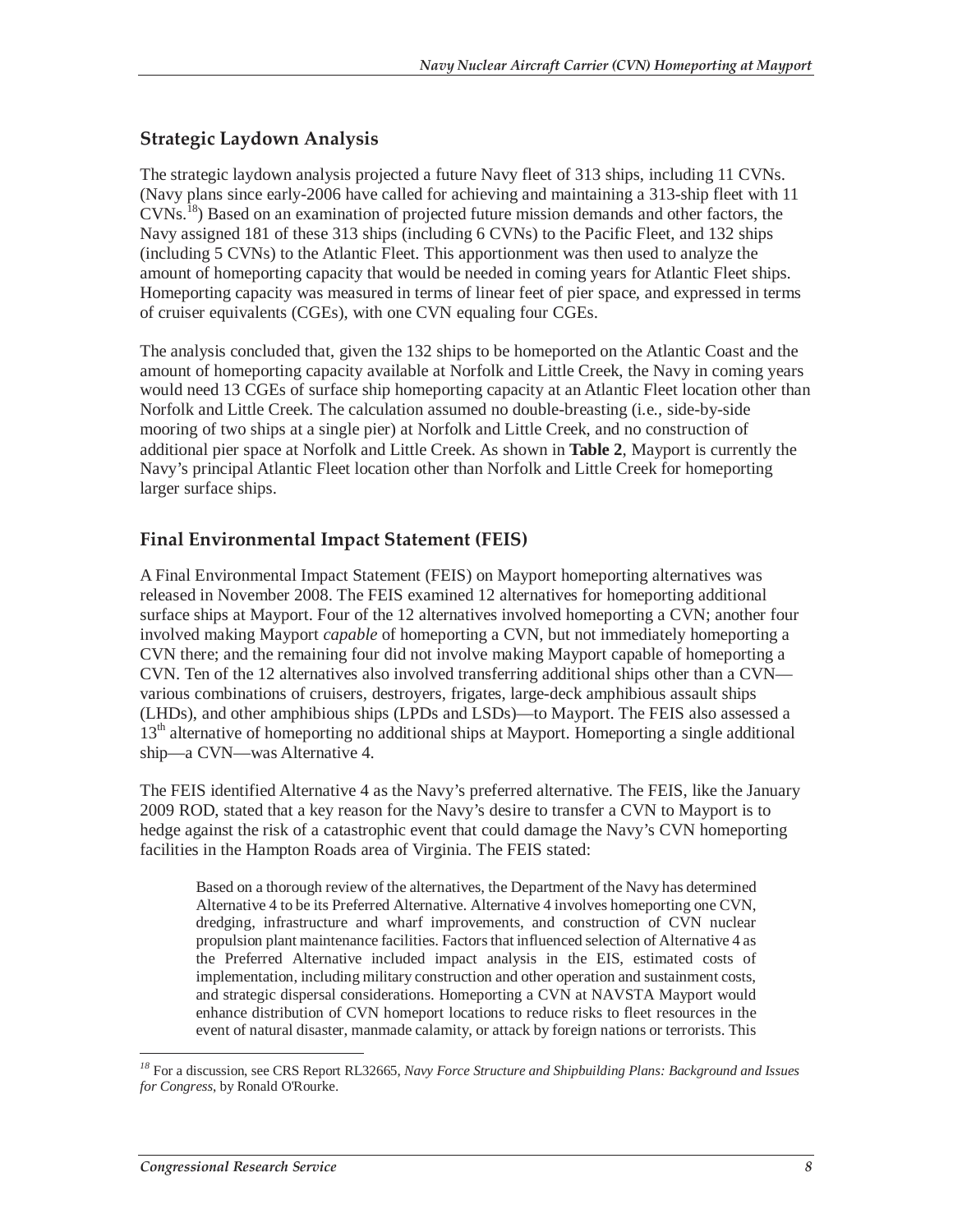## Strategic Laydown Analysis

The strategic laydown analysis projected a future Navy fleet of 313 ships, including 11 CVNs. (Navy plans since early-2006 have called for achieving and maintaining a 313-ship fleet with 11 CVNs.[18]) Based on an examination of projected future mission demands and other factors, the Navy assigned 181 of these 313 ships (including 6 CVNs) to the Pacific Fleet, and 132 ships (including 5 CVNs) to the Atlantic Fleet. This apportionment was then used to analyze the amount of homeporting capacity that would be needed in coming years for Atlantic Fleet ships. Homeporting capacity was measured in terms of linear feet of pier space, and expressed in terms of cruiser equivalents (CGEs), with one CVN equaling four CGEs.

The analysis concluded that, given the 132 ships to be homeported on the Atlantic Coast and the amount of homeporting capacity available at Norfolk and Little Creek, the Navy in coming years would need 13 CGEs of surface ship homeporting capacity at an Atlantic Fleet location other than Norfolk and Little Creek. The calculation assumed no double-breasting (i.e., side-by-side mooring of two ships at a single pier) at Norfolk and Little Creek, and no construction of additional pier space at Norfolk and Little Creek. As shown in **Table 2**, Mayport is currently the Navy's principal Atlantic Fleet location other than Norfolk and Little Creek for homeporting larger surface ships.

## Final Environmental Impact Statement (FEIS)

A Final Environmental Impact Statement (FEIS) on Mayport homeporting alternatives was released in November 2008. The FEIS examined 12 alternatives for homeporting additional surface ships at Mayport. Four of the 12 alternatives involved homeporting a CVN; another four involved making Mayport *capable* of homeporting a CVN, but not immediately homeporting a CVN there; and the remaining four did not involve making Mayport capable of homeporting a CVN. Ten of the 12 alternatives also involved transferring additional ships other than a CVN—various combinations of cruisers, destroyers, frigates, large-deck amphibious assault ships (LHDs), and other amphibious ships (LPDs and LSDs)—to Mayport. The FEIS also assessed a 13th alternative of homeporting no additional ships at Mayport. Homeporting a single additional ship—a CVN—was Alternative 4.

The FEIS identified Alternative 4 as the Navy's preferred alternative. The FEIS, like the January 2009 ROD, stated that a key reason for the Navy's desire to transfer a CVN to Mayport is to hedge against the risk of a catastrophic event that could damage the Navy's CVN homeporting facilities in the Hampton Roads area of Virginia. The FEIS stated:

> Based on a thorough review of the alternatives, the Department of the Navy has determined Alternative 4 to be its Preferred Alternative. Alternative 4 involves homeporting one CVN, dredging, infrastructure and wharf improvements, and construction of CVN nuclear propulsion plant maintenance facilities. Factors that influenced selection of Alternative 4 as the Preferred Alternative included impact analysis in the EIS, estimated costs of implementation, including military construction and other operation and sustainment costs, and strategic dispersal considerations. Homeporting a CVN at NAVSTA Mayport would enhance distribution of CVN homeport locations to reduce risks to fleet resources in the event of natural disaster, manmade calamity, or attack by foreign nations or terrorists. This

[18] For a discussion, see CRS Report RL32665, *Navy Force Structure and Shipbuilding Plans: Background and Issues for Congress*, by Ronald O'Rourke.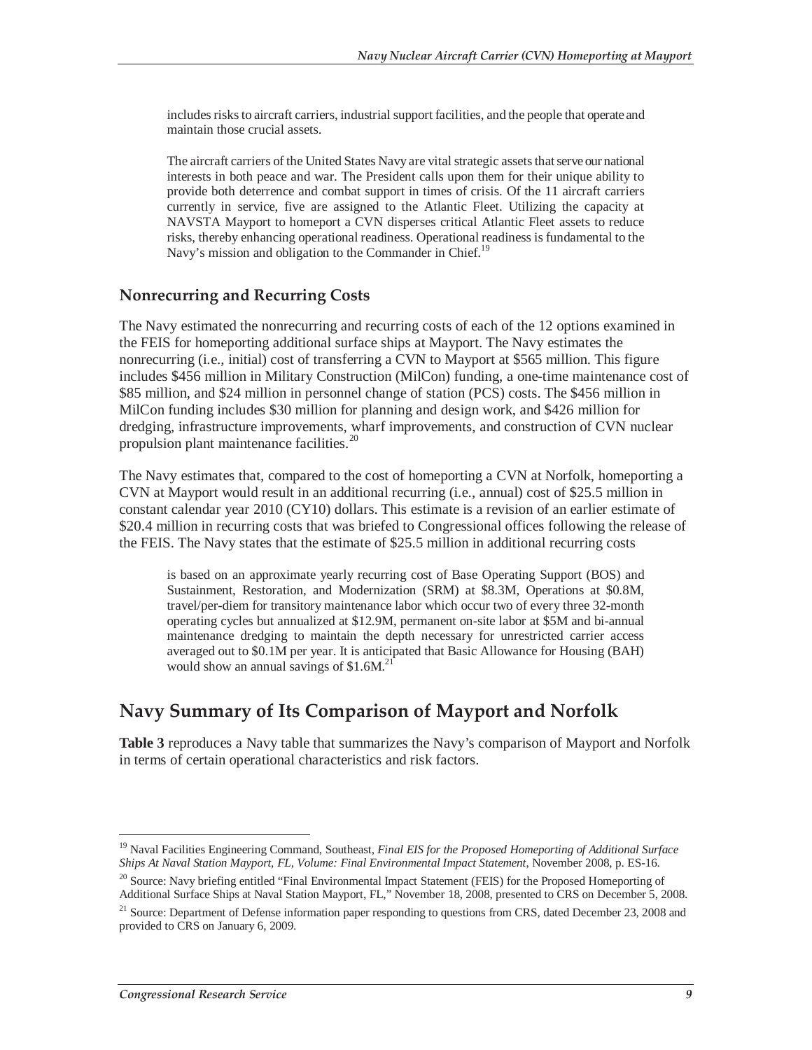> includes risks to aircraft carriers, industrial support facilities, and the people that operate and maintain those crucial assets.
>
> The aircraft carriers of the United States Navy are vital strategic assets that serve our national interests in both peace and war. The President calls upon them for their unique ability to provide both deterrence and combat support in times of crisis. Of the 11 aircraft carriers currently in service, five are assigned to the Atlantic Fleet. Utilizing the capacity at NAVSTA Mayport to homeport a CVN disperses critical Atlantic Fleet assets to reduce risks, thereby enhancing operational readiness. Operational readiness is fundamental to the Navy's mission and obligation to the Commander in Chief.[19]

### Nonrecurring and Recurring Costs

The Navy estimated the nonrecurring and recurring costs of each of the 12 options examined in the FEIS for homeporting additional surface ships at Mayport. The Navy estimates the nonrecurring (i.e., initial) cost of transferring a CVN to Mayport at $565 million. This figure includes $456 million in Military Construction (MilCon) funding, a one-time maintenance cost of $85 million, and $24 million in personnel change of station (PCS) costs. The $456 million in MilCon funding includes $30 million for planning and design work, and $426 million for dredging, infrastructure improvements, wharf improvements, and construction of CVN nuclear propulsion plant maintenance facilities.[20]

The Navy estimates that, compared to the cost of homeporting a CVN at Norfolk, homeporting a CVN at Mayport would result in an additional recurring (i.e., annual) cost of $25.5 million in constant calendar year 2010 (CY10) dollars. This estimate is a revision of an earlier estimate of $20.4 million in recurring costs that was briefed to Congressional offices following the release of the FEIS. The Navy states that the estimate of $25.5 million in additional recurring costs

> is based on an approximate yearly recurring cost of Base Operating Support (BOS) and Sustainment, Restoration, and Modernization (SRM) at $8.3M, Operations at $0.8M, travel/per-diem for transitory maintenance labor which occur two of every three 32-month operating cycles but annualized at $12.9M, permanent on-site labor at $5M and bi-annual maintenance dredging to maintain the depth necessary for unrestricted carrier access averaged out to $0.1M per year. It is anticipated that Basic Allowance for Housing (BAH) would show an annual savings of $1.6M.[21]

## Navy Summary of Its Comparison of Mayport and Norfolk

**Table 3** reproduces a Navy table that summarizes the Navy's comparison of Mayport and Norfolk in terms of certain operational characteristics and risk factors.

---

[19] Naval Facilities Engineering Command, Southeast, *Final EIS for the Proposed Homeporting of Additional Surface Ships At Naval Station Mayport, FL, Volume: Final Environmental Impact Statement*, November 2008, p. ES-16.

[20] Source: Navy briefing entitled "Final Environmental Impact Statement (FEIS) for the Proposed Homeporting of Additional Surface Ships at Naval Station Mayport, FL," November 18, 2008, presented to CRS on December 5, 2008.

[21] Source: Department of Defense information paper responding to questions from CRS, dated December 23, 2008 and provided to CRS on January 6, 2009.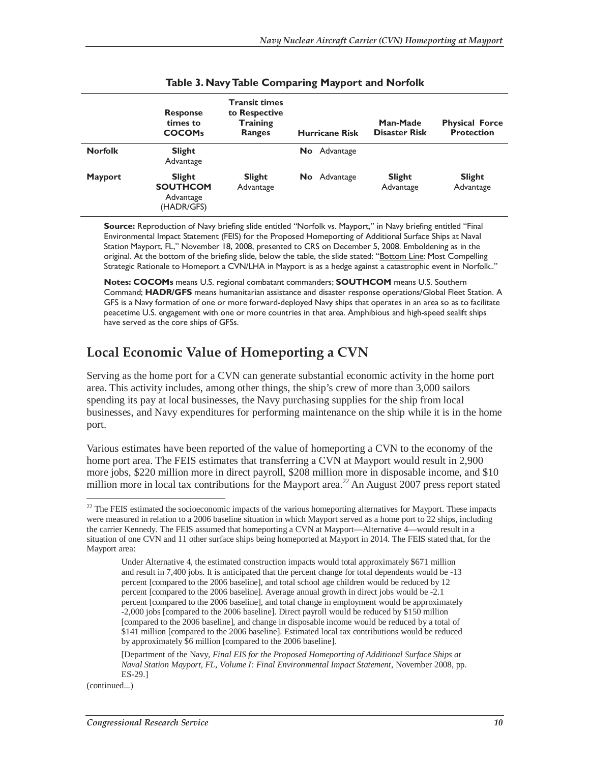**Table 3. Navy Table Comparing Mayport and Norfolk**

| | **Response times to COCOMs** | **Transit times to Respective Training Ranges** | **Hurricane Risk** | **Man-Made Disaster Risk** | **Physical Force Protection** |
|---|---|---|---|---|---|
| **Norfolk** | **Slight** Advantage | | **No** Advantage | | |
| **Mayport** | **Slight SOUTHCOM** Advantage (HADR/GFS) | **Slight** Advantage | **No** Advantage | **Slight** Advantage | **Slight** Advantage |

**Source:** Reproduction of Navy briefing slide entitled "Norfolk vs. Mayport," in Navy briefing entitled "Final Environmental Impact Statement (FEIS) for the Proposed Homeporting of Additional Surface Ships at Naval Station Mayport, FL," November 18, 2008, presented to CRS on December 5, 2008. Emboldening as in the original. At the bottom of the briefing slide, below the table, the slide stated: "Bottom Line: Most Compelling Strategic Rationale to Homeport a CVN/LHA in Mayport is as a hedge against a catastrophic event in Norfolk.."

**Notes: COCOMs** means U.S. regional combatant commanders; **SOUTHCOM** means U.S. Southern Command; **HADR/GFS** means humanitarian assistance and disaster response operations/Global Fleet Station. A GFS is a Navy formation of one or more forward-deployed Navy ships that operates in an area so as to facilitate peacetime U.S. engagement with one or more countries in that area. Amphibious and high-speed sealift ships have served as the core ships of GFSs.

## Local Economic Value of Homeporting a CVN

Serving as the home port for a CVN can generate substantial economic activity in the home port area. This activity includes, among other things, the ship's crew of more than 3,000 sailors spending its pay at local businesses, the Navy purchasing supplies for the ship from local businesses, and Navy expenditures for performing maintenance on the ship while it is in the home port.

Various estimates have been reported of the value of homeporting a CVN to the economy of the home port area. The FEIS estimates that transferring a CVN at Mayport would result in 2,900 more jobs, \$220 million more in direct payroll, \$208 million more in disposable income, and \$10 million more in local tax contributions for the Mayport area.[22] An August 2007 press report stated

[22] The FEIS estimated the socioeconomic impacts of the various homeporting alternatives for Mayport. These impacts were measured in relation to a 2006 baseline situation in which Mayport served as a home port to 22 ships, including the carrier Kennedy. The FEIS assumed that homeporting a CVN at Mayport—Alternative 4—would result in a situation of one CVN and 11 other surface ships being homeported at Mayport in 2014. The FEIS stated that, for the Mayport area:

> Under Alternative 4, the estimated construction impacts would total approximately \$671 million and result in 7,400 jobs. It is anticipated that the percent change for total dependents would be -13 percent [compared to the 2006 baseline], and total school age children would be reduced by 12 percent [compared to the 2006 baseline]. Average annual growth in direct jobs would be -2.1 percent [compared to the 2006 baseline], and total change in employment would be approximately -2,000 jobs [compared to the 2006 baseline]. Direct payroll would be reduced by \$150 million [compared to the 2006 baseline], and change in disposable income would be reduced by a total of \$141 million [compared to the 2006 baseline]. Estimated local tax contributions would be reduced by approximately \$6 million [compared to the 2006 baseline].
>
> [Department of the Navy, *Final EIS for the Proposed Homeporting of Additional Surface Ships at Naval Station Mayport, FL, Volume I: Final Environmental Impact Statement*, November 2008, pp. ES-29.]

(continued...)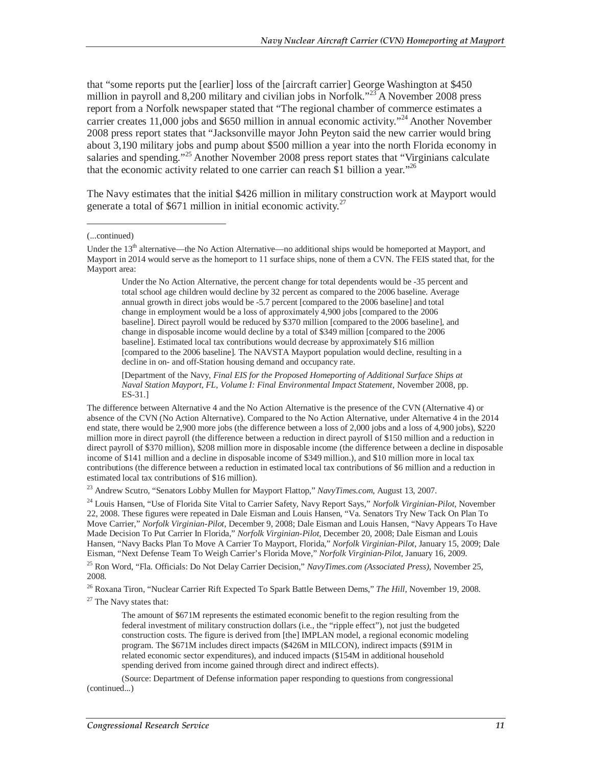that "some reports put the [earlier] loss of the [aircraft carrier] George Washington at $450 million in payroll and 8,200 military and civilian jobs in Norfolk."[23] A November 2008 press report from a Norfolk newspaper stated that "The regional chamber of commerce estimates a carrier creates 11,000 jobs and $650 million in annual economic activity."[24] Another November 2008 press report states that "Jacksonville mayor John Peyton said the new carrier would bring about 3,190 military jobs and pump about $500 million a year into the north Florida economy in salaries and spending."[25] Another November 2008 press report states that "Virginians calculate that the economic activity related to one carrier can reach $1 billion a year."[26]

The Navy estimates that the initial $426 million in military construction work at Mayport would generate a total of $671 million in initial economic activity.[27]

---

(...continued)

Under the 13th alternative—the No Action Alternative—no additional ships would be homeported at Mayport, and Mayport in 2014 would serve as the homeport to 11 surface ships, none of them a CVN. The FEIS stated that, for the Mayport area:

> Under the No Action Alternative, the percent change for total dependents would be -35 percent and total school age children would decline by 32 percent as compared to the 2006 baseline. Average annual growth in direct jobs would be -5.7 percent [compared to the 2006 baseline] and total change in employment would be a loss of approximately 4,900 jobs [compared to the 2006 baseline]. Direct payroll would be reduced by $370 million [compared to the 2006 baseline], and change in disposable income would decline by a total of $349 million [compared to the 2006 baseline]. Estimated local tax contributions would decrease by approximately $16 million [compared to the 2006 baseline]. The NAVSTA Mayport population would decline, resulting in a decline in on- and off-Station housing demand and occupancy rate.
>
> [Department of the Navy, *Final EIS for the Proposed Homeporting of Additional Surface Ships at Naval Station Mayport, FL, Volume I: Final Environmental Impact Statement*, November 2008, pp. ES-31.]

The difference between Alternative 4 and the No Action Alternative is the presence of the CVN (Alternative 4) or absence of the CVN (No Action Alternative). Compared to the No Action Alternative, under Alternative 4 in the 2014 end state, there would be 2,900 more jobs (the difference between a loss of 2,000 jobs and a loss of 4,900 jobs), $220 million more in direct payroll (the difference between a reduction in direct payroll of $150 million and a reduction in direct payroll of $370 million), $208 million more in disposable income (the difference between a decline in disposable income of $141 million and a decline in disposable income of $349 million.), and $10 million more in local tax contributions (the difference between a reduction in estimated local tax contributions of $6 million and a reduction in estimated local tax contributions of $16 million).

[23] Andrew Scutro, "Senators Lobby Mullen for Mayport Flattop," *NavyTimes.com*, August 13, 2007.

[24] Louis Hansen, "Use of Florida Site Vital to Carrier Safety, Navy Report Says," *Norfolk Virginian-Pilot*, November 22, 2008. These figures were repeated in Dale Eisman and Louis Hansen, "Va. Senators Try New Tack On Plan To Move Carrier," *Norfolk Virginian-Pilot*, December 9, 2008; Dale Eisman and Louis Hansen, "Navy Appears To Have Made Decision To Put Carrier In Florida," *Norfolk Virginian-Pilot*, December 20, 2008; Dale Eisman and Louis Hansen, "Navy Backs Plan To Move A Carrier To Mayport, Florida," *Norfolk Virginian-Pilot*, January 15, 2009; Dale Eisman, "Next Defense Team To Weigh Carrier's Florida Move," *Norfolk Virginian-Pilot*, January 16, 2009.

[25] Ron Word, "Fla. Officials: Do Not Delay Carrier Decision," *NavyTimes.com (Associated Press)*, November 25, 2008.

[26] Roxana Tiron, "Nuclear Carrier Rift Expected To Spark Battle Between Dems," *The Hill*, November 19, 2008.

[27] The Navy states that:

> The amount of $671M represents the estimated economic benefit to the region resulting from the federal investment of military construction dollars (i.e., the "ripple effect"), not just the budgeted construction costs. The figure is derived from [the] IMPLAN model, a regional economic modeling program. The $671M includes direct impacts ($426M in MILCON), indirect impacts ($91M in related economic sector expenditures), and induced impacts ($154M in additional household spending derived from income gained through direct and indirect effects).
>
> (Source: Department of Defense information paper responding to questions from congressional

(continued...)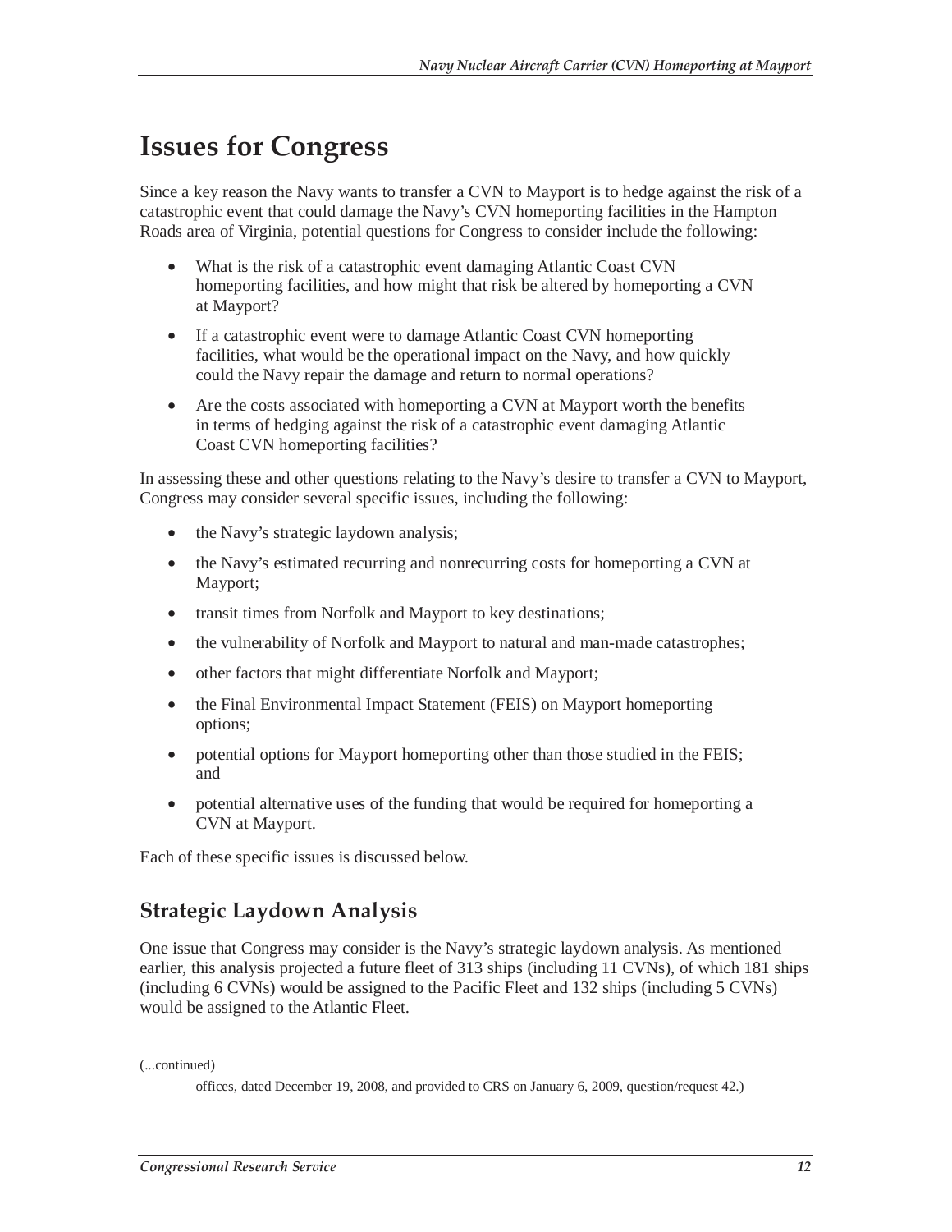# Issues for Congress

Since a key reason the Navy wants to transfer a CVN to Mayport is to hedge against the risk of a catastrophic event that could damage the Navy's CVN homeporting facilities in the Hampton Roads area of Virginia, potential questions for Congress to consider include the following:

- What is the risk of a catastrophic event damaging Atlantic Coast CVN homeporting facilities, and how might that risk be altered by homeporting a CVN at Mayport?
- If a catastrophic event were to damage Atlantic Coast CVN homeporting facilities, what would be the operational impact on the Navy, and how quickly could the Navy repair the damage and return to normal operations?
- Are the costs associated with homeporting a CVN at Mayport worth the benefits in terms of hedging against the risk of a catastrophic event damaging Atlantic Coast CVN homeporting facilities?

In assessing these and other questions relating to the Navy's desire to transfer a CVN to Mayport, Congress may consider several specific issues, including the following:

- the Navy's strategic laydown analysis;
- the Navy's estimated recurring and nonrecurring costs for homeporting a CVN at Mayport;
- transit times from Norfolk and Mayport to key destinations;
- the vulnerability of Norfolk and Mayport to natural and man-made catastrophes;
- other factors that might differentiate Norfolk and Mayport;
- the Final Environmental Impact Statement (FEIS) on Mayport homeporting options;
- potential options for Mayport homeporting other than those studied in the FEIS; and
- potential alternative uses of the funding that would be required for homeporting a CVN at Mayport.

Each of these specific issues is discussed below.

## Strategic Laydown Analysis

One issue that Congress may consider is the Navy's strategic laydown analysis. As mentioned earlier, this analysis projected a future fleet of 313 ships (including 11 CVNs), of which 181 ships (including 6 CVNs) would be assigned to the Pacific Fleet and 132 ships (including 5 CVNs) would be assigned to the Atlantic Fleet.

---

(...continued)

offices, dated December 19, 2008, and provided to CRS on January 6, 2009, question/request 42.)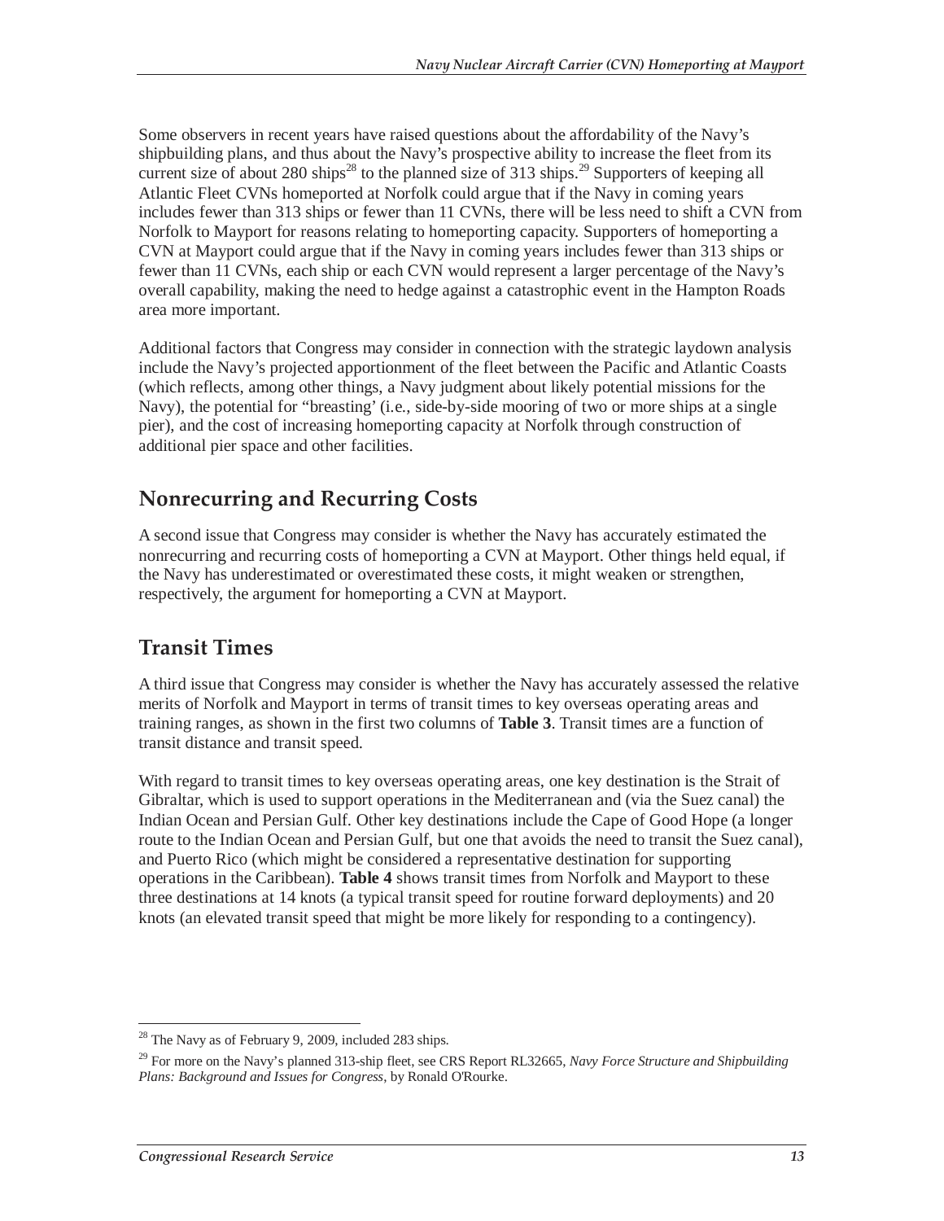Some observers in recent years have raised questions about the affordability of the Navy's shipbuilding plans, and thus about the Navy's prospective ability to increase the fleet from its current size of about 280 ships[28] to the planned size of 313 ships.[29] Supporters of keeping all Atlantic Fleet CVNs homeported at Norfolk could argue that if the Navy in coming years includes fewer than 313 ships or fewer than 11 CVNs, there will be less need to shift a CVN from Norfolk to Mayport for reasons relating to homeporting capacity. Supporters of homeporting a CVN at Mayport could argue that if the Navy in coming years includes fewer than 313 ships or fewer than 11 CVNs, each ship or each CVN would represent a larger percentage of the Navy's overall capability, making the need to hedge against a catastrophic event in the Hampton Roads area more important.

Additional factors that Congress may consider in connection with the strategic laydown analysis include the Navy's projected apportionment of the fleet between the Pacific and Atlantic Coasts (which reflects, among other things, a Navy judgment about likely potential missions for the Navy), the potential for "breasting' (i.e., side-by-side mooring of two or more ships at a single pier), and the cost of increasing homeporting capacity at Norfolk through construction of additional pier space and other facilities.

## Nonrecurring and Recurring Costs

A second issue that Congress may consider is whether the Navy has accurately estimated the nonrecurring and recurring costs of homeporting a CVN at Mayport. Other things held equal, if the Navy has underestimated or overestimated these costs, it might weaken or strengthen, respectively, the argument for homeporting a CVN at Mayport.

## Transit Times

A third issue that Congress may consider is whether the Navy has accurately assessed the relative merits of Norfolk and Mayport in terms of transit times to key overseas operating areas and training ranges, as shown in the first two columns of **Table 3**. Transit times are a function of transit distance and transit speed.

With regard to transit times to key overseas operating areas, one key destination is the Strait of Gibraltar, which is used to support operations in the Mediterranean and (via the Suez canal) the Indian Ocean and Persian Gulf. Other key destinations include the Cape of Good Hope (a longer route to the Indian Ocean and Persian Gulf, but one that avoids the need to transit the Suez canal), and Puerto Rico (which might be considered a representative destination for supporting operations in the Caribbean). **Table 4** shows transit times from Norfolk and Mayport to these three destinations at 14 knots (a typical transit speed for routine forward deployments) and 20 knots (an elevated transit speed that might be more likely for responding to a contingency).

---

[28] The Navy as of February 9, 2009, included 283 ships.

[29] For more on the Navy's planned 313-ship fleet, see CRS Report RL32665, *Navy Force Structure and Shipbuilding Plans: Background and Issues for Congress*, by Ronald O'Rourke.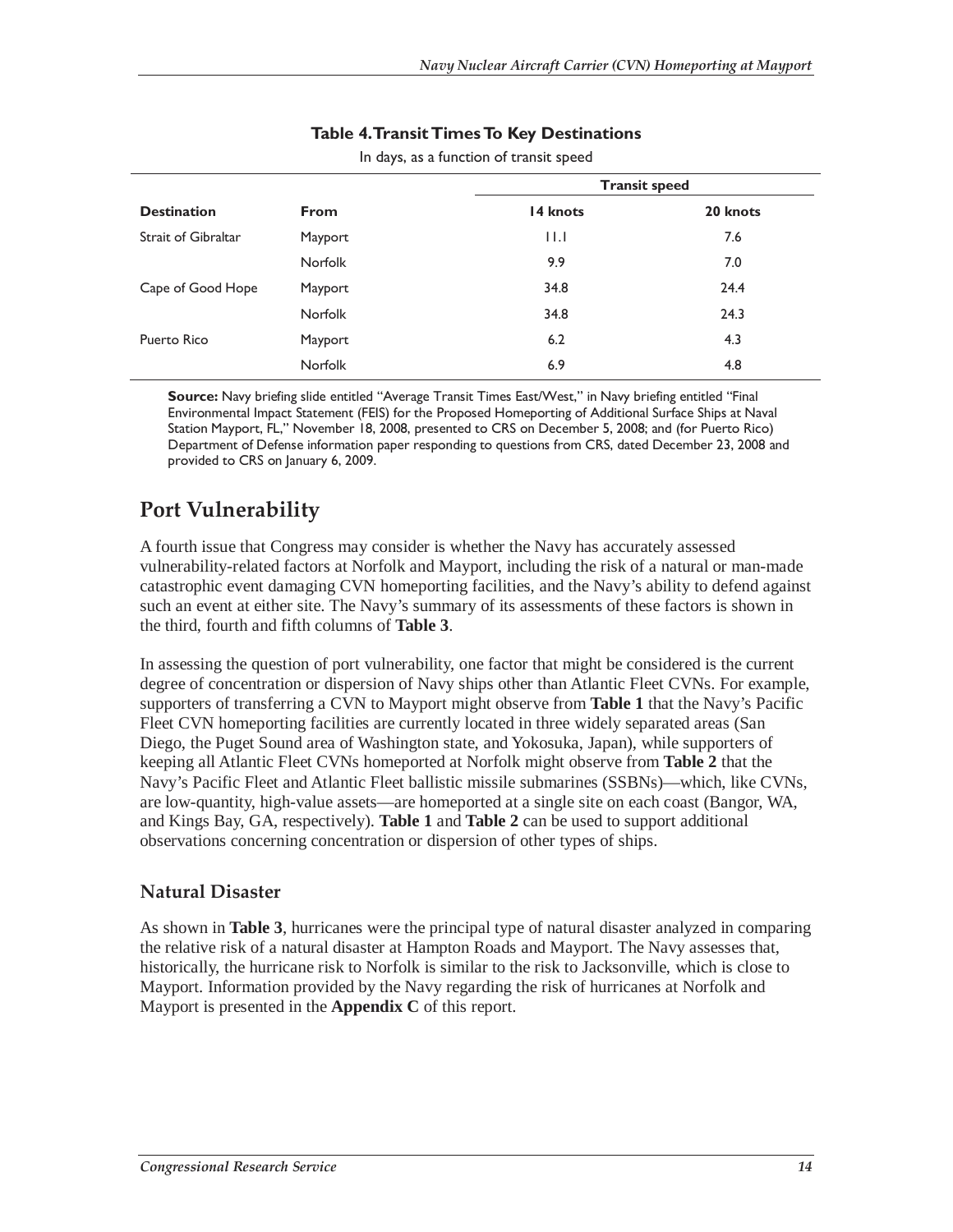**Table 4. Transit Times To Key Destinations**

In days, as a function of transit speed

| | | Transit speed | |
|---|---|---|---|
| **Destination** | **From** | **14 knots** | **20 knots** |
| Strait of Gibraltar | Mayport | 11.1 | 7.6 |
| | Norfolk | 9.9 | 7.0 |
| Cape of Good Hope | Mayport | 34.8 | 24.4 |
| | Norfolk | 34.8 | 24.3 |
| Puerto Rico | Mayport | 6.2 | 4.3 |
| | Norfolk | 6.9 | 4.8 |

**Source:** Navy briefing slide entitled "Average Transit Times East/West," in Navy briefing entitled "Final Environmental Impact Statement (FEIS) for the Proposed Homeporting of Additional Surface Ships at Naval Station Mayport, FL," November 18, 2008, presented to CRS on December 5, 2008; and (for Puerto Rico) Department of Defense information paper responding to questions from CRS, dated December 23, 2008 and provided to CRS on January 6, 2009.

## Port Vulnerability

A fourth issue that Congress may consider is whether the Navy has accurately assessed vulnerability-related factors at Norfolk and Mayport, including the risk of a natural or man-made catastrophic event damaging CVN homeporting facilities, and the Navy's ability to defend against such an event at either site. The Navy's summary of its assessments of these factors is shown in the third, fourth and fifth columns of **Table 3**.

In assessing the question of port vulnerability, one factor that might be considered is the current degree of concentration or dispersion of Navy ships other than Atlantic Fleet CVNs. For example, supporters of transferring a CVN to Mayport might observe from **Table 1** that the Navy's Pacific Fleet CVN homeporting facilities are currently located in three widely separated areas (San Diego, the Puget Sound area of Washington state, and Yokosuka, Japan), while supporters of keeping all Atlantic Fleet CVNs homeported at Norfolk might observe from **Table 2** that the Navy's Pacific Fleet and Atlantic Fleet ballistic missile submarines (SSBNs)—which, like CVNs, are low-quantity, high-value assets—are homeported at a single site on each coast (Bangor, WA, and Kings Bay, GA, respectively). **Table 1** and **Table 2** can be used to support additional observations concerning concentration or dispersion of other types of ships.

### Natural Disaster

As shown in **Table 3**, hurricanes were the principal type of natural disaster analyzed in comparing the relative risk of a natural disaster at Hampton Roads and Mayport. The Navy assesses that, historically, the hurricane risk to Norfolk is similar to the risk to Jacksonville, which is close to Mayport. Information provided by the Navy regarding the risk of hurricanes at Norfolk and Mayport is presented in the **Appendix C** of this report.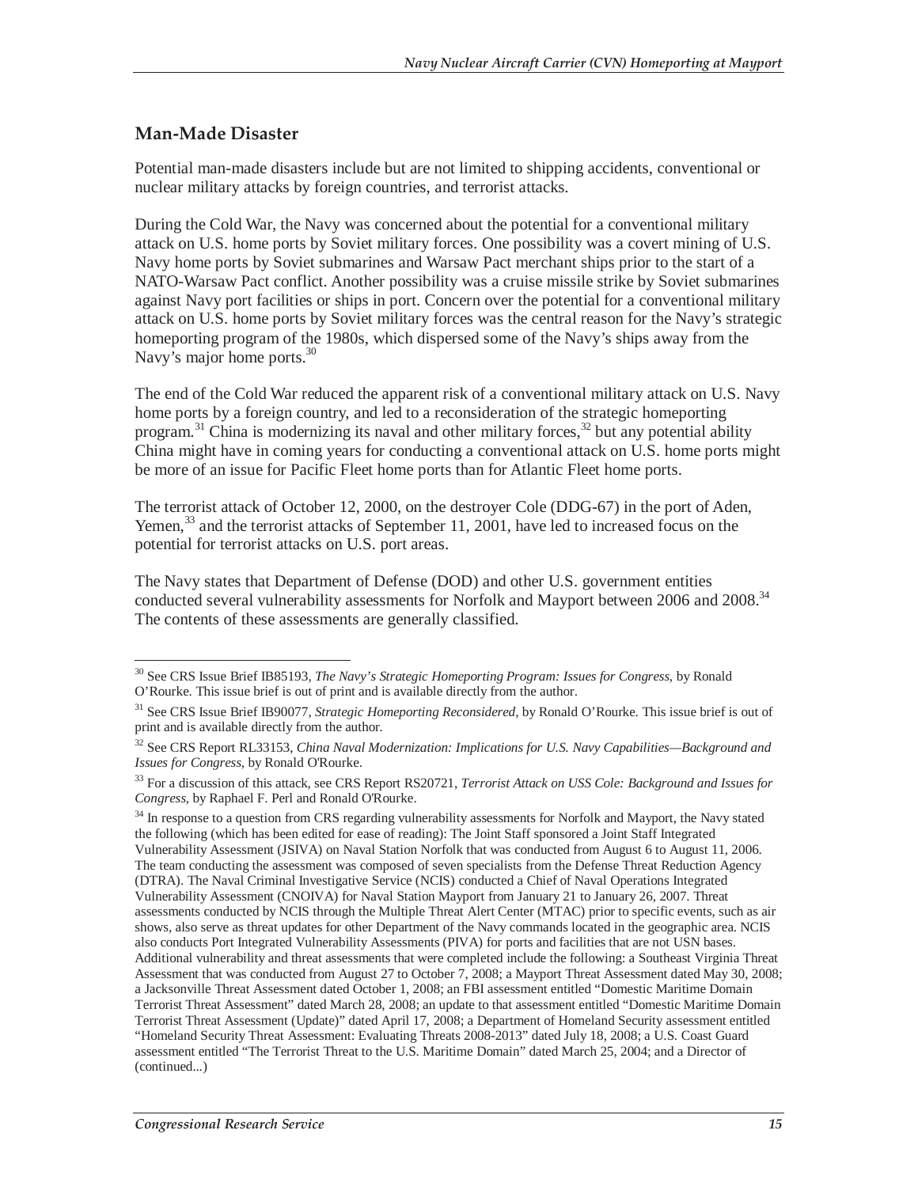## Man-Made Disaster

Potential man-made disasters include but are not limited to shipping accidents, conventional or nuclear military attacks by foreign countries, and terrorist attacks.

During the Cold War, the Navy was concerned about the potential for a conventional military attack on U.S. home ports by Soviet military forces. One possibility was a covert mining of U.S. Navy home ports by Soviet submarines and Warsaw Pact merchant ships prior to the start of a NATO-Warsaw Pact conflict. Another possibility was a cruise missile strike by Soviet submarines against Navy port facilities or ships in port. Concern over the potential for a conventional military attack on U.S. home ports by Soviet military forces was the central reason for the Navy's strategic homeporting program of the 1980s, which dispersed some of the Navy's ships away from the Navy's major home ports.[30]

The end of the Cold War reduced the apparent risk of a conventional military attack on U.S. Navy home ports by a foreign country, and led to a reconsideration of the strategic homeporting program.[31] China is modernizing its naval and other military forces,[32] but any potential ability China might have in coming years for conducting a conventional attack on U.S. home ports might be more of an issue for Pacific Fleet home ports than for Atlantic Fleet home ports.

The terrorist attack of October 12, 2000, on the destroyer Cole (DDG-67) in the port of Aden, Yemen,[33] and the terrorist attacks of September 11, 2001, have led to increased focus on the potential for terrorist attacks on U.S. port areas.

The Navy states that Department of Defense (DOD) and other U.S. government entities conducted several vulnerability assessments for Norfolk and Mayport between 2006 and 2008.[34] The contents of these assessments are generally classified.

---

[30] See CRS Issue Brief IB85193, *The Navy's Strategic Homeporting Program: Issues for Congress*, by Ronald O'Rourke. This issue brief is out of print and is available directly from the author.

[31] See CRS Issue Brief IB90077, *Strategic Homeporting Reconsidered*, by Ronald O'Rourke. This issue brief is out of print and is available directly from the author.

[32] See CRS Report RL33153, *China Naval Modernization: Implications for U.S. Navy Capabilities—Background and Issues for Congress*, by Ronald O'Rourke.

[33] For a discussion of this attack, see CRS Report RS20721, *Terrorist Attack on USS Cole: Background and Issues for Congress*, by Raphael F. Perl and Ronald O'Rourke.

[34] In response to a question from CRS regarding vulnerability assessments for Norfolk and Mayport, the Navy stated the following (which has been edited for ease of reading): The Joint Staff sponsored a Joint Staff Integrated Vulnerability Assessment (JSIVA) on Naval Station Norfolk that was conducted from August 6 to August 11, 2006. The team conducting the assessment was composed of seven specialists from the Defense Threat Reduction Agency (DTRA). The Naval Criminal Investigative Service (NCIS) conducted a Chief of Naval Operations Integrated Vulnerability Assessment (CNOIVA) for Naval Station Mayport from January 21 to January 26, 2007. Threat assessments conducted by NCIS through the Multiple Threat Alert Center (MTAC) prior to specific events, such as air shows, also serve as threat updates for other Department of the Navy commands located in the geographic area. NCIS also conducts Port Integrated Vulnerability Assessments (PIVA) for ports and facilities that are not USN bases. Additional vulnerability and threat assessments that were completed include the following: a Southeast Virginia Threat Assessment that was conducted from August 27 to October 7, 2008; a Mayport Threat Assessment dated May 30, 2008; a Jacksonville Threat Assessment dated October 1, 2008; an FBI assessment entitled "Domestic Maritime Domain Terrorist Threat Assessment" dated March 28, 2008; an update to that assessment entitled "Domestic Maritime Domain Terrorist Threat Assessment (Update)" dated April 17, 2008; a Department of Homeland Security assessment entitled "Homeland Security Threat Assessment: Evaluating Threats 2008-2013" dated July 18, 2008; a U.S. Coast Guard assessment entitled "The Terrorist Threat to the U.S. Maritime Domain" dated March 25, 2004; and a Director of (continued...)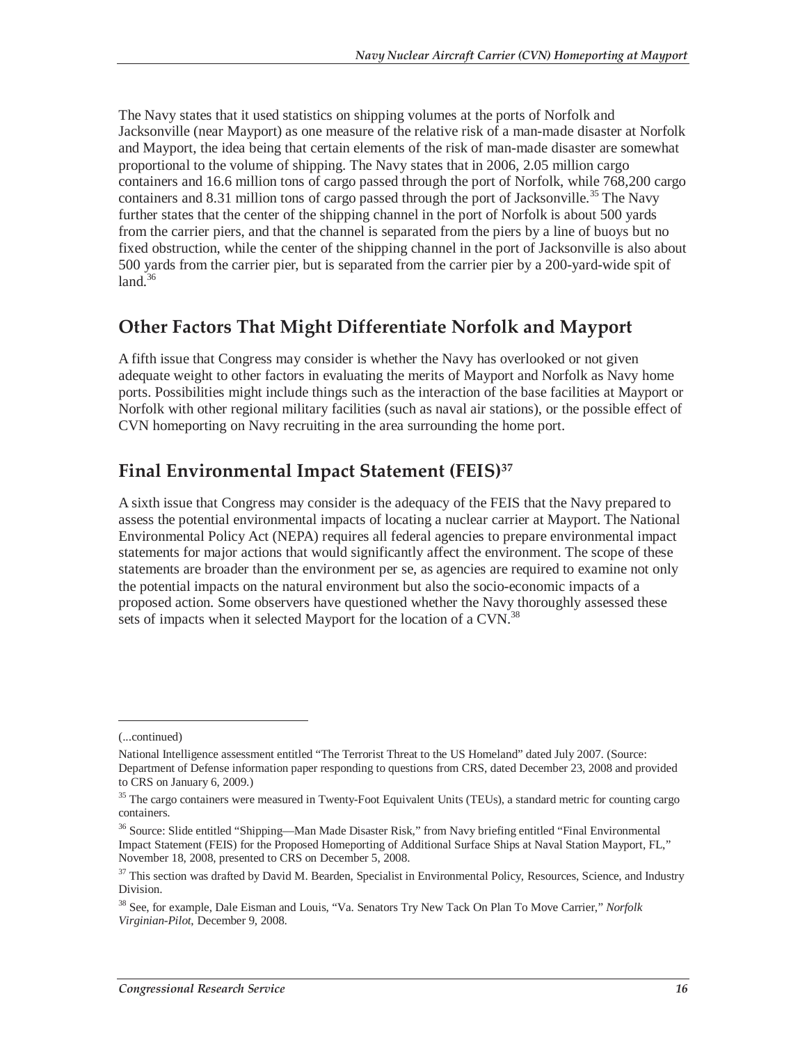The Navy states that it used statistics on shipping volumes at the ports of Norfolk and Jacksonville (near Mayport) as one measure of the relative risk of a man-made disaster at Norfolk and Mayport, the idea being that certain elements of the risk of man-made disaster are somewhat proportional to the volume of shipping. The Navy states that in 2006, 2.05 million cargo containers and 16.6 million tons of cargo passed through the port of Norfolk, while 768,200 cargo containers and 8.31 million tons of cargo passed through the port of Jacksonville.[35] The Navy further states that the center of the shipping channel in the port of Norfolk is about 500 yards from the carrier piers, and that the channel is separated from the piers by a line of buoys but no fixed obstruction, while the center of the shipping channel in the port of Jacksonville is also about 500 yards from the carrier pier, but is separated from the carrier pier by a 200-yard-wide spit of land.[36]

## Other Factors That Might Differentiate Norfolk and Mayport

A fifth issue that Congress may consider is whether the Navy has overlooked or not given adequate weight to other factors in evaluating the merits of Mayport and Norfolk as Navy home ports. Possibilities might include things such as the interaction of the base facilities at Mayport or Norfolk with other regional military facilities (such as naval air stations), or the possible effect of CVN homeporting on Navy recruiting in the area surrounding the home port.

## Final Environmental Impact Statement (FEIS)[37]

A sixth issue that Congress may consider is the adequacy of the FEIS that the Navy prepared to assess the potential environmental impacts of locating a nuclear carrier at Mayport. The National Environmental Policy Act (NEPA) requires all federal agencies to prepare environmental impact statements for major actions that would significantly affect the environment. The scope of these statements are broader than the environment per se, as agencies are required to examine not only the potential impacts on the natural environment but also the socio-economic impacts of a proposed action. Some observers have questioned whether the Navy thoroughly assessed these sets of impacts when it selected Mayport for the location of a CVN.[38]

---

(...continued)

National Intelligence assessment entitled "The Terrorist Threat to the US Homeland" dated July 2007. (Source: Department of Defense information paper responding to questions from CRS, dated December 23, 2008 and provided to CRS on January 6, 2009.)

[35] The cargo containers were measured in Twenty-Foot Equivalent Units (TEUs), a standard metric for counting cargo containers.

[36] Source: Slide entitled "Shipping—Man Made Disaster Risk," from Navy briefing entitled "Final Environmental Impact Statement (FEIS) for the Proposed Homeporting of Additional Surface Ships at Naval Station Mayport, FL," November 18, 2008, presented to CRS on December 5, 2008.

[37] This section was drafted by David M. Bearden, Specialist in Environmental Policy, Resources, Science, and Industry Division.

[38] See, for example, Dale Eisman and Louis, "Va. Senators Try New Tack On Plan To Move Carrier," *Norfolk Virginian-Pilot*, December 9, 2008.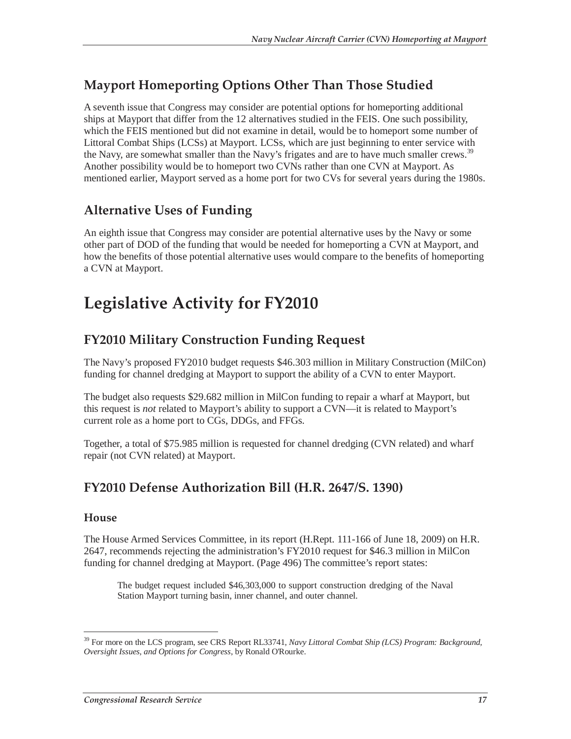## Mayport Homeporting Options Other Than Those Studied

A seventh issue that Congress may consider are potential options for homeporting additional ships at Mayport that differ from the 12 alternatives studied in the FEIS. One such possibility, which the FEIS mentioned but did not examine in detail, would be to homeport some number of Littoral Combat Ships (LCSs) at Mayport. LCSs, which are just beginning to enter service with the Navy, are somewhat smaller than the Navy's frigates and are to have much smaller crews.[39] Another possibility would be to homeport two CVNs rather than one CVN at Mayport. As mentioned earlier, Mayport served as a home port for two CVs for several years during the 1980s.

## Alternative Uses of Funding

An eighth issue that Congress may consider are potential alternative uses by the Navy or some other part of DOD of the funding that would be needed for homeporting a CVN at Mayport, and how the benefits of those potential alternative uses would compare to the benefits of homeporting a CVN at Mayport.

# Legislative Activity for FY2010

## FY2010 Military Construction Funding Request

The Navy's proposed FY2010 budget requests $46.303 million in Military Construction (MilCon) funding for channel dredging at Mayport to support the ability of a CVN to enter Mayport.

The budget also requests $29.682 million in MilCon funding to repair a wharf at Mayport, but this request is *not* related to Mayport's ability to support a CVN—it is related to Mayport's current role as a home port to CGs, DDGs, and FFGs.

Together, a total of $75.985 million is requested for channel dredging (CVN related) and wharf repair (not CVN related) at Mayport.

## FY2010 Defense Authorization Bill (H.R. 2647/S. 1390)

### House

The House Armed Services Committee, in its report (H.Rept. 111-166 of June 18, 2009) on H.R. 2647, recommends rejecting the administration's FY2010 request for $46.3 million in MilCon funding for channel dredging at Mayport. (Page 496) The committee's report states:

> The budget request included $46,303,000 to support construction dredging of the Naval Station Mayport turning basin, inner channel, and outer channel.

---

[39] For more on the LCS program, see CRS Report RL33741, *Navy Littoral Combat Ship (LCS) Program: Background, Oversight Issues, and Options for Congress*, by Ronald O'Rourke.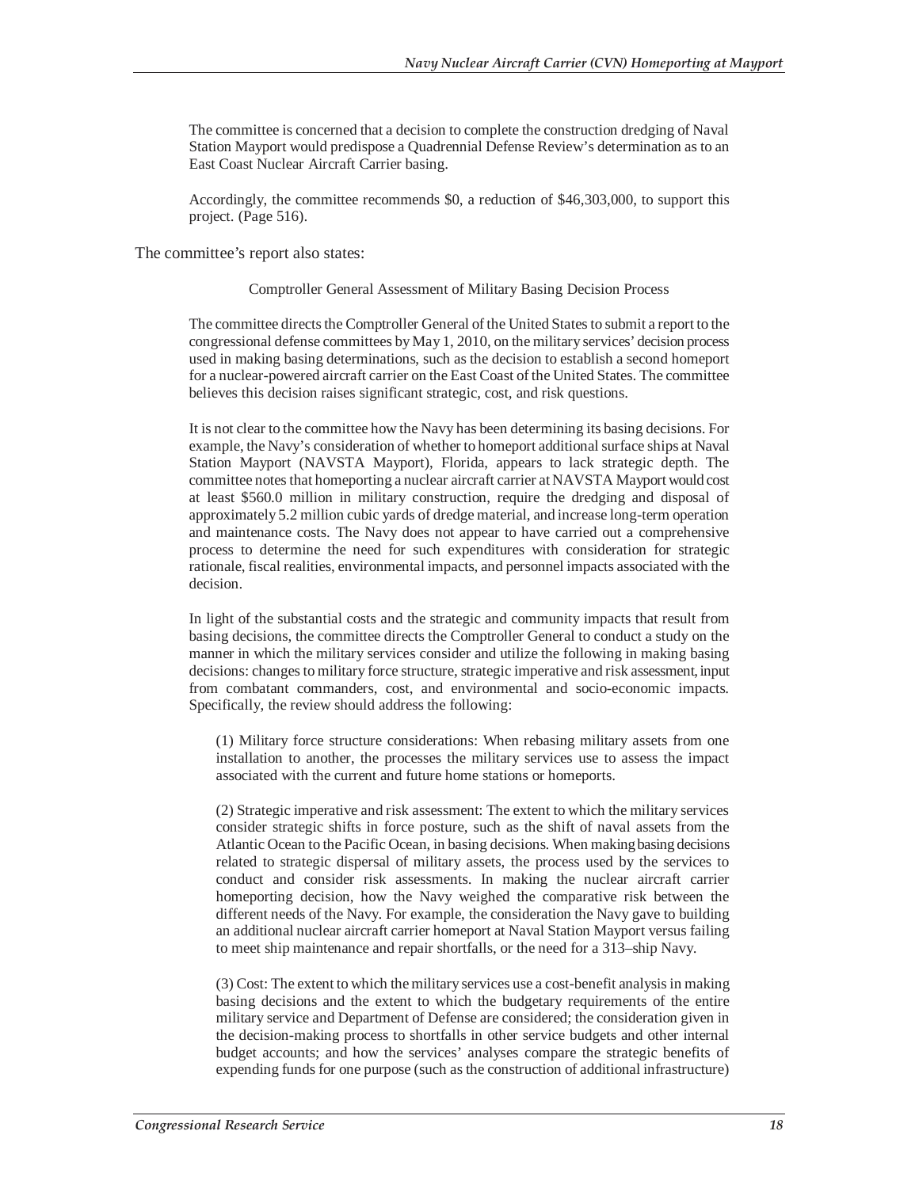> The committee is concerned that a decision to complete the construction dredging of Naval Station Mayport would predispose a Quadrennial Defense Review's determination as to an East Coast Nuclear Aircraft Carrier basing.
>
> Accordingly, the committee recommends $0, a reduction of $46,303,000, to support this project. (Page 516).

The committee's report also states:

> Comptroller General Assessment of Military Basing Decision Process
>
> The committee directs the Comptroller General of the United States to submit a report to the congressional defense committees by May 1, 2010, on the military services' decision process used in making basing determinations, such as the decision to establish a second homeport for a nuclear-powered aircraft carrier on the East Coast of the United States. The committee believes this decision raises significant strategic, cost, and risk questions.
>
> It is not clear to the committee how the Navy has been determining its basing decisions. For example, the Navy's consideration of whether to homeport additional surface ships at Naval Station Mayport (NAVSTA Mayport), Florida, appears to lack strategic depth. The committee notes that homeporting a nuclear aircraft carrier at NAVSTA Mayport would cost at least $560.0 million in military construction, require the dredging and disposal of approximately 5.2 million cubic yards of dredge material, and increase long-term operation and maintenance costs. The Navy does not appear to have carried out a comprehensive process to determine the need for such expenditures with consideration for strategic rationale, fiscal realities, environmental impacts, and personnel impacts associated with the decision.
>
> In light of the substantial costs and the strategic and community impacts that result from basing decisions, the committee directs the Comptroller General to conduct a study on the manner in which the military services consider and utilize the following in making basing decisions: changes to military force structure, strategic imperative and risk assessment, input from combatant commanders, cost, and environmental and socio-economic impacts. Specifically, the review should address the following:
>
> > (1) Military force structure considerations: When rebasing military assets from one installation to another, the processes the military services use to assess the impact associated with the current and future home stations or homeports.
> >
> > (2) Strategic imperative and risk assessment: The extent to which the military services consider strategic shifts in force posture, such as the shift of naval assets from the Atlantic Ocean to the Pacific Ocean, in basing decisions. When making basing decisions related to strategic dispersal of military assets, the process used by the services to conduct and consider risk assessments. In making the nuclear aircraft carrier homeporting decision, how the Navy weighed the comparative risk between the different needs of the Navy. For example, the consideration the Navy gave to building an additional nuclear aircraft carrier homeport at Naval Station Mayport versus failing to meet ship maintenance and repair shortfalls, or the need for a 313–ship Navy.
> >
> > (3) Cost: The extent to which the military services use a cost-benefit analysis in making basing decisions and the extent to which the budgetary requirements of the entire military service and Department of Defense are considered; the consideration given in the decision-making process to shortfalls in other service budgets and other internal budget accounts; and how the services' analyses compare the strategic benefits of expending funds for one purpose (such as the construction of additional infrastructure)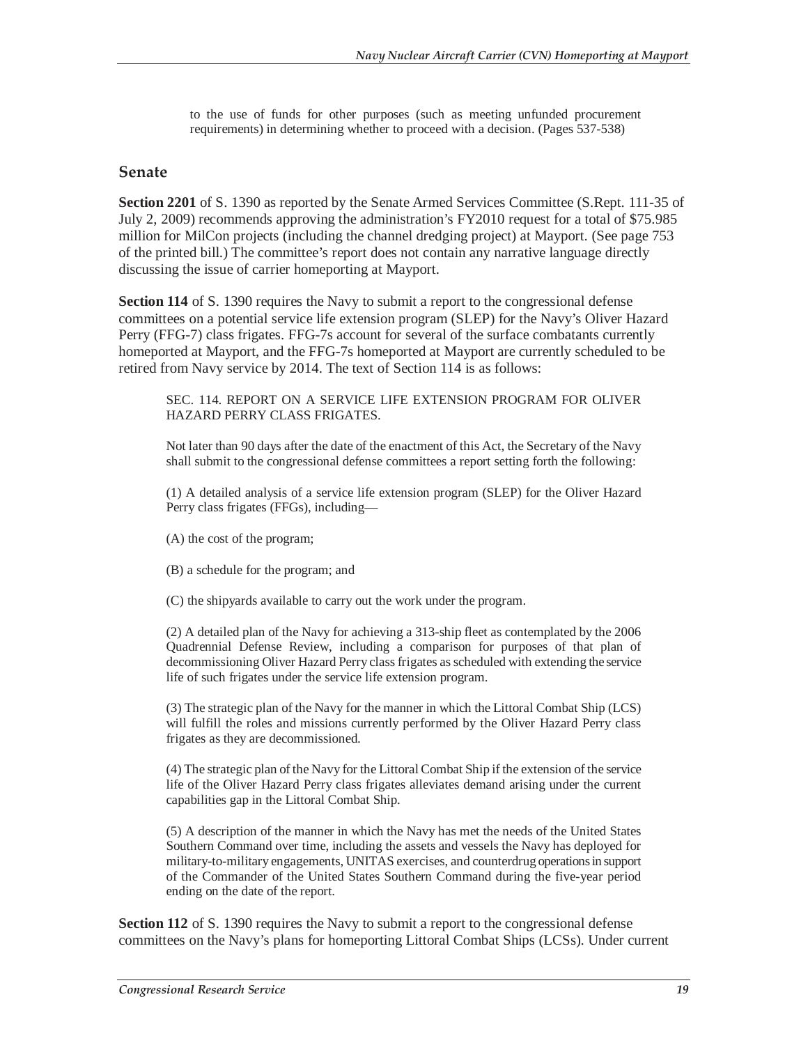to the use of funds for other purposes (such as meeting unfunded procurement requirements) in determining whether to proceed with a decision. (Pages 537-538)

## Senate

**Section 2201** of S. 1390 as reported by the Senate Armed Services Committee (S.Rept. 111-35 of July 2, 2009) recommends approving the administration's FY2010 request for a total of $75.985 million for MilCon projects (including the channel dredging project) at Mayport. (See page 753 of the printed bill.) The committee's report does not contain any narrative language directly discussing the issue of carrier homeporting at Mayport.

**Section 114** of S. 1390 requires the Navy to submit a report to the congressional defense committees on a potential service life extension program (SLEP) for the Navy's Oliver Hazard Perry (FFG-7) class frigates. FFG-7s account for several of the surface combatants currently homeported at Mayport, and the FFG-7s homeported at Mayport are currently scheduled to be retired from Navy service by 2014. The text of Section 114 is as follows:

> SEC. 114. REPORT ON A SERVICE LIFE EXTENSION PROGRAM FOR OLIVER HAZARD PERRY CLASS FRIGATES.
>
> Not later than 90 days after the date of the enactment of this Act, the Secretary of the Navy shall submit to the congressional defense committees a report setting forth the following:
>
> (1) A detailed analysis of a service life extension program (SLEP) for the Oliver Hazard Perry class frigates (FFGs), including—
>
> (A) the cost of the program;
>
> (B) a schedule for the program; and
>
> (C) the shipyards available to carry out the work under the program.
>
> (2) A detailed plan of the Navy for achieving a 313-ship fleet as contemplated by the 2006 Quadrennial Defense Review, including a comparison for purposes of that plan of decommissioning Oliver Hazard Perry class frigates as scheduled with extending the service life of such frigates under the service life extension program.
>
> (3) The strategic plan of the Navy for the manner in which the Littoral Combat Ship (LCS) will fulfill the roles and missions currently performed by the Oliver Hazard Perry class frigates as they are decommissioned.
>
> (4) The strategic plan of the Navy for the Littoral Combat Ship if the extension of the service life of the Oliver Hazard Perry class frigates alleviates demand arising under the current capabilities gap in the Littoral Combat Ship.
>
> (5) A description of the manner in which the Navy has met the needs of the United States Southern Command over time, including the assets and vessels the Navy has deployed for military-to-military engagements, UNITAS exercises, and counterdrug operations in support of the Commander of the United States Southern Command during the five-year period ending on the date of the report.

**Section 112** of S. 1390 requires the Navy to submit a report to the congressional defense committees on the Navy's plans for homeporting Littoral Combat Ships (LCSs). Under current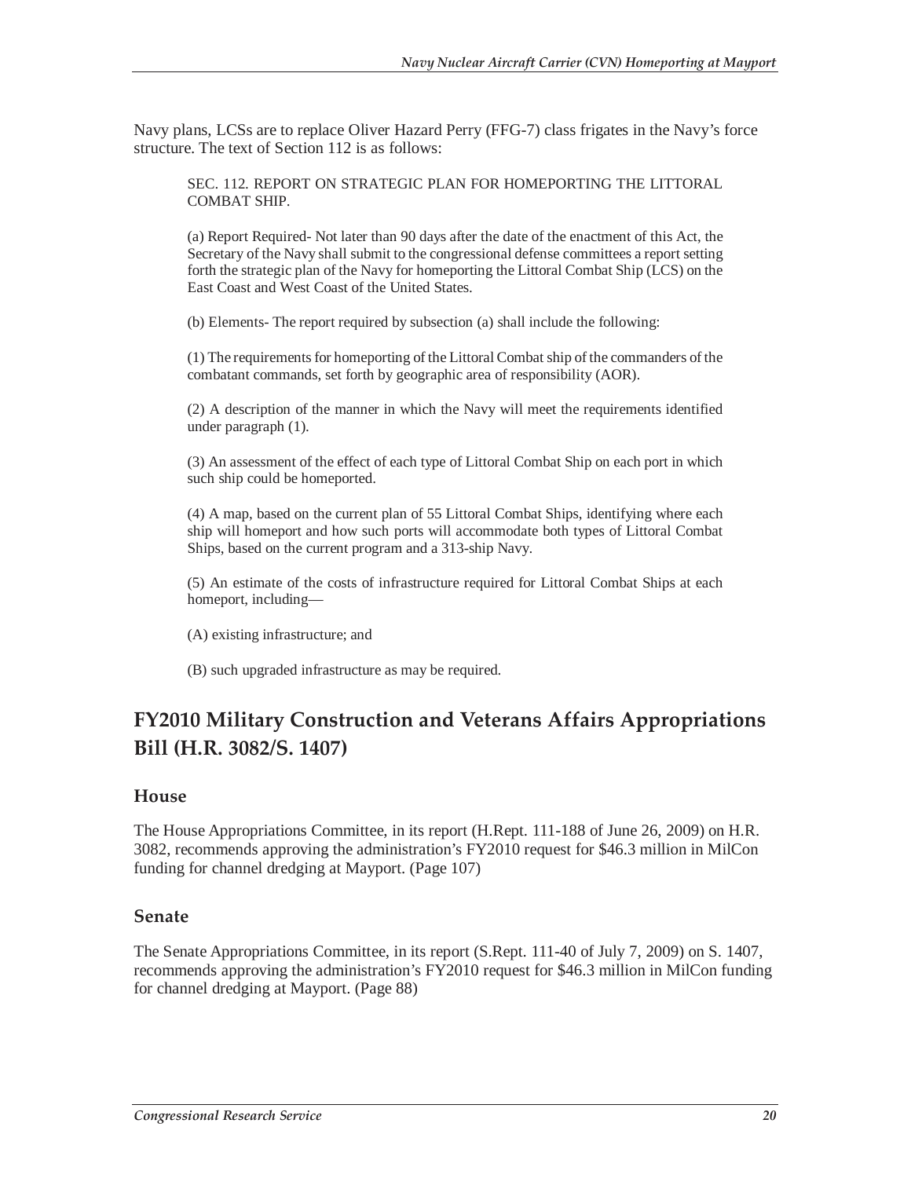Navy plans, LCSs are to replace Oliver Hazard Perry (FFG-7) class frigates in the Navy's force structure. The text of Section 112 is as follows:

> SEC. 112. REPORT ON STRATEGIC PLAN FOR HOMEPORTING THE LITTORAL COMBAT SHIP.
>
> (a) Report Required- Not later than 90 days after the date of the enactment of this Act, the Secretary of the Navy shall submit to the congressional defense committees a report setting forth the strategic plan of the Navy for homeporting the Littoral Combat Ship (LCS) on the East Coast and West Coast of the United States.
>
> (b) Elements- The report required by subsection (a) shall include the following:
>
> (1) The requirements for homeporting of the Littoral Combat ship of the commanders of the combatant commands, set forth by geographic area of responsibility (AOR).
>
> (2) A description of the manner in which the Navy will meet the requirements identified under paragraph (1).
>
> (3) An assessment of the effect of each type of Littoral Combat Ship on each port in which such ship could be homeported.
>
> (4) A map, based on the current plan of 55 Littoral Combat Ships, identifying where each ship will homeport and how such ports will accommodate both types of Littoral Combat Ships, based on the current program and a 313-ship Navy.
>
> (5) An estimate of the costs of infrastructure required for Littoral Combat Ships at each homeport, including—
>
> (A) existing infrastructure; and
>
> (B) such upgraded infrastructure as may be required.

## FY2010 Military Construction and Veterans Affairs Appropriations Bill (H.R. 3082/S. 1407)

### House

The House Appropriations Committee, in its report (H.Rept. 111-188 of June 26, 2009) on H.R. 3082, recommends approving the administration's FY2010 request for $46.3 million in MilCon funding for channel dredging at Mayport. (Page 107)

### Senate

The Senate Appropriations Committee, in its report (S.Rept. 111-40 of July 7, 2009) on S. 1407, recommends approving the administration's FY2010 request for $46.3 million in MilCon funding for channel dredging at Mayport. (Page 88)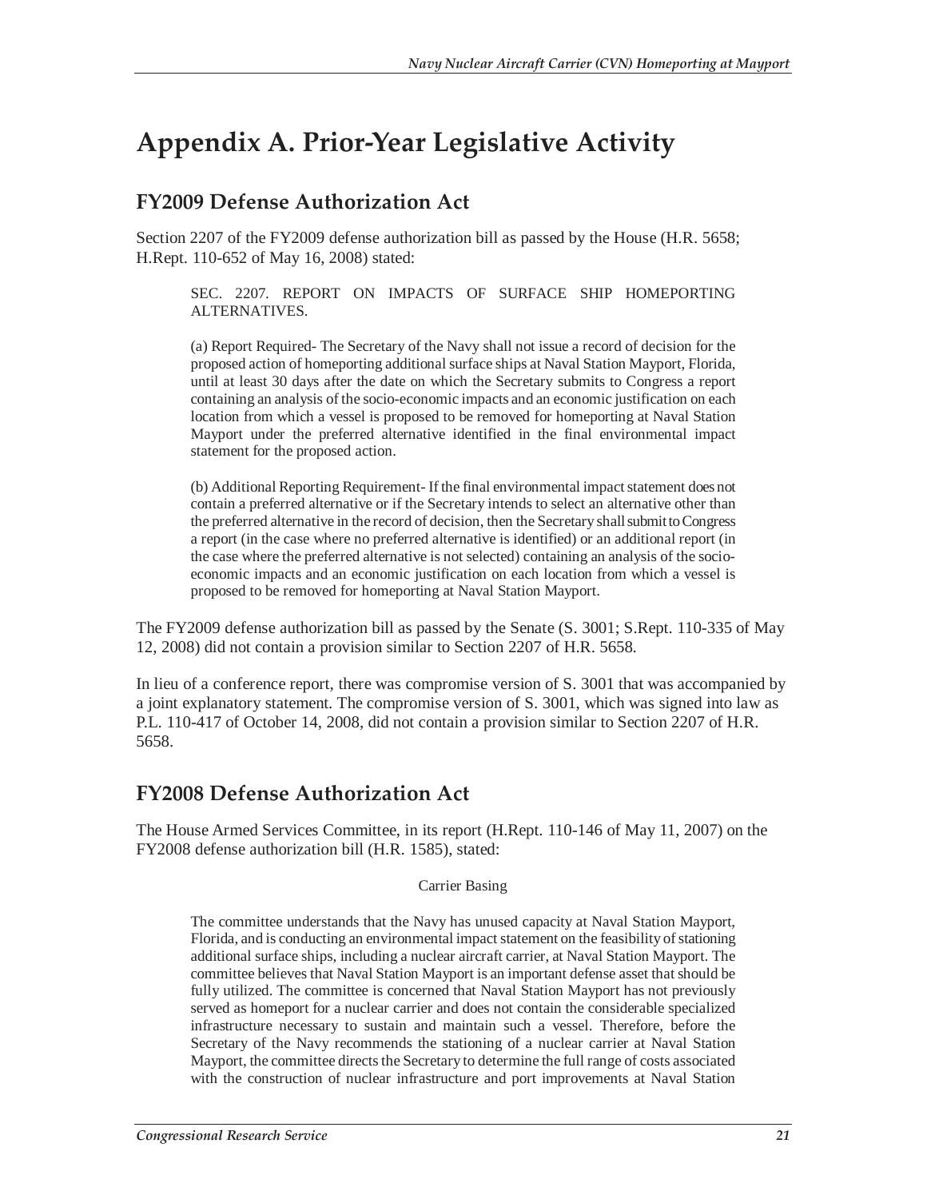# Appendix A. Prior-Year Legislative Activity

## FY2009 Defense Authorization Act

Section 2207 of the FY2009 defense authorization bill as passed by the House (H.R. 5658; H.Rept. 110-652 of May 16, 2008) stated:

> SEC. 2207. REPORT ON IMPACTS OF SURFACE SHIP HOMEPORTING ALTERNATIVES.
>
> (a) Report Required- The Secretary of the Navy shall not issue a record of decision for the proposed action of homeporting additional surface ships at Naval Station Mayport, Florida, until at least 30 days after the date on which the Secretary submits to Congress a report containing an analysis of the socio-economic impacts and an economic justification on each location from which a vessel is proposed to be removed for homeporting at Naval Station Mayport under the preferred alternative identified in the final environmental impact statement for the proposed action.
>
> (b) Additional Reporting Requirement- If the final environmental impact statement does not contain a preferred alternative or if the Secretary intends to select an alternative other than the preferred alternative in the record of decision, then the Secretary shall submit to Congress a report (in the case where no preferred alternative is identified) or an additional report (in the case where the preferred alternative is not selected) containing an analysis of the socio-economic impacts and an economic justification on each location from which a vessel is proposed to be removed for homeporting at Naval Station Mayport.

The FY2009 defense authorization bill as passed by the Senate (S. 3001; S.Rept. 110-335 of May 12, 2008) did not contain a provision similar to Section 2207 of H.R. 5658.

In lieu of a conference report, there was compromise version of S. 3001 that was accompanied by a joint explanatory statement. The compromise version of S. 3001, which was signed into law as P.L. 110-417 of October 14, 2008, did not contain a provision similar to Section 2207 of H.R. 5658.

## FY2008 Defense Authorization Act

The House Armed Services Committee, in its report (H.Rept. 110-146 of May 11, 2007) on the FY2008 defense authorization bill (H.R. 1585), stated:

> Carrier Basing
>
> The committee understands that the Navy has unused capacity at Naval Station Mayport, Florida, and is conducting an environmental impact statement on the feasibility of stationing additional surface ships, including a nuclear aircraft carrier, at Naval Station Mayport. The committee believes that Naval Station Mayport is an important defense asset that should be fully utilized. The committee is concerned that Naval Station Mayport has not previously served as homeport for a nuclear carrier and does not contain the considerable specialized infrastructure necessary to sustain and maintain such a vessel. Therefore, before the Secretary of the Navy recommends the stationing of a nuclear carrier at Naval Station Mayport, the committee directs the Secretary to determine the full range of costs associated with the construction of nuclear infrastructure and port improvements at Naval Station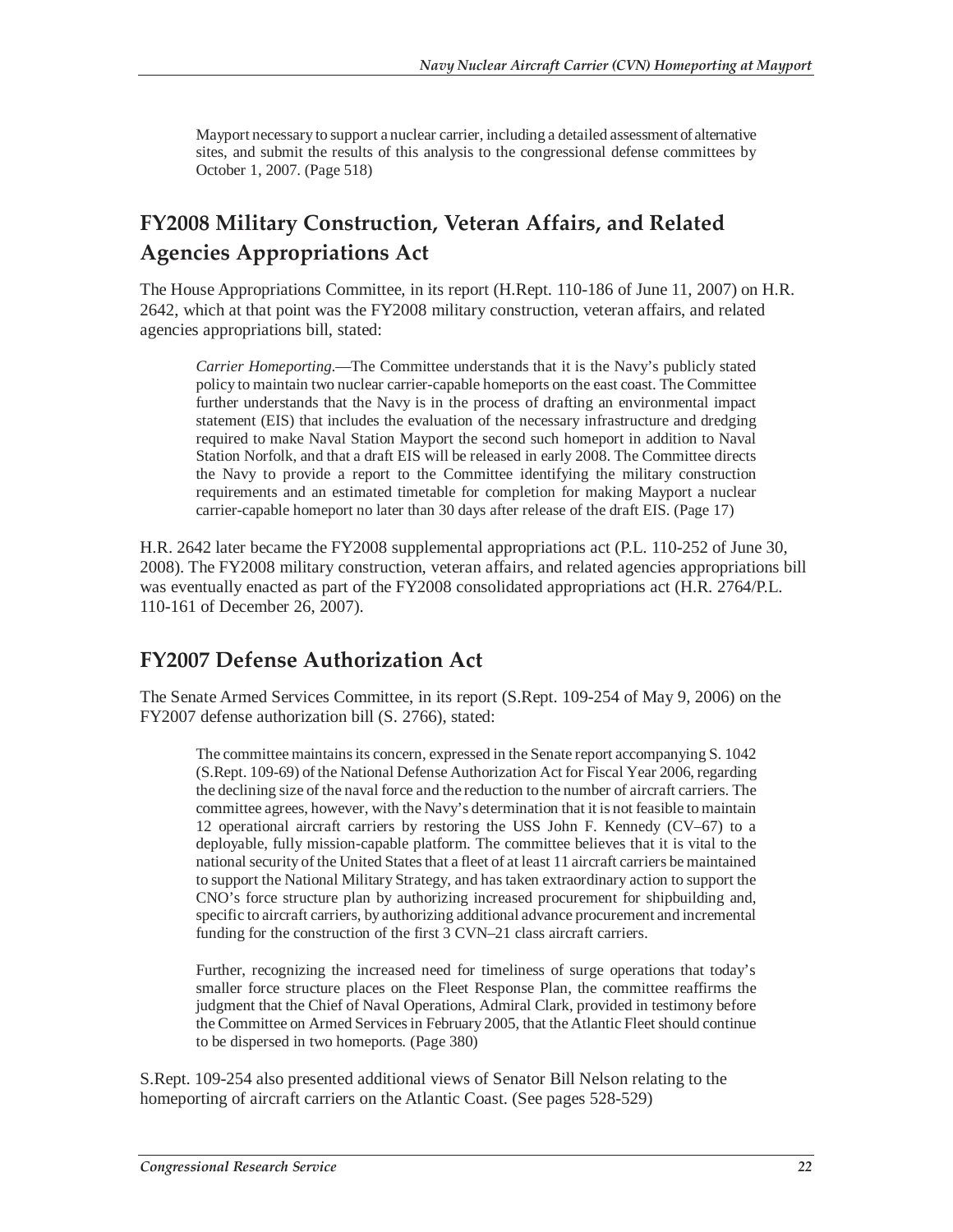> Mayport necessary to support a nuclear carrier, including a detailed assessment of alternative sites, and submit the results of this analysis to the congressional defense committees by October 1, 2007. (Page 518)

## FY2008 Military Construction, Veteran Affairs, and Related Agencies Appropriations Act

The House Appropriations Committee, in its report (H.Rept. 110-186 of June 11, 2007) on H.R. 2642, which at that point was the FY2008 military construction, veteran affairs, and related agencies appropriations bill, stated:

> *Carrier Homeporting*.—The Committee understands that it is the Navy's publicly stated policy to maintain two nuclear carrier-capable homeports on the east coast. The Committee further understands that the Navy is in the process of drafting an environmental impact statement (EIS) that includes the evaluation of the necessary infrastructure and dredging required to make Naval Station Mayport the second such homeport in addition to Naval Station Norfolk, and that a draft EIS will be released in early 2008. The Committee directs the Navy to provide a report to the Committee identifying the military construction requirements and an estimated timetable for completion for making Mayport a nuclear carrier-capable homeport no later than 30 days after release of the draft EIS. (Page 17)

H.R. 2642 later became the FY2008 supplemental appropriations act (P.L. 110-252 of June 30, 2008). The FY2008 military construction, veteran affairs, and related agencies appropriations bill was eventually enacted as part of the FY2008 consolidated appropriations act (H.R. 2764/P.L. 110-161 of December 26, 2007).

## FY2007 Defense Authorization Act

The Senate Armed Services Committee, in its report (S.Rept. 109-254 of May 9, 2006) on the FY2007 defense authorization bill (S. 2766), stated:

> The committee maintains its concern, expressed in the Senate report accompanying S. 1042 (S.Rept. 109-69) of the National Defense Authorization Act for Fiscal Year 2006, regarding the declining size of the naval force and the reduction to the number of aircraft carriers. The committee agrees, however, with the Navy's determination that it is not feasible to maintain 12 operational aircraft carriers by restoring the USS John F. Kennedy (CV–67) to a deployable, fully mission-capable platform. The committee believes that it is vital to the national security of the United States that a fleet of at least 11 aircraft carriers be maintained to support the National Military Strategy, and has taken extraordinary action to support the CNO's force structure plan by authorizing increased procurement for shipbuilding and, specific to aircraft carriers, by authorizing additional advance procurement and incremental funding for the construction of the first 3 CVN–21 class aircraft carriers.
>
> Further, recognizing the increased need for timeliness of surge operations that today's smaller force structure places on the Fleet Response Plan, the committee reaffirms the judgment that the Chief of Naval Operations, Admiral Clark, provided in testimony before the Committee on Armed Services in February 2005, that the Atlantic Fleet should continue to be dispersed in two homeports. (Page 380)

S.Rept. 109-254 also presented additional views of Senator Bill Nelson relating to the homeporting of aircraft carriers on the Atlantic Coast. (See pages 528-529)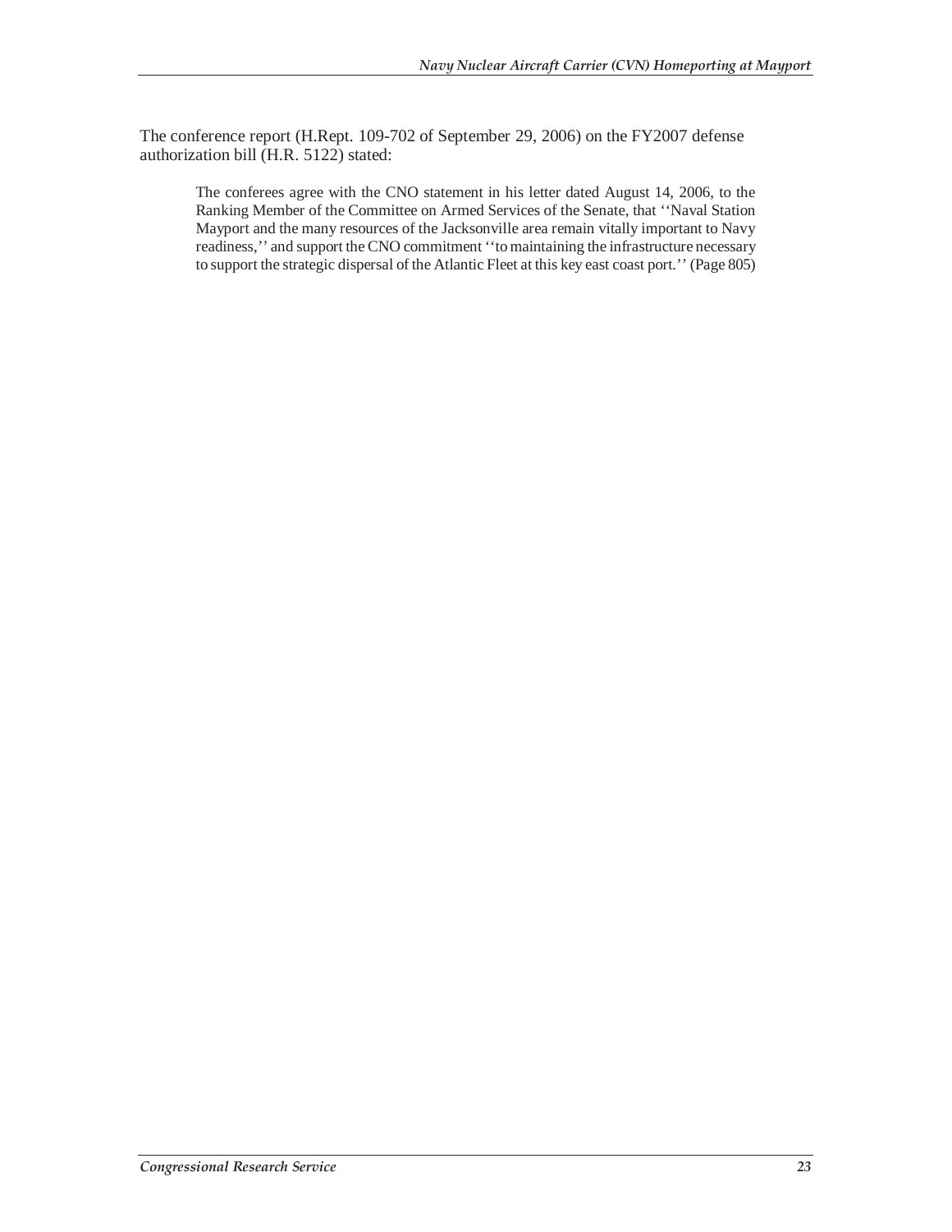The conference report (H.Rept. 109-702 of September 29, 2006) on the FY2007 defense authorization bill (H.R. 5122) stated:

> The conferees agree with the CNO statement in his letter dated August 14, 2006, to the Ranking Member of the Committee on Armed Services of the Senate, that ''Naval Station Mayport and the many resources of the Jacksonville area remain vitally important to Navy readiness,'' and support the CNO commitment ''to maintaining the infrastructure necessary to support the strategic dispersal of the Atlantic Fleet at this key east coast port.'' (Page 805)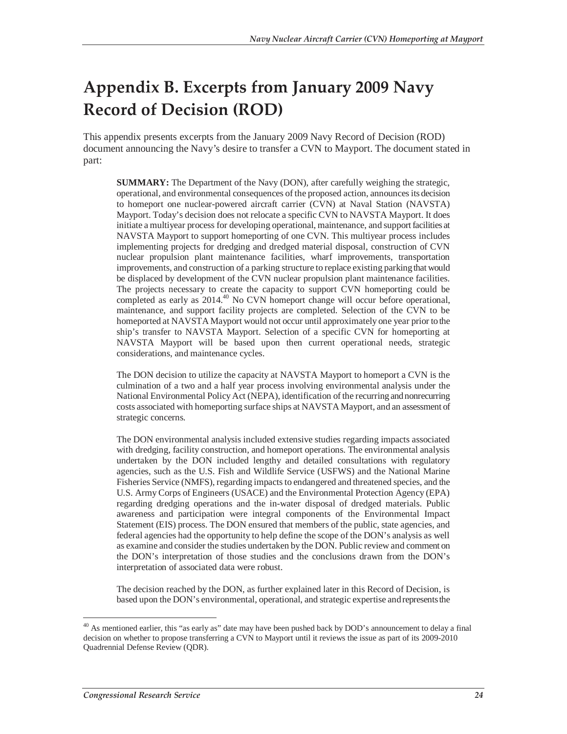# Appendix B. Excerpts from January 2009 Navy Record of Decision (ROD)

This appendix presents excerpts from the January 2009 Navy Record of Decision (ROD) document announcing the Navy's desire to transfer a CVN to Mayport. The document stated in part:

> **SUMMARY:** The Department of the Navy (DON), after carefully weighing the strategic, operational, and environmental consequences of the proposed action, announces its decision to homeport one nuclear-powered aircraft carrier (CVN) at Naval Station (NAVSTA) Mayport. Today's decision does not relocate a specific CVN to NAVSTA Mayport. It does initiate a multiyear process for developing operational, maintenance, and support facilities at NAVSTA Mayport to support homeporting of one CVN. This multiyear process includes implementing projects for dredging and dredged material disposal, construction of CVN nuclear propulsion plant maintenance facilities, wharf improvements, transportation improvements, and construction of a parking structure to replace existing parking that would be displaced by development of the CVN nuclear propulsion plant maintenance facilities. The projects necessary to create the capacity to support CVN homeporting could be completed as early as 2014.[40] No CVN homeport change will occur before operational, maintenance, and support facility projects are completed. Selection of the CVN to be homeported at NAVSTA Mayport would not occur until approximately one year prior to the ship's transfer to NAVSTA Mayport. Selection of a specific CVN for homeporting at NAVSTA Mayport will be based upon then current operational needs, strategic considerations, and maintenance cycles.
>
> The DON decision to utilize the capacity at NAVSTA Mayport to homeport a CVN is the culmination of a two and a half year process involving environmental analysis under the National Environmental Policy Act (NEPA), identification of the recurring and nonrecurring costs associated with homeporting surface ships at NAVSTA Mayport, and an assessment of strategic concerns.
>
> The DON environmental analysis included extensive studies regarding impacts associated with dredging, facility construction, and homeport operations. The environmental analysis undertaken by the DON included lengthy and detailed consultations with regulatory agencies, such as the U.S. Fish and Wildlife Service (USFWS) and the National Marine Fisheries Service (NMFS), regarding impacts to endangered and threatened species, and the U.S. Army Corps of Engineers (USACE) and the Environmental Protection Agency (EPA) regarding dredging operations and the in-water disposal of dredged materials. Public awareness and participation were integral components of the Environmental Impact Statement (EIS) process. The DON ensured that members of the public, state agencies, and federal agencies had the opportunity to help define the scope of the DON's analysis as well as examine and consider the studies undertaken by the DON. Public review and comment on the DON's interpretation of those studies and the conclusions drawn from the DON's interpretation of associated data were robust.
>
> The decision reached by the DON, as further explained later in this Record of Decision, is based upon the DON's environmental, operational, and strategic expertise and represents the

[40] As mentioned earlier, this "as early as" date may have been pushed back by DOD's announcement to delay a final decision on whether to propose transferring a CVN to Mayport until it reviews the issue as part of its 2009-2010 Quadrennial Defense Review (QDR).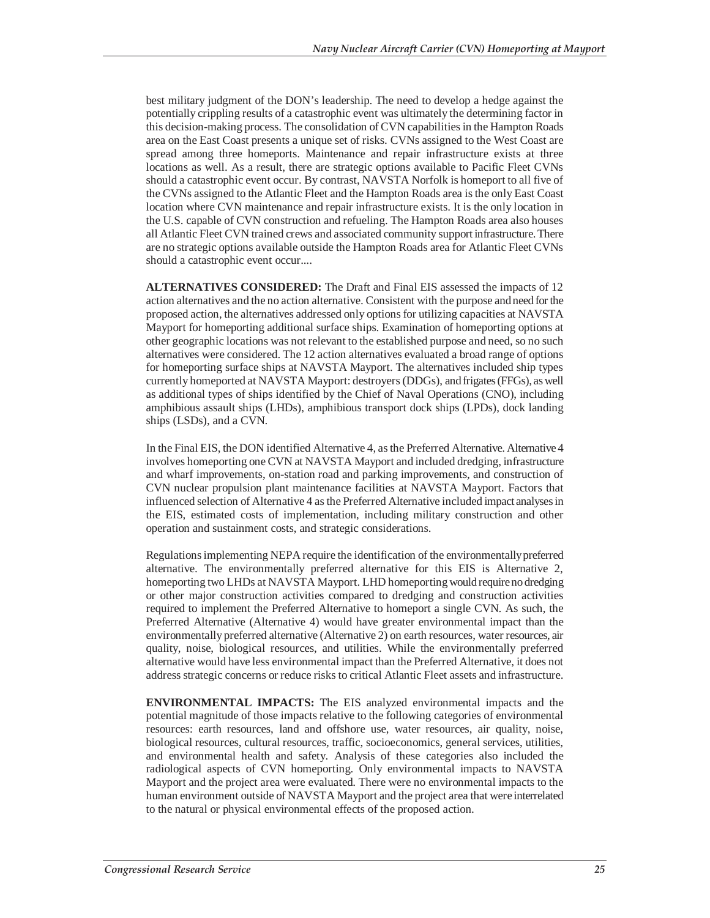best military judgment of the DON's leadership. The need to develop a hedge against the potentially crippling results of a catastrophic event was ultimately the determining factor in this decision-making process. The consolidation of CVN capabilities in the Hampton Roads area on the East Coast presents a unique set of risks. CVNs assigned to the West Coast are spread among three homeports. Maintenance and repair infrastructure exists at three locations as well. As a result, there are strategic options available to Pacific Fleet CVNs should a catastrophic event occur. By contrast, NAVSTA Norfolk is homeport to all five of the CVNs assigned to the Atlantic Fleet and the Hampton Roads area is the only East Coast location where CVN maintenance and repair infrastructure exists. It is the only location in the U.S. capable of CVN construction and refueling. The Hampton Roads area also houses all Atlantic Fleet CVN trained crews and associated community support infrastructure. There are no strategic options available outside the Hampton Roads area for Atlantic Fleet CVNs should a catastrophic event occur....

**ALTERNATIVES CONSIDERED:** The Draft and Final EIS assessed the impacts of 12 action alternatives and the no action alternative. Consistent with the purpose and need for the proposed action, the alternatives addressed only options for utilizing capacities at NAVSTA Mayport for homeporting additional surface ships. Examination of homeporting options at other geographic locations was not relevant to the established purpose and need, so no such alternatives were considered. The 12 action alternatives evaluated a broad range of options for homeporting surface ships at NAVSTA Mayport. The alternatives included ship types currently homeported at NAVSTA Mayport: destroyers (DDGs), and frigates (FFGs), as well as additional types of ships identified by the Chief of Naval Operations (CNO), including amphibious assault ships (LHDs), amphibious transport dock ships (LPDs), dock landing ships (LSDs), and a CVN.

In the Final EIS, the DON identified Alternative 4, as the Preferred Alternative. Alternative 4 involves homeporting one CVN at NAVSTA Mayport and included dredging, infrastructure and wharf improvements, on-station road and parking improvements, and construction of CVN nuclear propulsion plant maintenance facilities at NAVSTA Mayport. Factors that influenced selection of Alternative 4 as the Preferred Alternative included impact analyses in the EIS, estimated costs of implementation, including military construction and other operation and sustainment costs, and strategic considerations.

Regulations implementing NEPA require the identification of the environmentally preferred alternative. The environmentally preferred alternative for this EIS is Alternative 2, homeporting two LHDs at NAVSTA Mayport. LHD homeporting would require no dredging or other major construction activities compared to dredging and construction activities required to implement the Preferred Alternative to homeport a single CVN. As such, the Preferred Alternative (Alternative 4) would have greater environmental impact than the environmentally preferred alternative (Alternative 2) on earth resources, water resources, air quality, noise, biological resources, and utilities. While the environmentally preferred alternative would have less environmental impact than the Preferred Alternative, it does not address strategic concerns or reduce risks to critical Atlantic Fleet assets and infrastructure.

**ENVIRONMENTAL IMPACTS:** The EIS analyzed environmental impacts and the potential magnitude of those impacts relative to the following categories of environmental resources: earth resources, land and offshore use, water resources, air quality, noise, biological resources, cultural resources, traffic, socioeconomics, general services, utilities, and environmental health and safety. Analysis of these categories also included the radiological aspects of CVN homeporting. Only environmental impacts to NAVSTA Mayport and the project area were evaluated. There were no environmental impacts to the human environment outside of NAVSTA Mayport and the project area that were interrelated to the natural or physical environmental effects of the proposed action.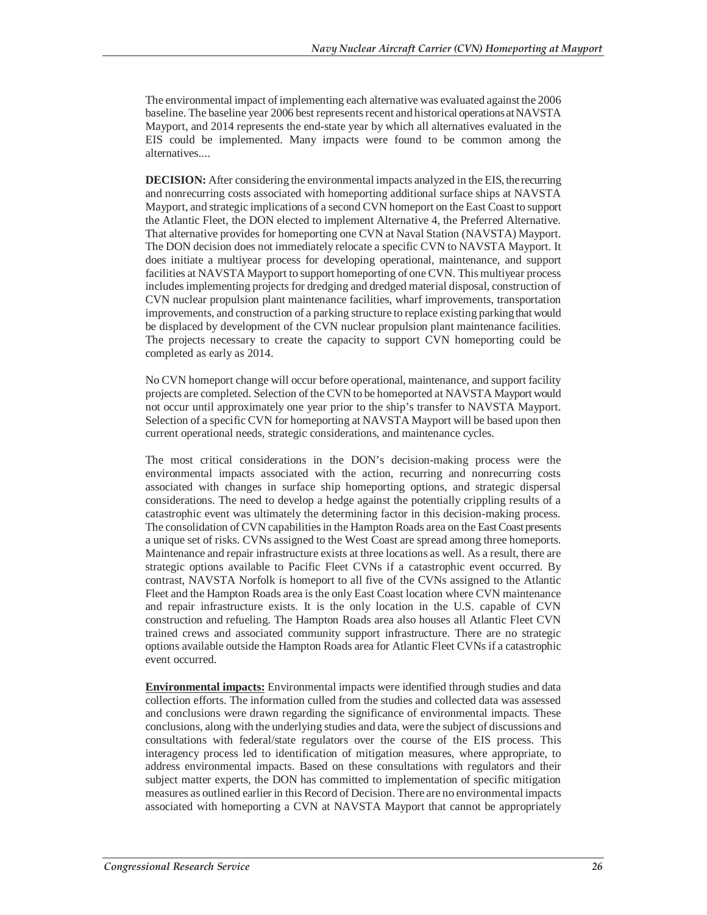The environmental impact of implementing each alternative was evaluated against the 2006 baseline. The baseline year 2006 best represents recent and historical operations at NAVSTA Mayport, and 2014 represents the end-state year by which all alternatives evaluated in the EIS could be implemented. Many impacts were found to be common among the alternatives....

**DECISION:** After considering the environmental impacts analyzed in the EIS, the recurring and nonrecurring costs associated with homeporting additional surface ships at NAVSTA Mayport, and strategic implications of a second CVN homeport on the East Coast to support the Atlantic Fleet, the DON elected to implement Alternative 4, the Preferred Alternative. That alternative provides for homeporting one CVN at Naval Station (NAVSTA) Mayport. The DON decision does not immediately relocate a specific CVN to NAVSTA Mayport. It does initiate a multiyear process for developing operational, maintenance, and support facilities at NAVSTA Mayport to support homeporting of one CVN. This multiyear process includes implementing projects for dredging and dredged material disposal, construction of CVN nuclear propulsion plant maintenance facilities, wharf improvements, transportation improvements, and construction of a parking structure to replace existing parking that would be displaced by development of the CVN nuclear propulsion plant maintenance facilities. The projects necessary to create the capacity to support CVN homeporting could be completed as early as 2014.

No CVN homeport change will occur before operational, maintenance, and support facility projects are completed. Selection of the CVN to be homeported at NAVSTA Mayport would not occur until approximately one year prior to the ship's transfer to NAVSTA Mayport. Selection of a specific CVN for homeporting at NAVSTA Mayport will be based upon then current operational needs, strategic considerations, and maintenance cycles.

The most critical considerations in the DON's decision-making process were the environmental impacts associated with the action, recurring and nonrecurring costs associated with changes in surface ship homeporting options, and strategic dispersal considerations. The need to develop a hedge against the potentially crippling results of a catastrophic event was ultimately the determining factor in this decision-making process. The consolidation of CVN capabilities in the Hampton Roads area on the East Coast presents a unique set of risks. CVNs assigned to the West Coast are spread among three homeports. Maintenance and repair infrastructure exists at three locations as well. As a result, there are strategic options available to Pacific Fleet CVNs if a catastrophic event occurred. By contrast, NAVSTA Norfolk is homeport to all five of the CVNs assigned to the Atlantic Fleet and the Hampton Roads area is the only East Coast location where CVN maintenance and repair infrastructure exists. It is the only location in the U.S. capable of CVN construction and refueling. The Hampton Roads area also houses all Atlantic Fleet CVN trained crews and associated community support infrastructure. There are no strategic options available outside the Hampton Roads area for Atlantic Fleet CVNs if a catastrophic event occurred.

**Environmental impacts:** Environmental impacts were identified through studies and data collection efforts. The information culled from the studies and collected data was assessed and conclusions were drawn regarding the significance of environmental impacts. These conclusions, along with the underlying studies and data, were the subject of discussions and consultations with federal/state regulators over the course of the EIS process. This interagency process led to identification of mitigation measures, where appropriate, to address environmental impacts. Based on these consultations with regulators and their subject matter experts, the DON has committed to implementation of specific mitigation measures as outlined earlier in this Record of Decision. There are no environmental impacts associated with homeporting a CVN at NAVSTA Mayport that cannot be appropriately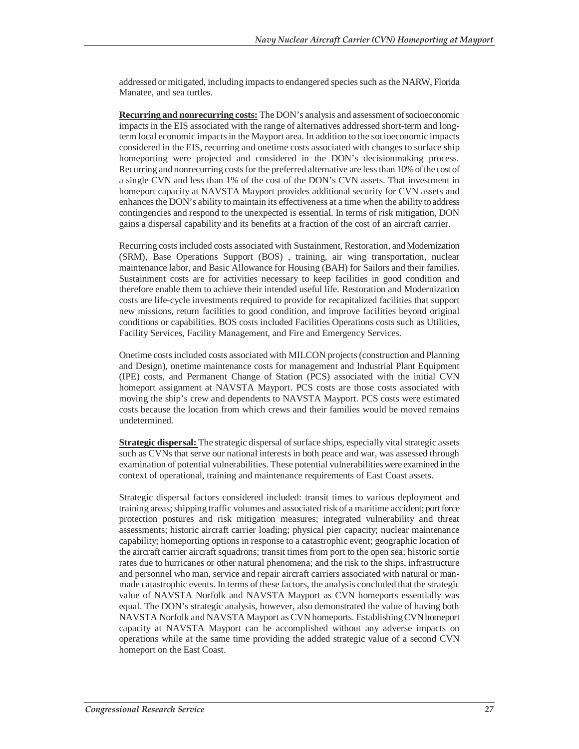addressed or mitigated, including impacts to endangered species such as the NARW, Florida Manatee, and sea turtles.

**Recurring and nonrecurring costs:** The DON's analysis and assessment of socioeconomic impacts in the EIS associated with the range of alternatives addressed short-term and long-term local economic impacts in the Mayport area. In addition to the socioeconomic impacts considered in the EIS, recurring and onetime costs associated with changes to surface ship homeporting were projected and considered in the DON's decisionmaking process. Recurring and nonrecurring costs for the preferred alternative are less than 10% of the cost of a single CVN and less than 1% of the cost of the DON's CVN assets. That investment in homeport capacity at NAVSTA Mayport provides additional security for CVN assets and enhances the DON's ability to maintain its effectiveness at a time when the ability to address contingencies and respond to the unexpected is essential. In terms of risk mitigation, DON gains a dispersal capability and its benefits at a fraction of the cost of an aircraft carrier.

Recurring costs included costs associated with Sustainment, Restoration, and Modernization (SRM), Base Operations Support (BOS) , training, air wing transportation, nuclear maintenance labor, and Basic Allowance for Housing (BAH) for Sailors and their families. Sustainment costs are for activities necessary to keep facilities in good condition and therefore enable them to achieve their intended useful life. Restoration and Modernization costs are life-cycle investments required to provide for recapitalized facilities that support new missions, return facilities to good condition, and improve facilities beyond original conditions or capabilities. BOS costs included Facilities Operations costs such as Utilities, Facility Services, Facility Management, and Fire and Emergency Services.

Onetime costs included costs associated with MILCON projects (construction and Planning and Design), onetime maintenance costs for management and Industrial Plant Equipment (IPE) costs, and Permanent Change of Station (PCS) associated with the initial CVN homeport assignment at NAVSTA Mayport. PCS costs are those costs associated with moving the ship's crew and dependents to NAVSTA Mayport. PCS costs were estimated costs because the location from which crews and their families would be moved remains undetermined.

**Strategic dispersal:** The strategic dispersal of surface ships, especially vital strategic assets such as CVNs that serve our national interests in both peace and war, was assessed through examination of potential vulnerabilities. These potential vulnerabilities were examined in the context of operational, training and maintenance requirements of East Coast assets.

Strategic dispersal factors considered included: transit times to various deployment and training areas; shipping traffic volumes and associated risk of a maritime accident; port force protection postures and risk mitigation measures; integrated vulnerability and threat assessments; historic aircraft carrier loading; physical pier capacity; nuclear maintenance capability; homeporting options in response to a catastrophic event; geographic location of the aircraft carrier aircraft squadrons; transit times from port to the open sea; historic sortie rates due to hurricanes or other natural phenomena; and the risk to the ships, infrastructure and personnel who man, service and repair aircraft carriers associated with natural or man-made catastrophic events. In terms of these factors, the analysis concluded that the strategic value of NAVSTA Norfolk and NAVSTA Mayport as CVN homeports essentially was equal. The DON's strategic analysis, however, also demonstrated the value of having both NAVSTA Norfolk and NAVSTA Mayport as CVN homeports. Establishing CVN homeport capacity at NAVSTA Mayport can be accomplished without any adverse impacts on operations while at the same time providing the added strategic value of a second CVN homeport on the East Coast.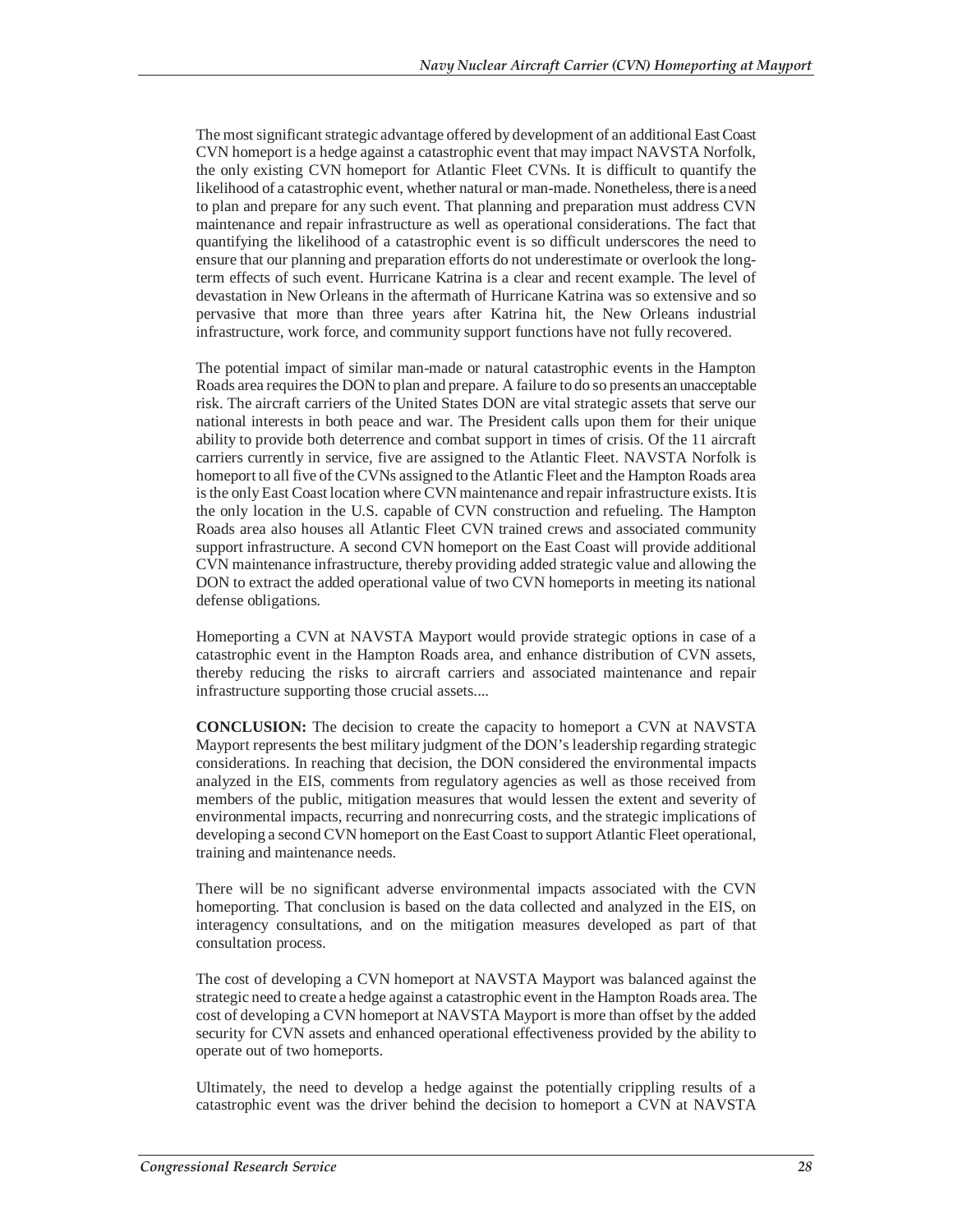The most significant strategic advantage offered by development of an additional East Coast CVN homeport is a hedge against a catastrophic event that may impact NAVSTA Norfolk, the only existing CVN homeport for Atlantic Fleet CVNs. It is difficult to quantify the likelihood of a catastrophic event, whether natural or man-made. Nonetheless, there is a need to plan and prepare for any such event. That planning and preparation must address CVN maintenance and repair infrastructure as well as operational considerations. The fact that quantifying the likelihood of a catastrophic event is so difficult underscores the need to ensure that our planning and preparation efforts do not underestimate or overlook the long-term effects of such event. Hurricane Katrina is a clear and recent example. The level of devastation in New Orleans in the aftermath of Hurricane Katrina was so extensive and so pervasive that more than three years after Katrina hit, the New Orleans industrial infrastructure, work force, and community support functions have not fully recovered.

The potential impact of similar man-made or natural catastrophic events in the Hampton Roads area requires the DON to plan and prepare. A failure to do so presents an unacceptable risk. The aircraft carriers of the United States DON are vital strategic assets that serve our national interests in both peace and war. The President calls upon them for their unique ability to provide both deterrence and combat support in times of crisis. Of the 11 aircraft carriers currently in service, five are assigned to the Atlantic Fleet. NAVSTA Norfolk is homeport to all five of the CVNs assigned to the Atlantic Fleet and the Hampton Roads area is the only East Coast location where CVN maintenance and repair infrastructure exists. It is the only location in the U.S. capable of CVN construction and refueling. The Hampton Roads area also houses all Atlantic Fleet CVN trained crews and associated community support infrastructure. A second CVN homeport on the East Coast will provide additional CVN maintenance infrastructure, thereby providing added strategic value and allowing the DON to extract the added operational value of two CVN homeports in meeting its national defense obligations.

Homeporting a CVN at NAVSTA Mayport would provide strategic options in case of a catastrophic event in the Hampton Roads area, and enhance distribution of CVN assets, thereby reducing the risks to aircraft carriers and associated maintenance and repair infrastructure supporting those crucial assets....

**CONCLUSION:** The decision to create the capacity to homeport a CVN at NAVSTA Mayport represents the best military judgment of the DON's leadership regarding strategic considerations. In reaching that decision, the DON considered the environmental impacts analyzed in the EIS, comments from regulatory agencies as well as those received from members of the public, mitigation measures that would lessen the extent and severity of environmental impacts, recurring and nonrecurring costs, and the strategic implications of developing a second CVN homeport on the East Coast to support Atlantic Fleet operational, training and maintenance needs.

There will be no significant adverse environmental impacts associated with the CVN homeporting. That conclusion is based on the data collected and analyzed in the EIS, on interagency consultations, and on the mitigation measures developed as part of that consultation process.

The cost of developing a CVN homeport at NAVSTA Mayport was balanced against the strategic need to create a hedge against a catastrophic event in the Hampton Roads area. The cost of developing a CVN homeport at NAVSTA Mayport is more than offset by the added security for CVN assets and enhanced operational effectiveness provided by the ability to operate out of two homeports.

Ultimately, the need to develop a hedge against the potentially crippling results of a catastrophic event was the driver behind the decision to homeport a CVN at NAVSTA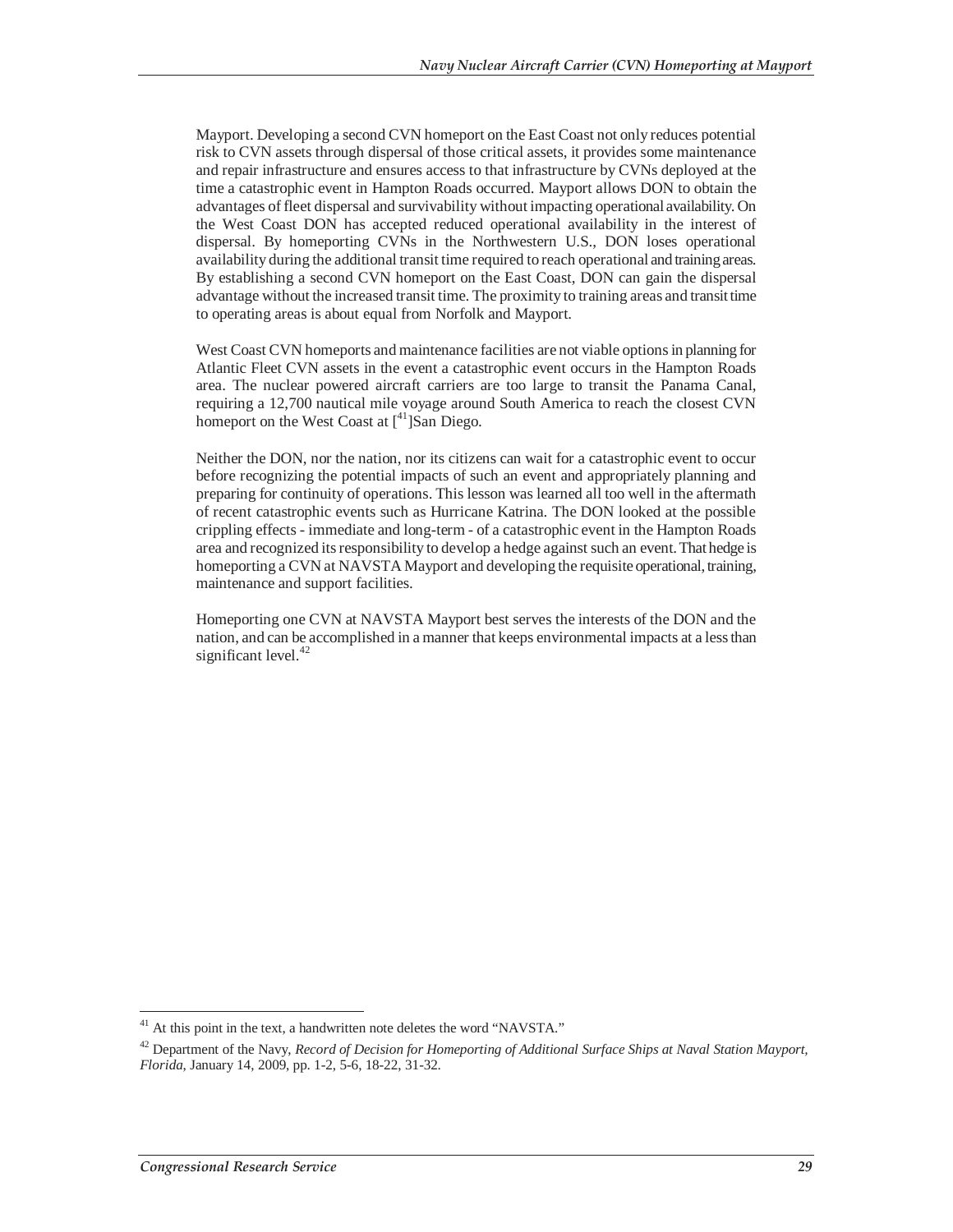Mayport. Developing a second CVN homeport on the East Coast not only reduces potential risk to CVN assets through dispersal of those critical assets, it provides some maintenance and repair infrastructure and ensures access to that infrastructure by CVNs deployed at the time a catastrophic event in Hampton Roads occurred. Mayport allows DON to obtain the advantages of fleet dispersal and survivability without impacting operational availability. On the West Coast DON has accepted reduced operational availability in the interest of dispersal. By homeporting CVNs in the Northwestern U.S., DON loses operational availability during the additional transit time required to reach operational and training areas. By establishing a second CVN homeport on the East Coast, DON can gain the dispersal advantage without the increased transit time. The proximity to training areas and transit time to operating areas is about equal from Norfolk and Mayport.

West Coast CVN homeports and maintenance facilities are not viable options in planning for Atlantic Fleet CVN assets in the event a catastrophic event occurs in the Hampton Roads area. The nuclear powered aircraft carriers are too large to transit the Panama Canal, requiring a 12,700 nautical mile voyage around South America to reach the closest CVN homeport on the West Coast at [[41]]San Diego.

Neither the DON, nor the nation, nor its citizens can wait for a catastrophic event to occur before recognizing the potential impacts of such an event and appropriately planning and preparing for continuity of operations. This lesson was learned all too well in the aftermath of recent catastrophic events such as Hurricane Katrina. The DON looked at the possible crippling effects - immediate and long-term - of a catastrophic event in the Hampton Roads area and recognized its responsibility to develop a hedge against such an event. That hedge is homeporting a CVN at NAVSTA Mayport and developing the requisite operational, training, maintenance and support facilities.

Homeporting one CVN at NAVSTA Mayport best serves the interests of the DON and the nation, and can be accomplished in a manner that keeps environmental impacts at a less than significant level.[42]

---

[41] At this point in the text, a handwritten note deletes the word "NAVSTA."

[42] Department of the Navy, *Record of Decision for Homeporting of Additional Surface Ships at Naval Station Mayport, Florida*, January 14, 2009, pp. 1-2, 5-6, 18-22, 31-32.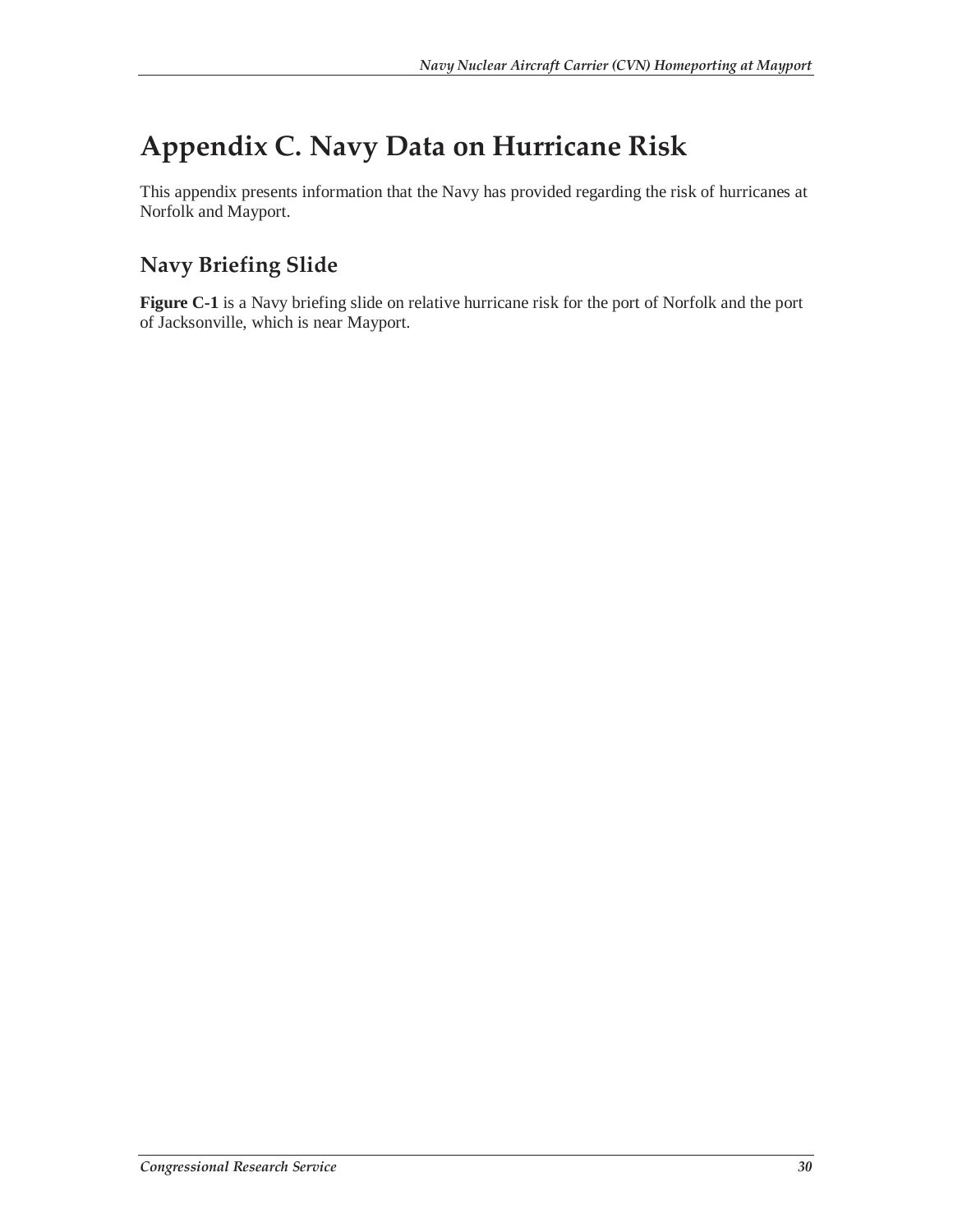# Appendix C. Navy Data on Hurricane Risk

This appendix presents information that the Navy has provided regarding the risk of hurricanes at Norfolk and Mayport.

## Navy Briefing Slide

**Figure C-1** is a Navy briefing slide on relative hurricane risk for the port of Norfolk and the port of Jacksonville, which is near Mayport.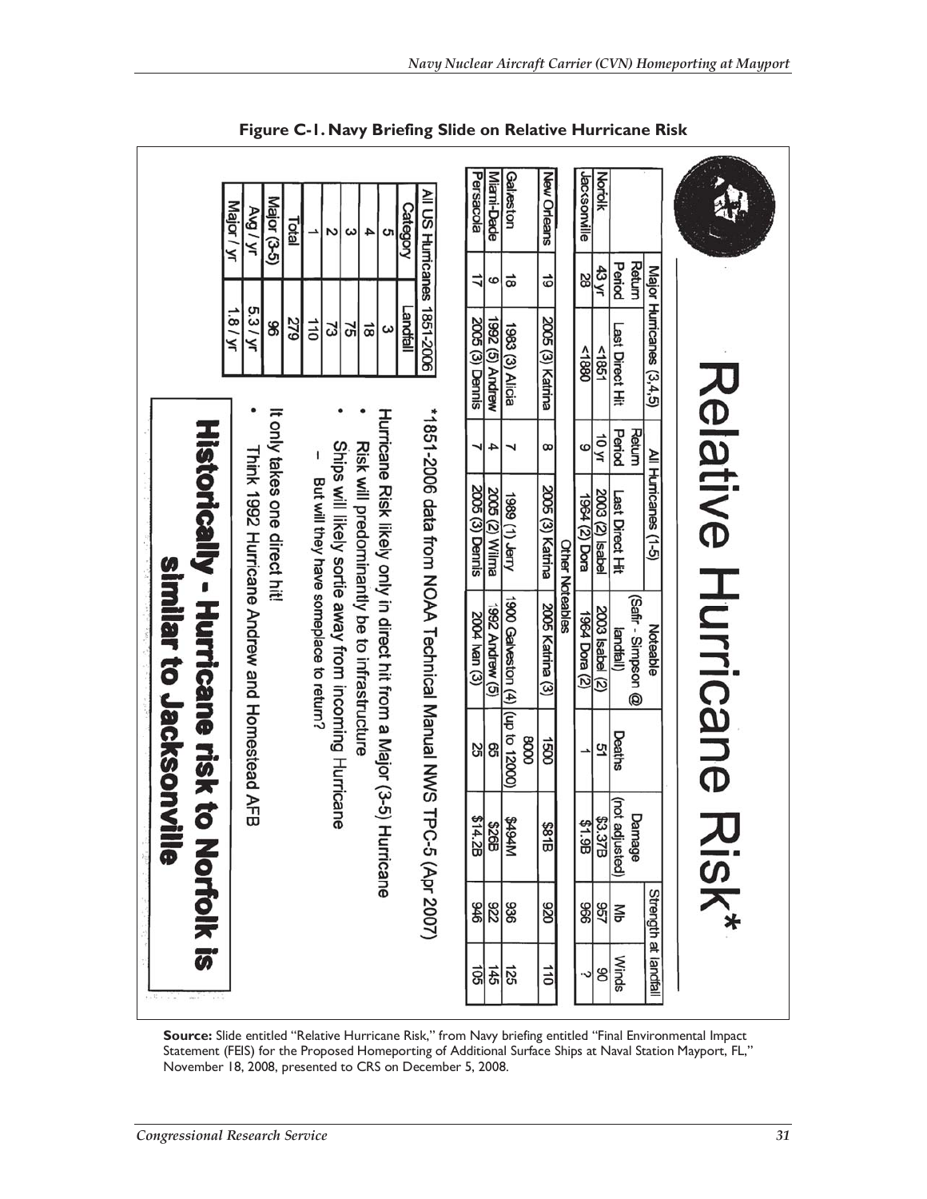## Figure C-1. Navy Briefing Slide on Relative Hurricane Risk

# Relative Hurricane Risk*

| | Major Hurricanes (3,4,5) | | All Hurricanes (1-5) | | Noteable | | | Strength at landfall | |
|---|---|---|---|---|---|---|---|---|---|
| | Return Period | Last Direct Hit | Return Period | Last Direct Hit | (Safir - Simpson @ landfall) | Deaths | Damage (not adjusted) | Mb | Winds |
| Norfolk | 43 yr | <1851 | 10 yr | 2003 (2) Isabel | 2003 Isabel (2) | 51 | $3.37B | 957 | 90 |
| Jacksonville | 28 | <1880 | 9 | 1964 (2) Dora | 1964 Dora (2) | 1 | $1.9B | 966 | ? |
| Other Notables | | | | | | | | | |
| New Orleans | 19 | 2005 (3) Katrina | 8 | 2005 (3) Katrina | 2005 Katrina (3) | 1500 | $81B | 920 | 110 |
| Galveston | 18 | 1983 (3) Alicia | 7 | 1989 (1) Jerry | 1900 Galveston (4) | 8000 (up to 12000) | $494M | 936 | 125 |
| Miami-Dade | 9 | 1992 (5) Andrew | 4 | 2005 (2) Wilma | 1992 Andrew (5) | 65 | $26B | 922 | 145 |
| Persacola | 17 | 2005 (3) Dennis | 7 | 2005 (3) Dennis | 2004 Ivan (3) | 25 | $14.2B | 946 | 105 |

*1851-2006 data from NOAA Technical Manual NWS TPC-5 (Apr 2007)

| All US Hurricanes 1851-2006 | |
|---|---|
| Category | Landfall |
| 5 | 3 |
| 4 | 18 |
| 3 | 75 |
| 2 | 73 |
| 1 | 110 |
| Total | 279 |
| Major (3-5) | 96 |
| Avg / yr | 5.3 / yr |
| Major / yr | 1.8 / yr |

Hurricane Risk likely only in direct hit from a Major (3-5) Hurricane

- Risk will predominantly be to infrastructure
- Ships will likely sortie away from incoming Hurricane
  - But will they have someplace to return?

It only takes one direct hit!

- Think 1992 Hurricane Andrew and Homestead AFB

**Historically - Hurricane risk to Norfolk is similar to Jacksonville**

**Source:** Slide entitled "Relative Hurricane Risk," from Navy briefing entitled "Final Environmental Impact Statement (FEIS) for the Proposed Homeporting of Additional Surface Ships at Naval Station Mayport, FL," November 18, 2008, presented to CRS on December 5, 2008.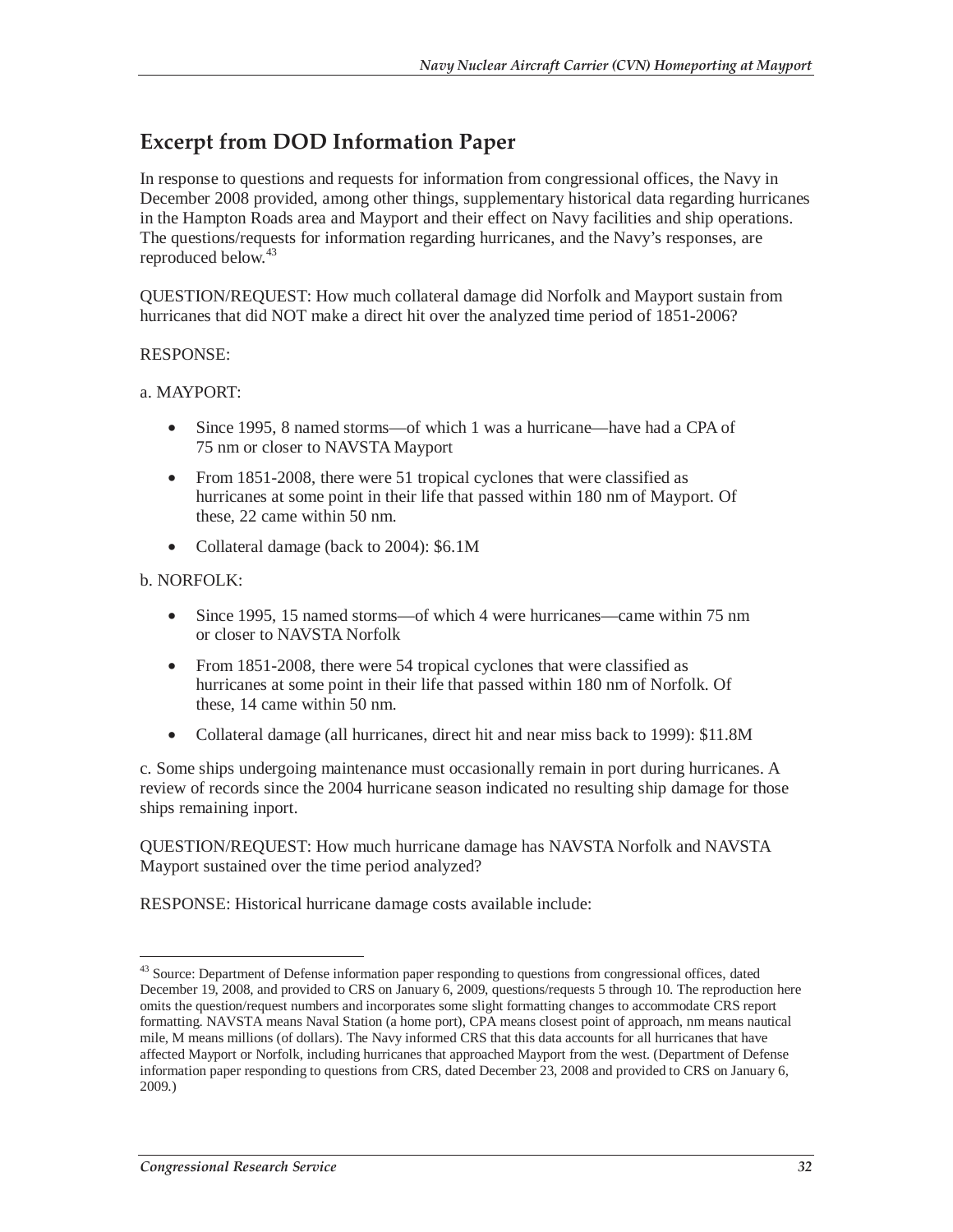## Excerpt from DOD Information Paper

In response to questions and requests for information from congressional offices, the Navy in December 2008 provided, among other things, supplementary historical data regarding hurricanes in the Hampton Roads area and Mayport and their effect on Navy facilities and ship operations. The questions/requests for information regarding hurricanes, and the Navy's responses, are reproduced below.[43]

QUESTION/REQUEST: How much collateral damage did Norfolk and Mayport sustain from hurricanes that did NOT make a direct hit over the analyzed time period of 1851-2006?

RESPONSE:

a. MAYPORT:

- Since 1995, 8 named storms—of which 1 was a hurricane—have had a CPA of 75 nm or closer to NAVSTA Mayport
- From 1851-2008, there were 51 tropical cyclones that were classified as hurricanes at some point in their life that passed within 180 nm of Mayport. Of these, 22 came within 50 nm.
- Collateral damage (back to 2004): $6.1M

b. NORFOLK:

- Since 1995, 15 named storms—of which 4 were hurricanes—came within 75 nm or closer to NAVSTA Norfolk
- From 1851-2008, there were 54 tropical cyclones that were classified as hurricanes at some point in their life that passed within 180 nm of Norfolk. Of these, 14 came within 50 nm.
- Collateral damage (all hurricanes, direct hit and near miss back to 1999): $11.8M

c. Some ships undergoing maintenance must occasionally remain in port during hurricanes. A review of records since the 2004 hurricane season indicated no resulting ship damage for those ships remaining inport.

QUESTION/REQUEST: How much hurricane damage has NAVSTA Norfolk and NAVSTA Mayport sustained over the time period analyzed?

RESPONSE: Historical hurricane damage costs available include:

---

[43] Source: Department of Defense information paper responding to questions from congressional offices, dated December 19, 2008, and provided to CRS on January 6, 2009, questions/requests 5 through 10. The reproduction here omits the question/request numbers and incorporates some slight formatting changes to accommodate CRS report formatting. NAVSTA means Naval Station (a home port), CPA means closest point of approach, nm means nautical mile, M means millions (of dollars). The Navy informed CRS that this data accounts for all hurricanes that have affected Mayport or Norfolk, including hurricanes that approached Mayport from the west. (Department of Defense information paper responding to questions from CRS, dated December 23, 2008 and provided to CRS on January 6, 2009.)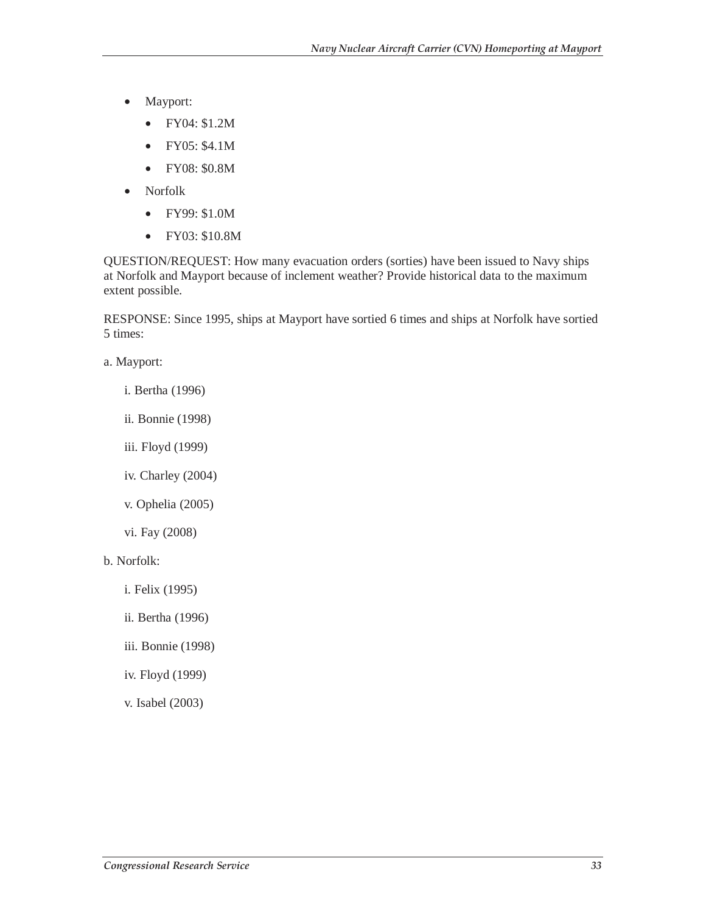- Mayport:
  - FY04: $1.2M
  - FY05: $4.1M
  - FY08: $0.8M
- Norfolk
  - FY99: $1.0M
  - FY03: $10.8M

QUESTION/REQUEST: How many evacuation orders (sorties) have been issued to Navy ships at Norfolk and Mayport because of inclement weather? Provide historical data to the maximum extent possible.

RESPONSE: Since 1995, ships at Mayport have sortied 6 times and ships at Norfolk have sortied 5 times:

a. Mayport:

i. Bertha (1996)

ii. Bonnie (1998)

iii. Floyd (1999)

iv. Charley (2004)

v. Ophelia (2005)

vi. Fay (2008)

b. Norfolk:

i. Felix (1995)

ii. Bertha (1996)

iii. Bonnie (1998)

iv. Floyd (1999)

v. Isabel (2003)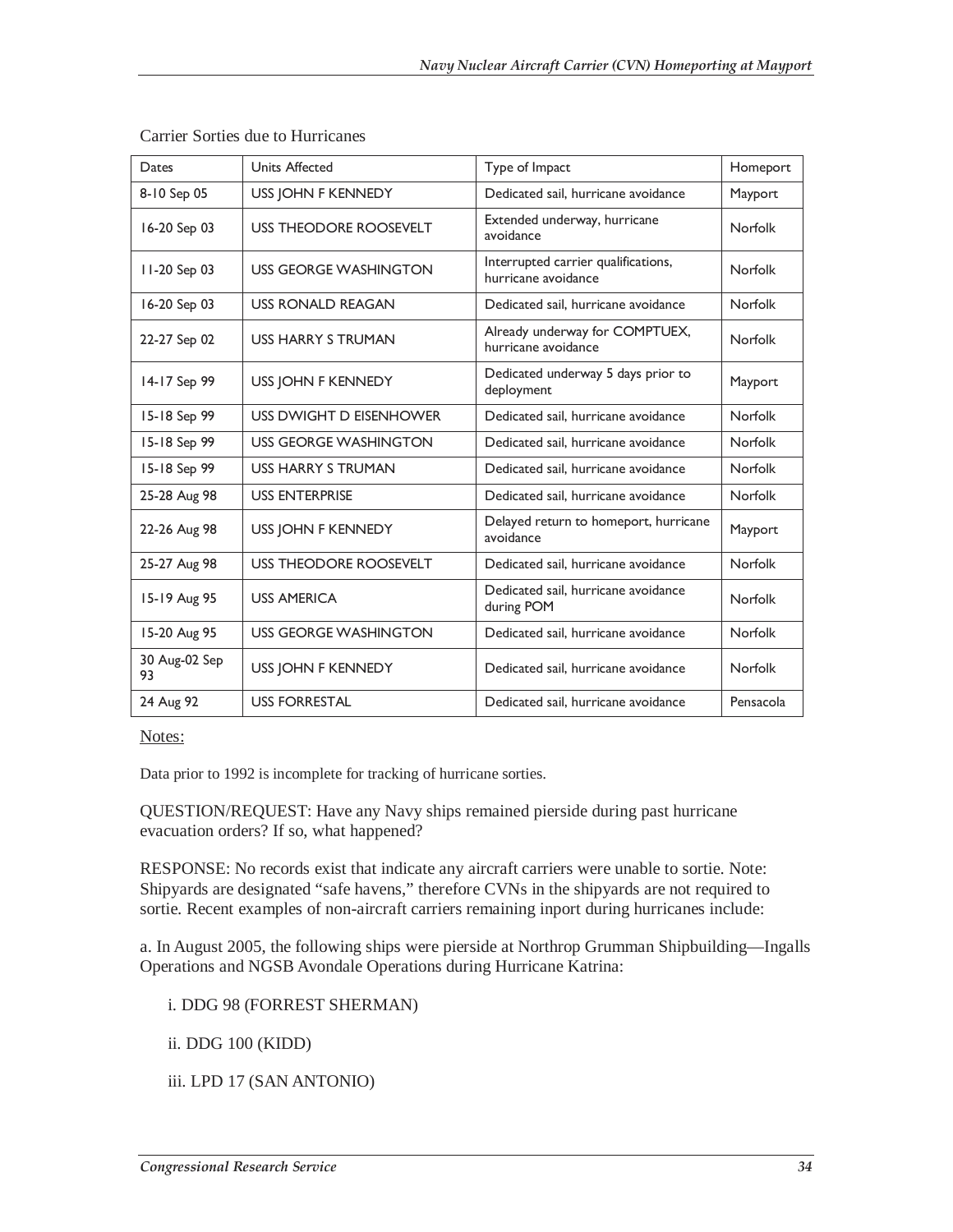Carrier Sorties due to Hurricanes

| Dates | Units Affected | Type of Impact | Homeport |
|---|---|---|---|
| 8-10 Sep 05 | USS JOHN F KENNEDY | Dedicated sail, hurricane avoidance | Mayport |
| 16-20 Sep 03 | USS THEODORE ROOSEVELT | Extended underway, hurricane avoidance | Norfolk |
| 11-20 Sep 03 | USS GEORGE WASHINGTON | Interrupted carrier qualifications, hurricane avoidance | Norfolk |
| 16-20 Sep 03 | USS RONALD REAGAN | Dedicated sail, hurricane avoidance | Norfolk |
| 22-27 Sep 02 | USS HARRY S TRUMAN | Already underway for COMPTUEX, hurricane avoidance | Norfolk |
| 14-17 Sep 99 | USS JOHN F KENNEDY | Dedicated underway 5 days prior to deployment | Mayport |
| 15-18 Sep 99 | USS DWIGHT D EISENHOWER | Dedicated sail, hurricane avoidance | Norfolk |
| 15-18 Sep 99 | USS GEORGE WASHINGTON | Dedicated sail, hurricane avoidance | Norfolk |
| 15-18 Sep 99 | USS HARRY S TRUMAN | Dedicated sail, hurricane avoidance | Norfolk |
| 25-28 Aug 98 | USS ENTERPRISE | Dedicated sail, hurricane avoidance | Norfolk |
| 22-26 Aug 98 | USS JOHN F KENNEDY | Delayed return to homeport, hurricane avoidance | Mayport |
| 25-27 Aug 98 | USS THEODORE ROOSEVELT | Dedicated sail, hurricane avoidance | Norfolk |
| 15-19 Aug 95 | USS AMERICA | Dedicated sail, hurricane avoidance during POM | Norfolk |
| 15-20 Aug 95 | USS GEORGE WASHINGTON | Dedicated sail, hurricane avoidance | Norfolk |
| 30 Aug-02 Sep 93 | USS JOHN F KENNEDY | Dedicated sail, hurricane avoidance | Norfolk |
| 24 Aug 92 | USS FORRESTAL | Dedicated sail, hurricane avoidance | Pensacola |

Notes:

Data prior to 1992 is incomplete for tracking of hurricane sorties.

QUESTION/REQUEST: Have any Navy ships remained pierside during past hurricane evacuation orders? If so, what happened?

RESPONSE: No records exist that indicate any aircraft carriers were unable to sortie. Note: Shipyards are designated "safe havens," therefore CVNs in the shipyards are not required to sortie. Recent examples of non-aircraft carriers remaining inport during hurricanes include:

a. In August 2005, the following ships were pierside at Northrop Grumman Shipbuilding—Ingalls Operations and NGSB Avondale Operations during Hurricane Katrina:

i. DDG 98 (FORREST SHERMAN)

ii. DDG 100 (KIDD)

iii. LPD 17 (SAN ANTONIO)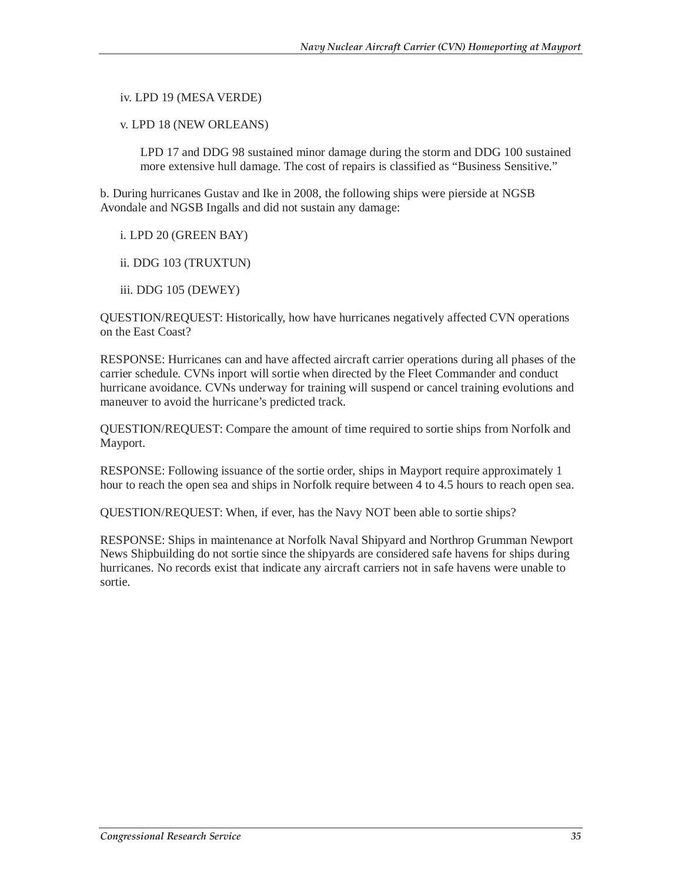iv. LPD 19 (MESA VERDE)

v. LPD 18 (NEW ORLEANS)

LPD 17 and DDG 98 sustained minor damage during the storm and DDG 100 sustained more extensive hull damage. The cost of repairs is classified as "Business Sensitive."

b. During hurricanes Gustav and Ike in 2008, the following ships were pierside at NGSB Avondale and NGSB Ingalls and did not sustain any damage:

i. LPD 20 (GREEN BAY)

ii. DDG 103 (TRUXTUN)

iii. DDG 105 (DEWEY)

QUESTION/REQUEST: Historically, how have hurricanes negatively affected CVN operations on the East Coast?

RESPONSE: Hurricanes can and have affected aircraft carrier operations during all phases of the carrier schedule. CVNs inport will sortie when directed by the Fleet Commander and conduct hurricane avoidance. CVNs underway for training will suspend or cancel training evolutions and maneuver to avoid the hurricane's predicted track.

QUESTION/REQUEST: Compare the amount of time required to sortie ships from Norfolk and Mayport.

RESPONSE: Following issuance of the sortie order, ships in Mayport require approximately 1 hour to reach the open sea and ships in Norfolk require between 4 to 4.5 hours to reach open sea.

QUESTION/REQUEST: When, if ever, has the Navy NOT been able to sortie ships?

RESPONSE: Ships in maintenance at Norfolk Naval Shipyard and Northrop Grumman Newport News Shipbuilding do not sortie since the shipyards are considered safe havens for ships during hurricanes. No records exist that indicate any aircraft carriers not in safe havens were unable to sortie.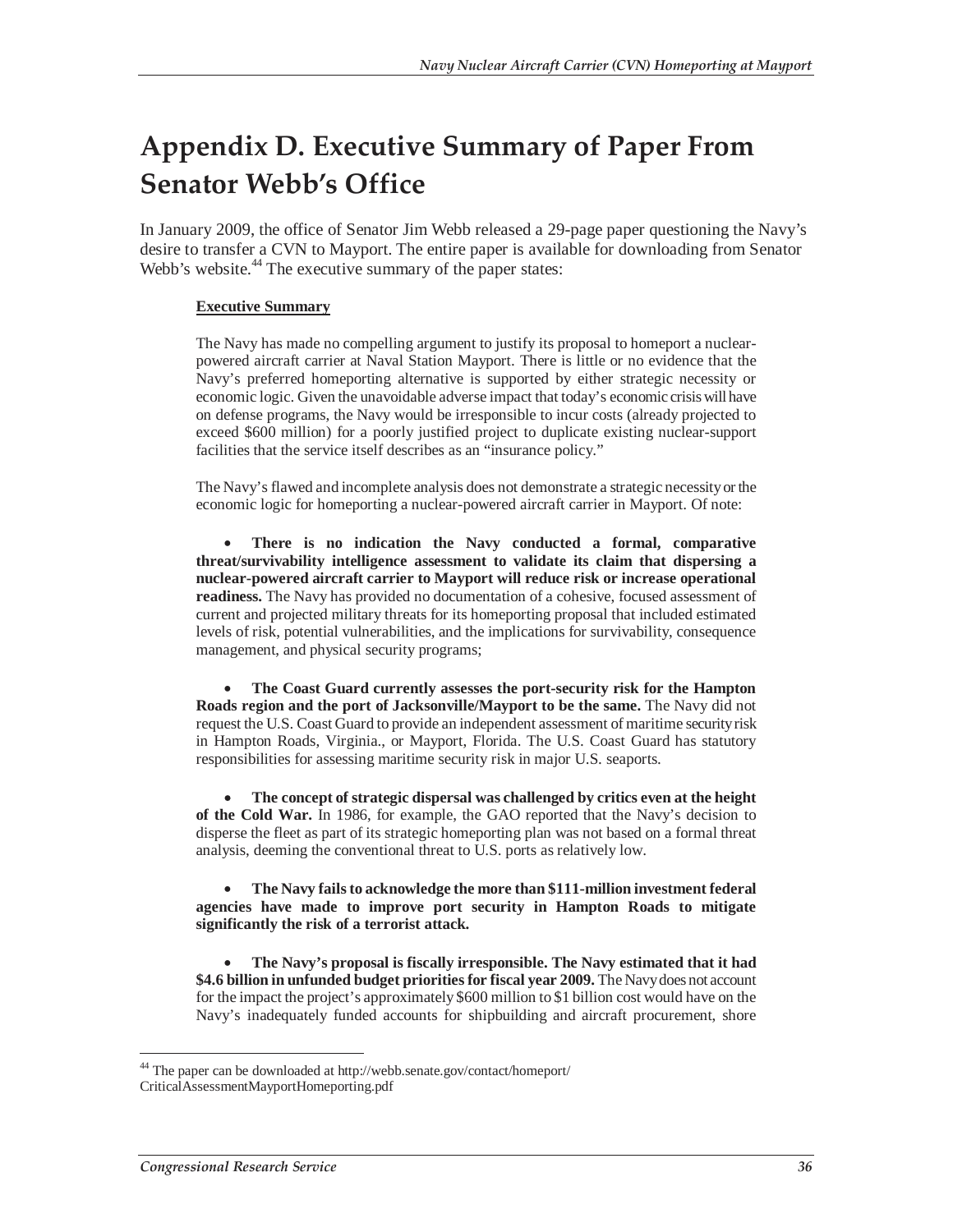# Appendix D. Executive Summary of Paper From Senator Webb's Office

In January 2009, the office of Senator Jim Webb released a 29-page paper questioning the Navy's desire to transfer a CVN to Mayport. The entire paper is available for downloading from Senator Webb's website.[44] The executive summary of the paper states:

> **<u>Executive Summary</u>**
>
> The Navy has made no compelling argument to justify its proposal to homeport a nuclear-powered aircraft carrier at Naval Station Mayport. There is little or no evidence that the Navy's preferred homeporting alternative is supported by either strategic necessity or economic logic. Given the unavoidable adverse impact that today's economic crisis will have on defense programs, the Navy would be irresponsible to incur costs (already projected to exceed $600 million) for a poorly justified project to duplicate existing nuclear-support facilities that the service itself describes as an "insurance policy."
>
> The Navy's flawed and incomplete analysis does not demonstrate a strategic necessity or the economic logic for homeporting a nuclear-powered aircraft carrier in Mayport. Of note:
>
> - **There is no indication the Navy conducted a formal, comparative threat/survivability intelligence assessment to validate its claim that dispersing a nuclear-powered aircraft carrier to Mayport will reduce risk or increase operational readiness.** The Navy has provided no documentation of a cohesive, focused assessment of current and projected military threats for its homeporting proposal that included estimated levels of risk, potential vulnerabilities, and the implications for survivability, consequence management, and physical security programs;
>
> - **The Coast Guard currently assesses the port-security risk for the Hampton Roads region and the port of Jacksonville/Mayport to be the same.** The Navy did not request the U.S. Coast Guard to provide an independent assessment of maritime security risk in Hampton Roads, Virginia., or Mayport, Florida. The U.S. Coast Guard has statutory responsibilities for assessing maritime security risk in major U.S. seaports.
>
> - **The concept of strategic dispersal was challenged by critics even at the height of the Cold War.** In 1986, for example, the GAO reported that the Navy's decision to disperse the fleet as part of its strategic homeporting plan was not based on a formal threat analysis, deeming the conventional threat to U.S. ports as relatively low.
>
> - **The Navy fails to acknowledge the more than $111-million investment federal agencies have made to improve port security in Hampton Roads to mitigate significantly the risk of a terrorist attack.**
>
> - **The Navy's proposal is fiscally irresponsible. The Navy estimated that it had $4.6 billion in unfunded budget priorities for fiscal year 2009.** The Navy does not account for the impact the project's approximately $600 million to $1 billion cost would have on the Navy's inadequately funded accounts for shipbuilding and aircraft procurement, shore

[44] The paper can be downloaded at http://webb.senate.gov/contact/homeport/CriticalAssessmentMayportHomeporting.pdf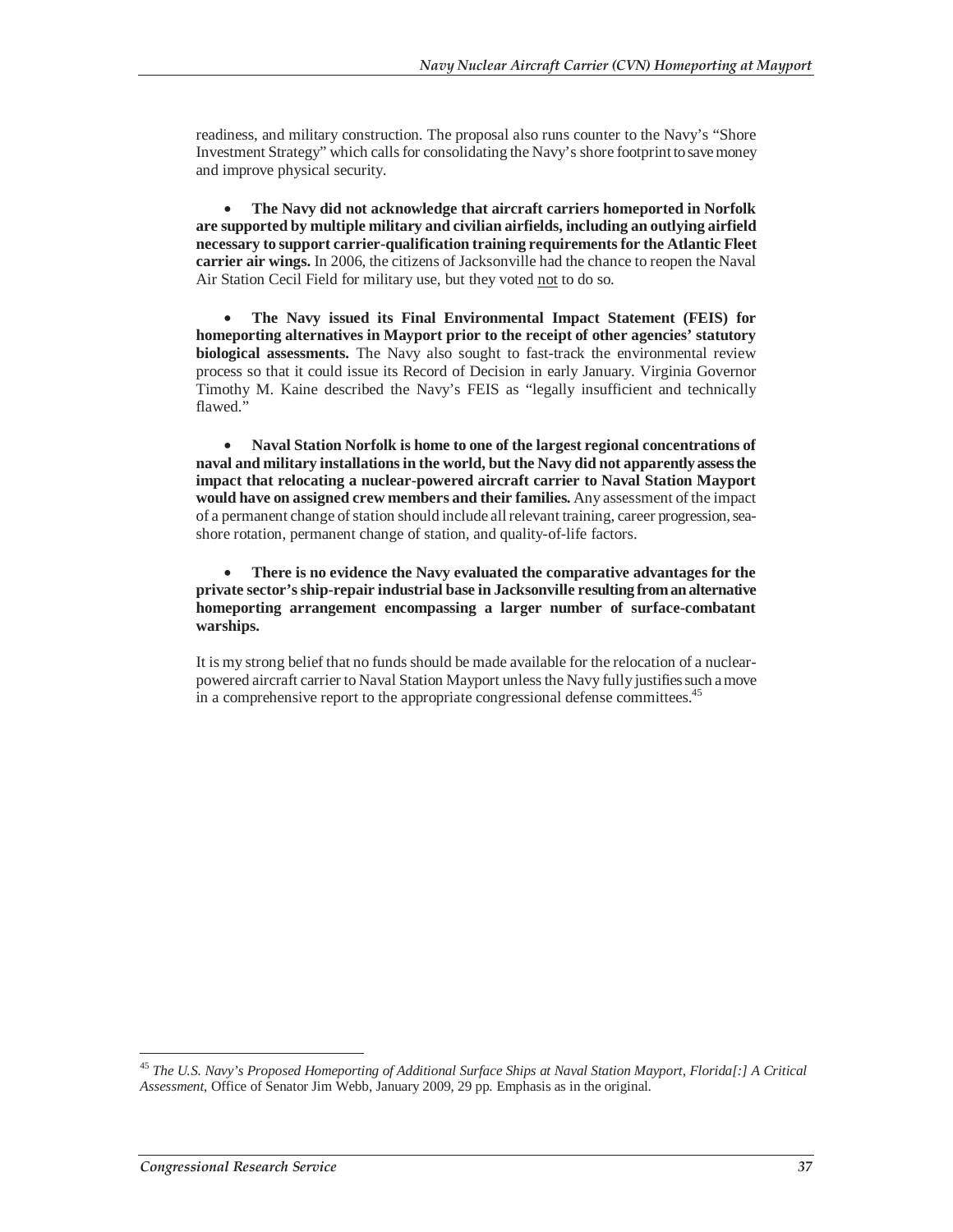readiness, and military construction. The proposal also runs counter to the Navy's "Shore Investment Strategy" which calls for consolidating the Navy's shore footprint to save money and improve physical security.

- **The Navy did not acknowledge that aircraft carriers homeported in Norfolk are supported by multiple military and civilian airfields, including an outlying airfield necessary to support carrier-qualification training requirements for the Atlantic Fleet carrier air wings.** In 2006, the citizens of Jacksonville had the chance to reopen the Naval Air Station Cecil Field for military use, but they voted <u>not</u> to do so.

- **The Navy issued its Final Environmental Impact Statement (FEIS) for homeporting alternatives in Mayport prior to the receipt of other agencies' statutory biological assessments.** The Navy also sought to fast-track the environmental review process so that it could issue its Record of Decision in early January. Virginia Governor Timothy M. Kaine described the Navy's FEIS as "legally insufficient and technically flawed."

- **Naval Station Norfolk is home to one of the largest regional concentrations of naval and military installations in the world, but the Navy did not apparently assess the impact that relocating a nuclear-powered aircraft carrier to Naval Station Mayport would have on assigned crew members and their families.** Any assessment of the impact of a permanent change of station should include all relevant training, career progression, sea-shore rotation, permanent change of station, and quality-of-life factors.

- **There is no evidence the Navy evaluated the comparative advantages for the private sector's ship-repair industrial base in Jacksonville resulting from an alternative homeporting arrangement encompassing a larger number of surface-combatant warships.**

It is my strong belief that no funds should be made available for the relocation of a nuclear-powered aircraft carrier to Naval Station Mayport unless the Navy fully justifies such a move in a comprehensive report to the appropriate congressional defense committees.[45]

---

[45] *The U.S. Navy's Proposed Homeporting of Additional Surface Ships at Naval Station Mayport, Florida[:] A Critical Assessment*, Office of Senator Jim Webb, January 2009, 29 pp. Emphasis as in the original.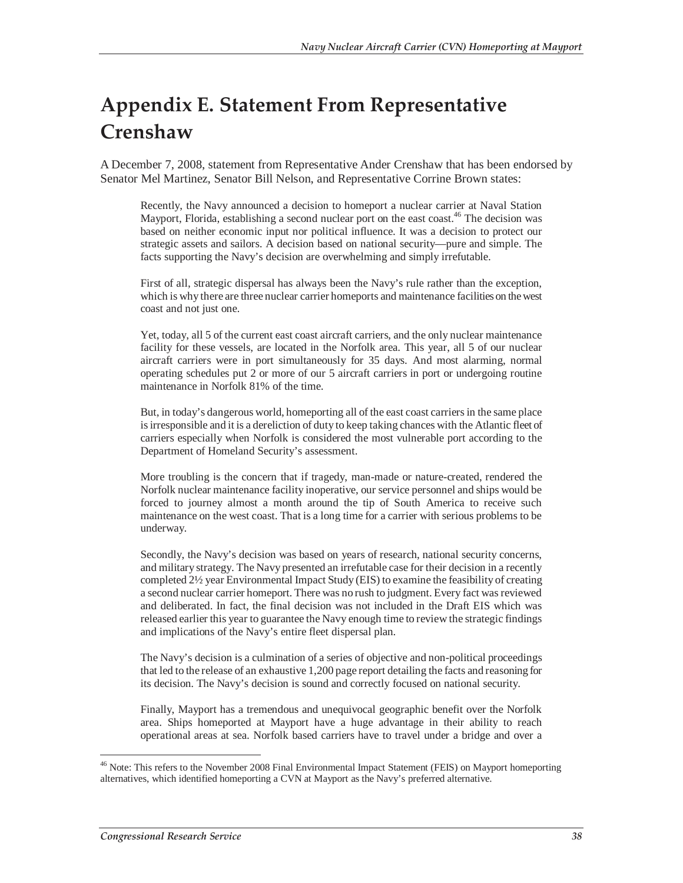# Appendix E. Statement From Representative Crenshaw

A December 7, 2008, statement from Representative Ander Crenshaw that has been endorsed by Senator Mel Martinez, Senator Bill Nelson, and Representative Corrine Brown states:

> Recently, the Navy announced a decision to homeport a nuclear carrier at Naval Station Mayport, Florida, establishing a second nuclear port on the east coast.[46] The decision was based on neither economic input nor political influence. It was a decision to protect our strategic assets and sailors. A decision based on national security—pure and simple. The facts supporting the Navy's decision are overwhelming and simply irrefutable.
>
> First of all, strategic dispersal has always been the Navy's rule rather than the exception, which is why there are three nuclear carrier homeports and maintenance facilities on the west coast and not just one.
>
> Yet, today, all 5 of the current east coast aircraft carriers, and the only nuclear maintenance facility for these vessels, are located in the Norfolk area. This year, all 5 of our nuclear aircraft carriers were in port simultaneously for 35 days. And most alarming, normal operating schedules put 2 or more of our 5 aircraft carriers in port or undergoing routine maintenance in Norfolk 81% of the time.
>
> But, in today's dangerous world, homeporting all of the east coast carriers in the same place is irresponsible and it is a dereliction of duty to keep taking chances with the Atlantic fleet of carriers especially when Norfolk is considered the most vulnerable port according to the Department of Homeland Security's assessment.
>
> More troubling is the concern that if tragedy, man-made or nature-created, rendered the Norfolk nuclear maintenance facility inoperative, our service personnel and ships would be forced to journey almost a month around the tip of South America to receive such maintenance on the west coast. That is a long time for a carrier with serious problems to be underway.
>
> Secondly, the Navy's decision was based on years of research, national security concerns, and military strategy. The Navy presented an irrefutable case for their decision in a recently completed 2½ year Environmental Impact Study (EIS) to examine the feasibility of creating a second nuclear carrier homeport. There was no rush to judgment. Every fact was reviewed and deliberated. In fact, the final decision was not included in the Draft EIS which was released earlier this year to guarantee the Navy enough time to review the strategic findings and implications of the Navy's entire fleet dispersal plan.
>
> The Navy's decision is a culmination of a series of objective and non-political proceedings that led to the release of an exhaustive 1,200 page report detailing the facts and reasoning for its decision. The Navy's decision is sound and correctly focused on national security.
>
> Finally, Mayport has a tremendous and unequivocal geographic benefit over the Norfolk area. Ships homeported at Mayport have a huge advantage in their ability to reach operational areas at sea. Norfolk based carriers have to travel under a bridge and over a

---

[46] Note: This refers to the November 2008 Final Environmental Impact Statement (FEIS) on Mayport homeporting alternatives, which identified homeporting a CVN at Mayport as the Navy's preferred alternative.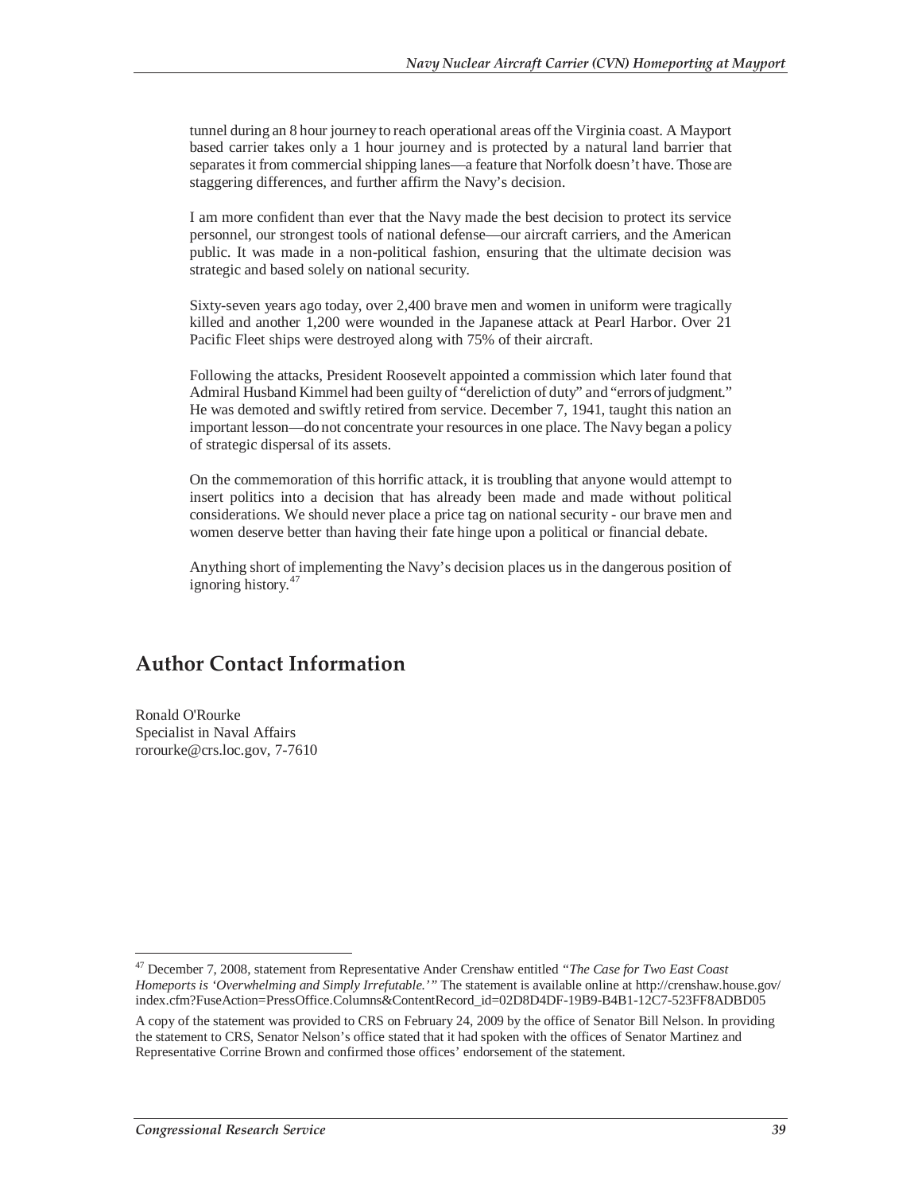tunnel during an 8 hour journey to reach operational areas off the Virginia coast. A Mayport based carrier takes only a 1 hour journey and is protected by a natural land barrier that separates it from commercial shipping lanes—a feature that Norfolk doesn't have. Those are staggering differences, and further affirm the Navy's decision.

I am more confident than ever that the Navy made the best decision to protect its service personnel, our strongest tools of national defense—our aircraft carriers, and the American public. It was made in a non-political fashion, ensuring that the ultimate decision was strategic and based solely on national security.

Sixty-seven years ago today, over 2,400 brave men and women in uniform were tragically killed and another 1,200 were wounded in the Japanese attack at Pearl Harbor. Over 21 Pacific Fleet ships were destroyed along with 75% of their aircraft.

Following the attacks, President Roosevelt appointed a commission which later found that Admiral Husband Kimmel had been guilty of "dereliction of duty" and "errors of judgment." He was demoted and swiftly retired from service. December 7, 1941, taught this nation an important lesson—do not concentrate your resources in one place. The Navy began a policy of strategic dispersal of its assets.

On the commemoration of this horrific attack, it is troubling that anyone would attempt to insert politics into a decision that has already been made and made without political considerations. We should never place a price tag on national security - our brave men and women deserve better than having their fate hinge upon a political or financial debate.

Anything short of implementing the Navy's decision places us in the dangerous position of ignoring history.[47]

## Author Contact Information

Ronald O'Rourke
Specialist in Naval Affairs
rorourke@crs.loc.gov, 7-7610

---

[47] December 7, 2008, statement from Representative Ander Crenshaw entitled *"The Case for Two East Coast Homeports is 'Overwhelming and Simply Irrefutable.'"* The statement is available online at http://crenshaw.house.gov/index.cfm?FuseAction=PressOffice.Columns&ContentRecord_id=02D8D4DF-19B9-B4B1-12C7-523FF8ADBD05

A copy of the statement was provided to CRS on February 24, 2009 by the office of Senator Bill Nelson. In providing the statement to CRS, Senator Nelson's office stated that it had spoken with the offices of Senator Martinez and Representative Corrine Brown and confirmed those offices' endorsement of the statement.